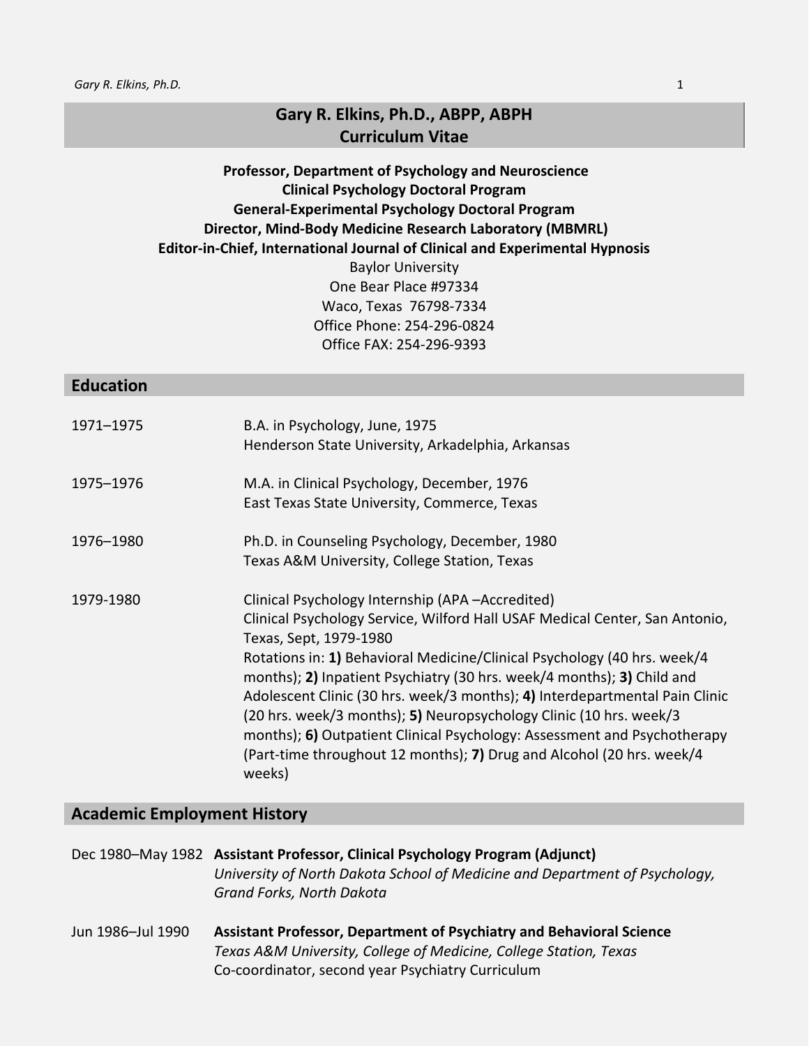# Gary R. Elkins, Ph.D., ABPP, ABPH
# Curriculum Vitae

**Professor, Department of Psychology and Neuroscience**
**Clinical Psychology Doctoral Program**
**General-Experimental Psychology Doctoral Program**
**Director, Mind-Body Medicine Research Laboratory (MBMRL)**
**Editor-in-Chief, International Journal of Clinical and Experimental Hypnosis**
Baylor University
One Bear Place #97334
Waco, Texas 76798-7334
Office Phone: 254-296-0824
Office FAX: 254-296-9393

## Education

1971–1975 — B.A. in Psychology, June, 1975
Henderson State University, Arkadelphia, Arkansas

1975–1976 — M.A. in Clinical Psychology, December, 1976
East Texas State University, Commerce, Texas

1976–1980 — Ph.D. in Counseling Psychology, December, 1980
Texas A&M University, College Station, Texas

1979-1980 — Clinical Psychology Internship (APA –Accredited)
Clinical Psychology Service, Wilford Hall USAF Medical Center, San Antonio, Texas, Sept, 1979-1980
Rotations in: **1)** Behavioral Medicine/Clinical Psychology (40 hrs. week/4 months); **2)** Inpatient Psychiatry (30 hrs. week/4 months); **3)** Child and Adolescent Clinic (30 hrs. week/3 months); **4)** Interdepartmental Pain Clinic (20 hrs. week/3 months); **5)** Neuropsychology Clinic (10 hrs. week/3 months); **6)** Outpatient Clinical Psychology: Assessment and Psychotherapy (Part-time throughout 12 months); **7)** Drug and Alcohol (20 hrs. week/4 weeks)

## Academic Employment History

Dec 1980–May 1982 — **Assistant Professor, Clinical Psychology Program (Adjunct)**
*University of North Dakota School of Medicine and Department of Psychology, Grand Forks, North Dakota*

Jun 1986–Jul 1990 — **Assistant Professor, Department of Psychiatry and Behavioral Science**
*Texas A&M University, College of Medicine, College Station, Texas*
Co-coordinator, second year Psychiatry Curriculum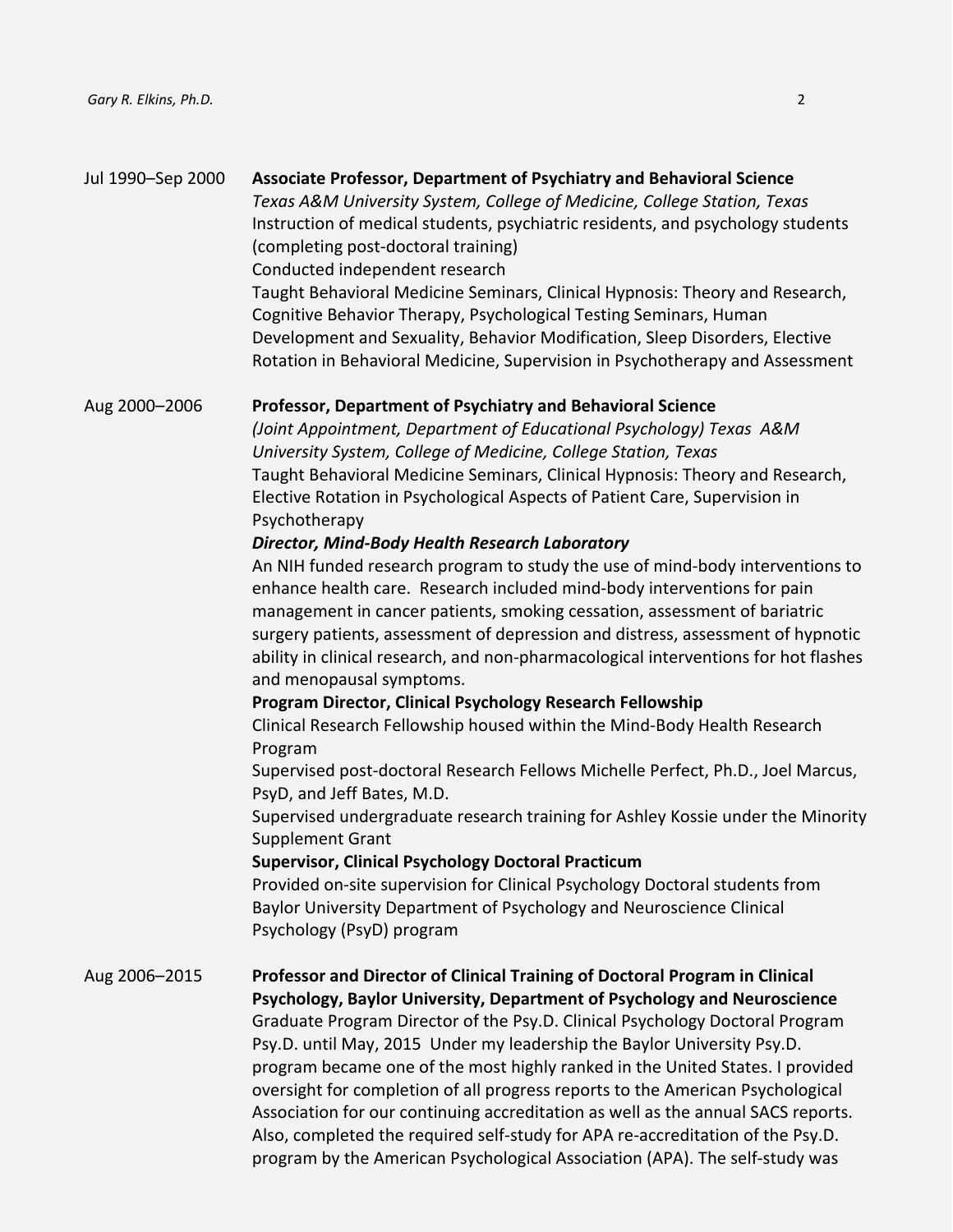Jul 1990–Sep 2000 **Associate Professor, Department of Psychiatry and Behavioral Science**
*Texas A&M University System, College of Medicine, College Station, Texas*
Instruction of medical students, psychiatric residents, and psychology students (completing post-doctoral training)
Conducted independent research
Taught Behavioral Medicine Seminars, Clinical Hypnosis: Theory and Research, Cognitive Behavior Therapy, Psychological Testing Seminars, Human Development and Sexuality, Behavior Modification, Sleep Disorders, Elective Rotation in Behavioral Medicine, Supervision in Psychotherapy and Assessment

Aug 2000–2006 **Professor, Department of Psychiatry and Behavioral Science**
*(Joint Appointment, Department of Educational Psychology) Texas A&M University System, College of Medicine, College Station, Texas*
Taught Behavioral Medicine Seminars, Clinical Hypnosis: Theory and Research, Elective Rotation in Psychological Aspects of Patient Care, Supervision in Psychotherapy

***Director, Mind-Body Health Research Laboratory***
An NIH funded research program to study the use of mind-body interventions to enhance health care. Research included mind-body interventions for pain management in cancer patients, smoking cessation, assessment of bariatric surgery patients, assessment of depression and distress, assessment of hypnotic ability in clinical research, and non-pharmacological interventions for hot flashes and menopausal symptoms.

**Program Director, Clinical Psychology Research Fellowship**
Clinical Research Fellowship housed within the Mind-Body Health Research Program
Supervised post-doctoral Research Fellows Michelle Perfect, Ph.D., Joel Marcus, PsyD, and Jeff Bates, M.D.
Supervised undergraduate research training for Ashley Kossie under the Minority Supplement Grant

**Supervisor, Clinical Psychology Doctoral Practicum**
Provided on-site supervision for Clinical Psychology Doctoral students from Baylor University Department of Psychology and Neuroscience Clinical Psychology (PsyD) program

Aug 2006–2015 **Professor and Director of Clinical Training of Doctoral Program in Clinical Psychology, Baylor University, Department of Psychology and Neuroscience**
Graduate Program Director of the Psy.D. Clinical Psychology Doctoral Program Psy.D. until May, 2015 Under my leadership the Baylor University Psy.D. program became one of the most highly ranked in the United States. I provided oversight for completion of all progress reports to the American Psychological Association for our continuing accreditation as well as the annual SACS reports. Also, completed the required self-study for APA re-accreditation of the Psy.D. program by the American Psychological Association (APA). The self-study was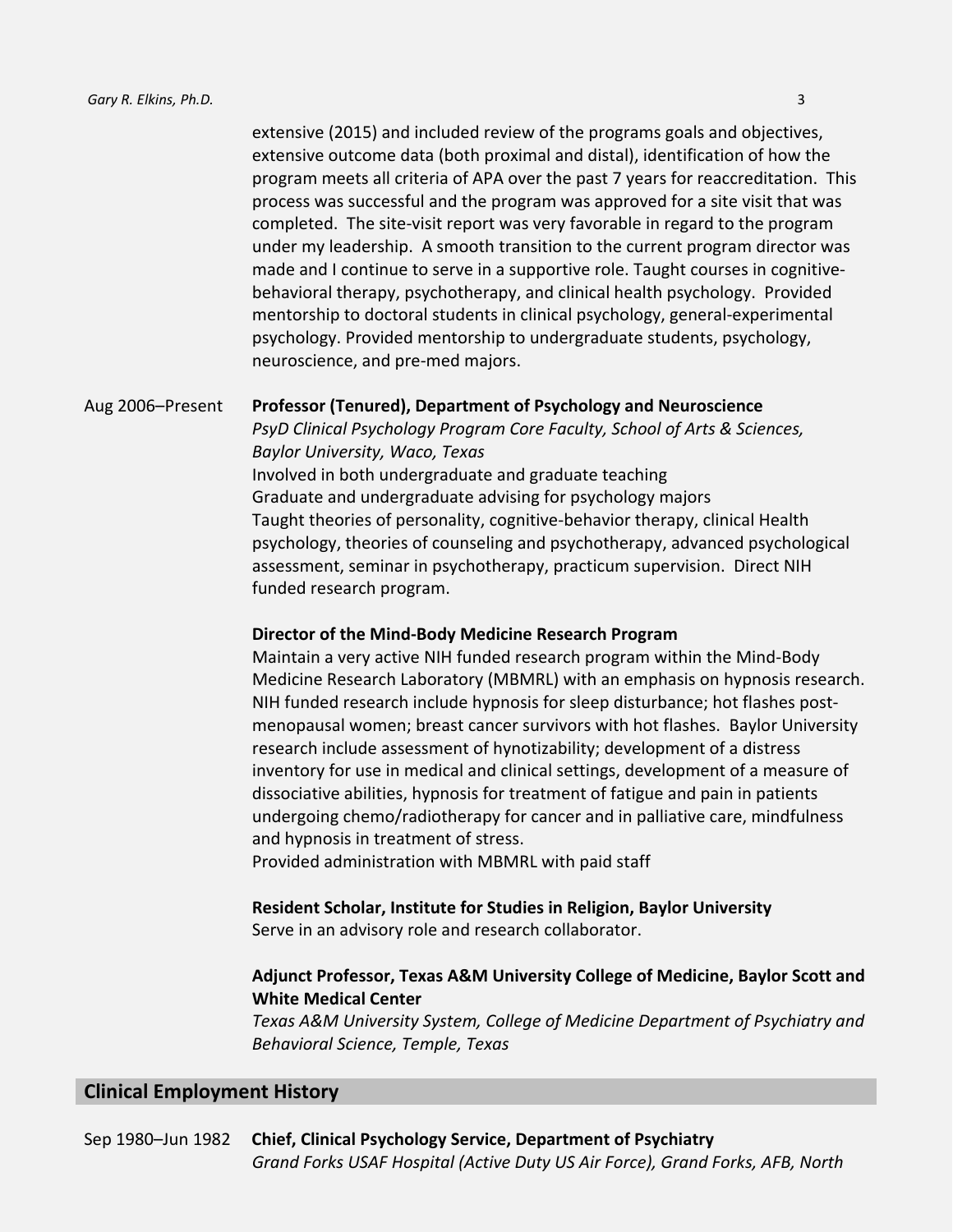extensive (2015) and included review of the programs goals and objectives, extensive outcome data (both proximal and distal), identification of how the program meets all criteria of APA over the past 7 years for reaccreditation. This process was successful and the program was approved for a site visit that was completed. The site-visit report was very favorable in regard to the program under my leadership. A smooth transition to the current program director was made and I continue to serve in a supportive role. Taught courses in cognitive-behavioral therapy, psychotherapy, and clinical health psychology. Provided mentorship to doctoral students in clinical psychology, general-experimental psychology. Provided mentorship to undergraduate students, psychology, neuroscience, and pre-med majors.

Aug 2006–Present **Professor (Tenured), Department of Psychology and Neuroscience**
*PsyD Clinical Psychology Program Core Faculty, School of Arts & Sciences, Baylor University, Waco, Texas*
Involved in both undergraduate and graduate teaching
Graduate and undergraduate advising for psychology majors
Taught theories of personality, cognitive-behavior therapy, clinical Health psychology, theories of counseling and psychotherapy, advanced psychological assessment, seminar in psychotherapy, practicum supervision. Direct NIH funded research program.

**Director of the Mind-Body Medicine Research Program**
Maintain a very active NIH funded research program within the Mind-Body Medicine Research Laboratory (MBMRL) with an emphasis on hypnosis research. NIH funded research include hypnosis for sleep disturbance; hot flashes post-menopausal women; breast cancer survivors with hot flashes. Baylor University research include assessment of hynotizability; development of a distress inventory for use in medical and clinical settings, development of a measure of dissociative abilities, hypnosis for treatment of fatigue and pain in patients undergoing chemo/radiotherapy for cancer and in palliative care, mindfulness and hypnosis in treatment of stress.
Provided administration with MBMRL with paid staff

**Resident Scholar, Institute for Studies in Religion, Baylor University**
Serve in an advisory role and research collaborator.

**Adjunct Professor, Texas A&M University College of Medicine, Baylor Scott and White Medical Center**
*Texas A&M University System, College of Medicine Department of Psychiatry and Behavioral Science, Temple, Texas*

## Clinical Employment History

Sep 1980–Jun 1982 **Chief, Clinical Psychology Service, Department of Psychiatry**
*Grand Forks USAF Hospital (Active Duty US Air Force), Grand Forks, AFB, North*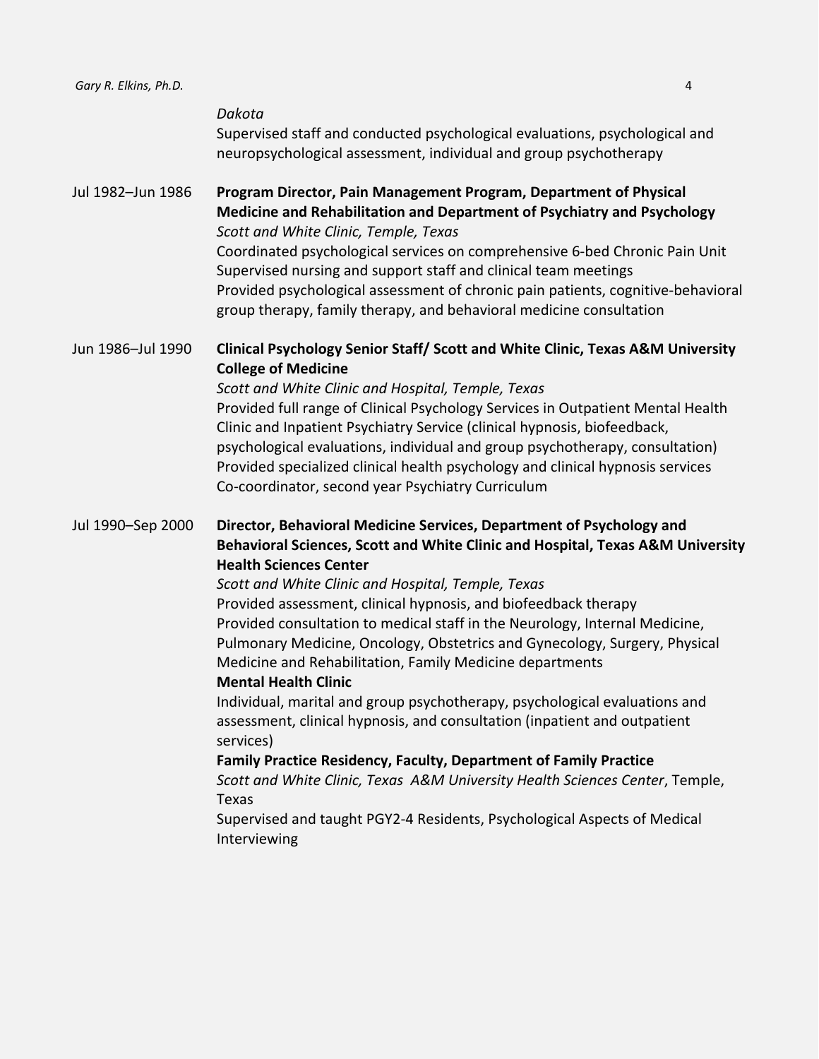*Dakota*
Supervised staff and conducted psychological evaluations, psychological and neuropsychological assessment, individual and group psychotherapy

Jul 1982–Jun 1986 **Program Director, Pain Management Program, Department of Physical Medicine and Rehabilitation and Department of Psychiatry and Psychology**
*Scott and White Clinic, Temple, Texas*
Coordinated psychological services on comprehensive 6-bed Chronic Pain Unit
Supervised nursing and support staff and clinical team meetings
Provided psychological assessment of chronic pain patients, cognitive-behavioral group therapy, family therapy, and behavioral medicine consultation

Jun 1986–Jul 1990 **Clinical Psychology Senior Staff/ Scott and White Clinic, Texas A&M University College of Medicine**
*Scott and White Clinic and Hospital, Temple, Texas*
Provided full range of Clinical Psychology Services in Outpatient Mental Health Clinic and Inpatient Psychiatry Service (clinical hypnosis, biofeedback, psychological evaluations, individual and group psychotherapy, consultation)
Provided specialized clinical health psychology and clinical hypnosis services
Co-coordinator, second year Psychiatry Curriculum

Jul 1990–Sep 2000 **Director, Behavioral Medicine Services, Department of Psychology and Behavioral Sciences, Scott and White Clinic and Hospital, Texas A&M University Health Sciences Center**
*Scott and White Clinic and Hospital, Temple, Texas*
Provided assessment, clinical hypnosis, and biofeedback therapy
Provided consultation to medical staff in the Neurology, Internal Medicine, Pulmonary Medicine, Oncology, Obstetrics and Gynecology, Surgery, Physical Medicine and Rehabilitation, Family Medicine departments
**Mental Health Clinic**
Individual, marital and group psychotherapy, psychological evaluations and assessment, clinical hypnosis, and consultation (inpatient and outpatient services)
**Family Practice Residency, Faculty, Department of Family Practice**
*Scott and White Clinic, Texas A&M University Health Sciences Center*, Temple, Texas
Supervised and taught PGY2-4 Residents, Psychological Aspects of Medical Interviewing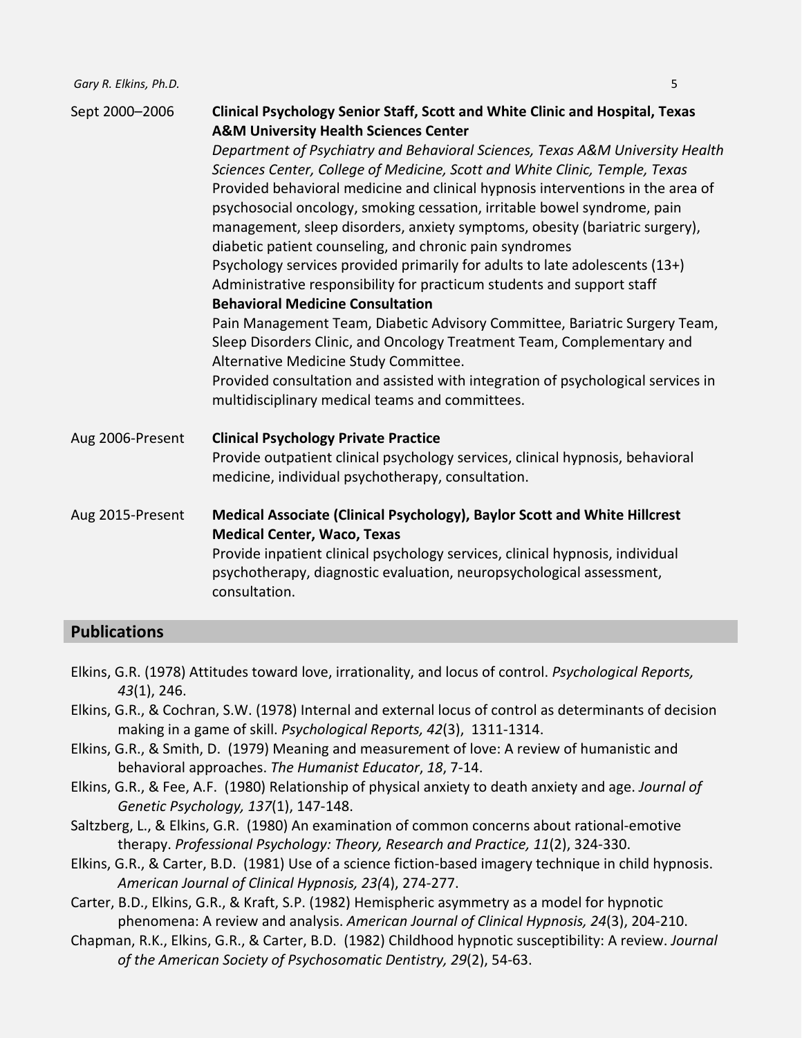Sept 2000–2006 **Clinical Psychology Senior Staff, Scott and White Clinic and Hospital, Texas A&M University Health Sciences Center**
*Department of Psychiatry and Behavioral Sciences, Texas A&M University Health Sciences Center, College of Medicine, Scott and White Clinic, Temple, Texas*
Provided behavioral medicine and clinical hypnosis interventions in the area of psychosocial oncology, smoking cessation, irritable bowel syndrome, pain management, sleep disorders, anxiety symptoms, obesity (bariatric surgery), diabetic patient counseling, and chronic pain syndromes
Psychology services provided primarily for adults to late adolescents (13+)
Administrative responsibility for practicum students and support staff
**Behavioral Medicine Consultation**
Pain Management Team, Diabetic Advisory Committee, Bariatric Surgery Team, Sleep Disorders Clinic, and Oncology Treatment Team, Complementary and Alternative Medicine Study Committee.
Provided consultation and assisted with integration of psychological services in multidisciplinary medical teams and committees.

Aug 2006-Present **Clinical Psychology Private Practice**
Provide outpatient clinical psychology services, clinical hypnosis, behavioral medicine, individual psychotherapy, consultation.

Aug 2015-Present **Medical Associate (Clinical Psychology), Baylor Scott and White Hillcrest Medical Center, Waco, Texas**
Provide inpatient clinical psychology services, clinical hypnosis, individual psychotherapy, diagnostic evaluation, neuropsychological assessment, consultation.

## Publications

Elkins, G.R. (1978) Attitudes toward love, irrationality, and locus of control. *Psychological Reports, 43*(1), 246.

Elkins, G.R., & Cochran, S.W. (1978) Internal and external locus of control as determinants of decision making in a game of skill. *Psychological Reports, 42*(3), 1311-1314.

Elkins, G.R., & Smith, D. (1979) Meaning and measurement of love: A review of humanistic and behavioral approaches. *The Humanist Educator*, *18*, 7-14.

Elkins, G.R., & Fee, A.F. (1980) Relationship of physical anxiety to death anxiety and age. *Journal of Genetic Psychology, 137*(1), 147-148.

Saltzberg, L., & Elkins, G.R. (1980) An examination of common concerns about rational-emotive therapy. *Professional Psychology: Theory, Research and Practice, 11*(2), 324-330.

Elkins, G.R., & Carter, B.D. (1981) Use of a science fiction-based imagery technique in child hypnosis. *American Journal of Clinical Hypnosis, 23(*4), 274-277.

Carter, B.D., Elkins, G.R., & Kraft, S.P. (1982) Hemispheric asymmetry as a model for hypnotic phenomena: A review and analysis. *American Journal of Clinical Hypnosis, 24*(3), 204-210.

Chapman, R.K., Elkins, G.R., & Carter, B.D. (1982) Childhood hypnotic susceptibility: A review. *Journal of the American Society of Psychosomatic Dentistry, 29*(2), 54-63.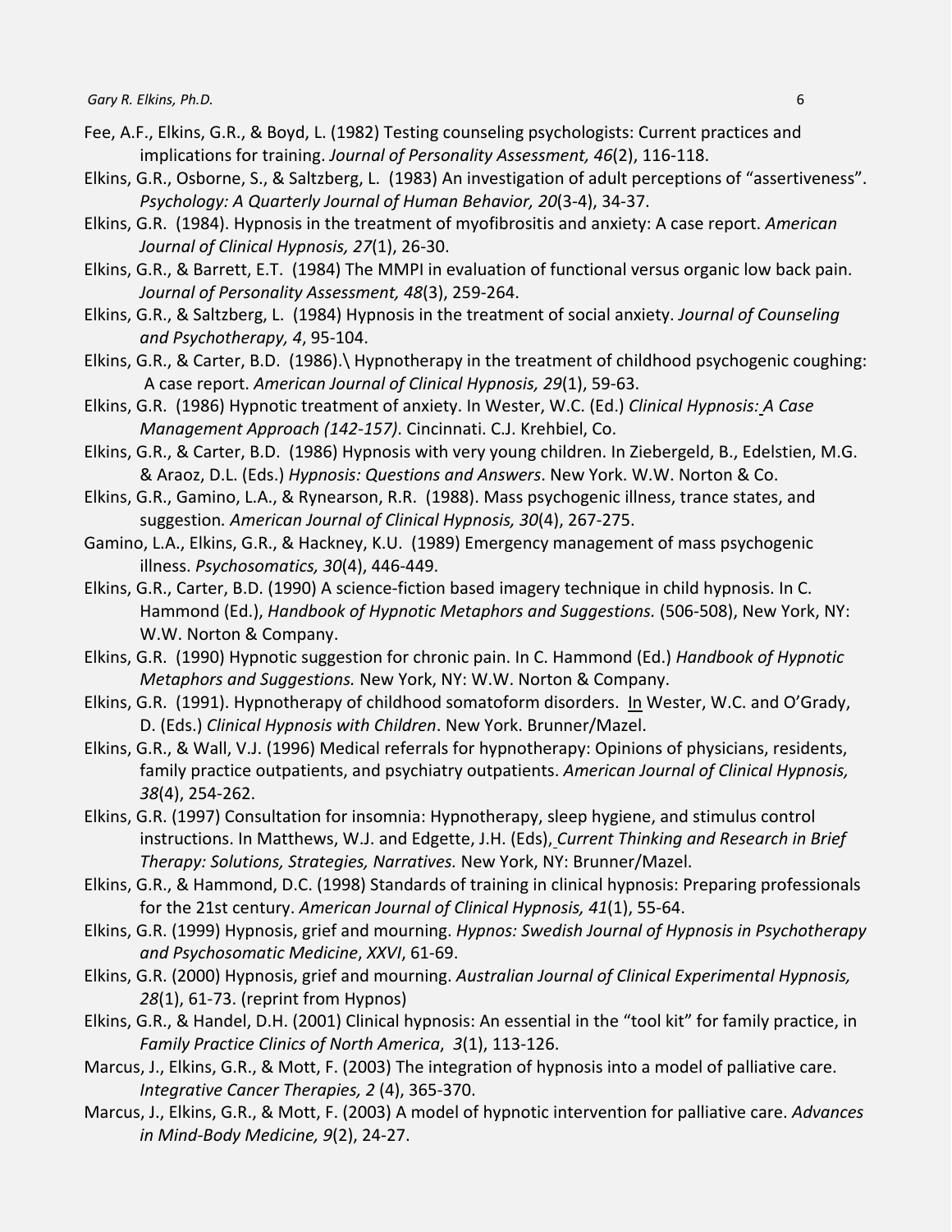Fee, A.F., Elkins, G.R., & Boyd, L. (1982) Testing counseling psychologists: Current practices and implications for training. *Journal of Personality Assessment, 46*(2), 116-118.

Elkins, G.R., Osborne, S., & Saltzberg, L. (1983) An investigation of adult perceptions of "assertiveness". *Psychology: A Quarterly Journal of Human Behavior, 20*(3-4), 34-37.

Elkins, G.R. (1984). Hypnosis in the treatment of myofibrositis and anxiety: A case report. *American Journal of Clinical Hypnosis, 27*(1), 26-30.

Elkins, G.R., & Barrett, E.T. (1984) The MMPI in evaluation of functional versus organic low back pain. *Journal of Personality Assessment, 48*(3), 259-264.

Elkins, G.R., & Saltzberg, L. (1984) Hypnosis in the treatment of social anxiety. *Journal of Counseling and Psychotherapy, 4*, 95-104.

Elkins, G.R., & Carter, B.D. (1986).\ Hypnotherapy in the treatment of childhood psychogenic coughing: A case report. *American Journal of Clinical Hypnosis, 29*(1), 59-63.

Elkins, G.R. (1986) Hypnotic treatment of anxiety. In Wester, W.C. (Ed.) *Clinical Hypnosis: A Case Management Approach (142-157)*. Cincinnati. C.J. Krehbiel, Co.

Elkins, G.R., & Carter, B.D. (1986) Hypnosis with very young children. In Ziebergeld, B., Edelstien, M.G. & Araoz, D.L. (Eds.) *Hypnosis: Questions and Answers*. New York. W.W. Norton & Co.

Elkins, G.R., Gamino, L.A., & Rynearson, R.R. (1988). Mass psychogenic illness, trance states, and suggestion*. American Journal of Clinical Hypnosis, 30*(4), 267-275.

Gamino, L.A., Elkins, G.R., & Hackney, K.U. (1989) Emergency management of mass psychogenic illness. *Psychosomatics, 30*(4), 446-449.

Elkins, G.R., Carter, B.D. (1990) A science-fiction based imagery technique in child hypnosis. In C. Hammond (Ed.), *Handbook of Hypnotic Metaphors and Suggestions.* (506-508), New York, NY: W.W. Norton & Company.

Elkins, G.R. (1990) Hypnotic suggestion for chronic pain. In C. Hammond (Ed.) *Handbook of Hypnotic Metaphors and Suggestions.* New York, NY: W.W. Norton & Company.

Elkins, G.R. (1991). Hypnotherapy of childhood somatoform disorders. In Wester, W.C. and O'Grady, D. (Eds.) *Clinical Hypnosis with Children*. New York. Brunner/Mazel.

Elkins, G.R., & Wall, V.J. (1996) Medical referrals for hypnotherapy: Opinions of physicians, residents, family practice outpatients, and psychiatry outpatients. *American Journal of Clinical Hypnosis, 38*(4), 254-262.

Elkins, G.R. (1997) Consultation for insomnia: Hypnotherapy, sleep hygiene, and stimulus control instructions. In Matthews, W.J. and Edgette, J.H. (Eds), *Current Thinking and Research in Brief Therapy: Solutions, Strategies, Narratives.* New York, NY: Brunner/Mazel.

Elkins, G.R., & Hammond, D.C. (1998) Standards of training in clinical hypnosis: Preparing professionals for the 21st century. *American Journal of Clinical Hypnosis, 41*(1), 55-64.

Elkins, G.R. (1999) Hypnosis, grief and mourning. *Hypnos: Swedish Journal of Hypnosis in Psychotherapy and Psychosomatic Medicine*, *XXVI*, 61-69.

Elkins, G.R. (2000) Hypnosis, grief and mourning. *Australian Journal of Clinical Experimental Hypnosis, 28*(1), 61-73. (reprint from Hypnos)

Elkins, G.R., & Handel, D.H. (2001) Clinical hypnosis: An essential in the "tool kit" for family practice, in *Family Practice Clinics of North America*, *3*(1), 113-126.

Marcus, J., Elkins, G.R., & Mott, F. (2003) The integration of hypnosis into a model of palliative care. *Integrative Cancer Therapies, 2* (4), 365-370.

Marcus, J., Elkins, G.R., & Mott, F. (2003) A model of hypnotic intervention for palliative care. *Advances in Mind-Body Medicine, 9*(2), 24-27.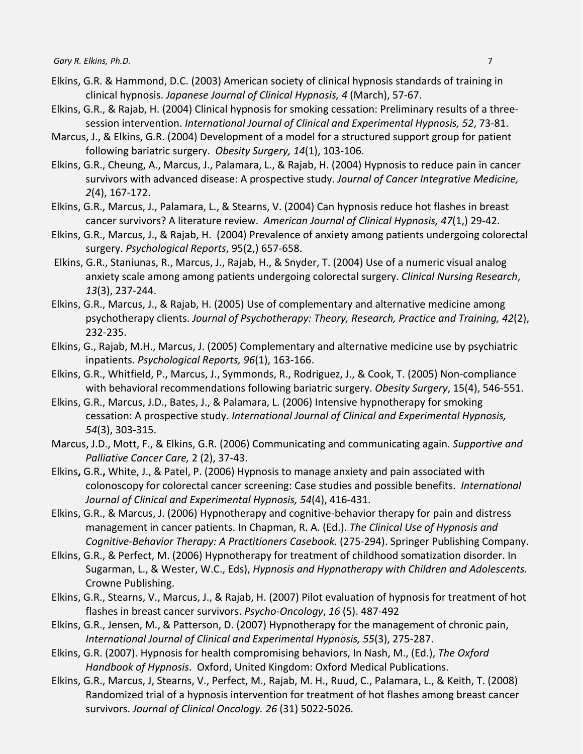Elkins, G.R. & Hammond, D.C. (2003) American society of clinical hypnosis standards of training in clinical hypnosis. *Japanese Journal of Clinical Hypnosis, 4* (March), 57-67.

Elkins, G.R., & Rajab, H. (2004) Clinical hypnosis for smoking cessation: Preliminary results of a three-session intervention. *International Journal of Clinical and Experimental Hypnosis, 52*, 73-81.

Marcus, J., & Elkins, G.R. (2004) Development of a model for a structured support group for patient following bariatric surgery. *Obesity Surgery, 14*(1), 103-106.

Elkins, G.R., Cheung, A., Marcus, J., Palamara, L., & Rajab, H. (2004) Hypnosis to reduce pain in cancer survivors with advanced disease: A prospective study. *Journal of Cancer Integrative Medicine, 2*(4), 167-172.

Elkins, G.R., Marcus, J., Palamara, L., & Stearns, V. (2004) Can hypnosis reduce hot flashes in breast cancer survivors? A literature review. *American Journal of Clinical Hypnosis, 47*(1,) 29-42.

Elkins, G.R., Marcus, J., & Rajab, H. (2004) Prevalence of anxiety among patients undergoing colorectal surgery. *Psychological Reports*, 95(2,) 657-658.

Elkins, G.R., Staniunas, R., Marcus, J., Rajab, H., & Snyder, T. (2004) Use of a numeric visual analog anxiety scale among among patients undergoing colorectal surgery. *Clinical Nursing Research*, *13*(3), 237-244.

Elkins, G.R., Marcus, J., & Rajab, H. (2005) Use of complementary and alternative medicine among psychotherapy clients. *Journal of Psychotherapy: Theory, Research, Practice and Training, 42*(2), 232-235.

Elkins, G., Rajab, M.H., Marcus, J. (2005) Complementary and alternative medicine use by psychiatric inpatients. *Psychological Reports, 96*(1), 163-166.

Elkins, G.R., Whitfield, P., Marcus, J., Symmonds, R., Rodriguez, J., & Cook, T. (2005) Non-compliance with behavioral recommendations following bariatric surgery. *Obesity Surgery*, 15(4), 546-551.

Elkins, G.R., Marcus, J.D., Bates, J., & Palamara, L. (2006) Intensive hypnotherapy for smoking cessation: A prospective study. *International Journal of Clinical and Experimental Hypnosis, 54*(3), 303-315.

Marcus, J.D., Mott, F., & Elkins, G.R. (2006) Communicating and communicating again. *Supportive and Palliative Cancer Care,* 2 (2), 37-43.

Elkins**,** G.R.**,** White, J., & Patel, P. (2006) Hypnosis to manage anxiety and pain associated with colonoscopy for colorectal cancer screening: Case studies and possible benefits. *International Journal of Clinical and Experimental Hypnosis, 54*(4), 416-431.

Elkins, G.R., & Marcus, J. (2006) Hypnotherapy and cognitive-behavior therapy for pain and distress management in cancer patients. In Chapman, R. A. (Ed.). *The Clinical Use of Hypnosis and Cognitive-Behavior Therapy: A Practitioners Casebook.* (275-294). Springer Publishing Company.

Elkins, G.R., & Perfect, M. (2006) Hypnotherapy for treatment of childhood somatization disorder. In Sugarman, L., & Wester, W.C., Eds), *Hypnosis and Hypnotherapy with Children and Adolescents.* Crowne Publishing.

Elkins, G.R., Stearns, V., Marcus, J., & Rajab, H. (2007) Pilot evaluation of hypnosis for treatment of hot flashes in breast cancer survivors. *Psycho-Oncology*, *16* (5). 487-492

Elkins, G.R., Jensen, M., & Patterson, D. (2007) Hypnotherapy for the management of chronic pain, *International Journal of Clinical and Experimental Hypnosis, 55*(3), 275-287.

Elkins, G.R. (2007). Hypnosis for health compromising behaviors, In Nash, M., (Ed.), *The Oxford Handbook of Hypnosis*. Oxford, United Kingdom: Oxford Medical Publications.

Elkins, G.R., Marcus, J, Stearns, V., Perfect, M., Rajab, M. H., Ruud, C., Palamara, L., & Keith, T. (2008) Randomized trial of a hypnosis intervention for treatment of hot flashes among breast cancer survivors. *Journal of Clinical Oncology. 26* (31) 5022-5026.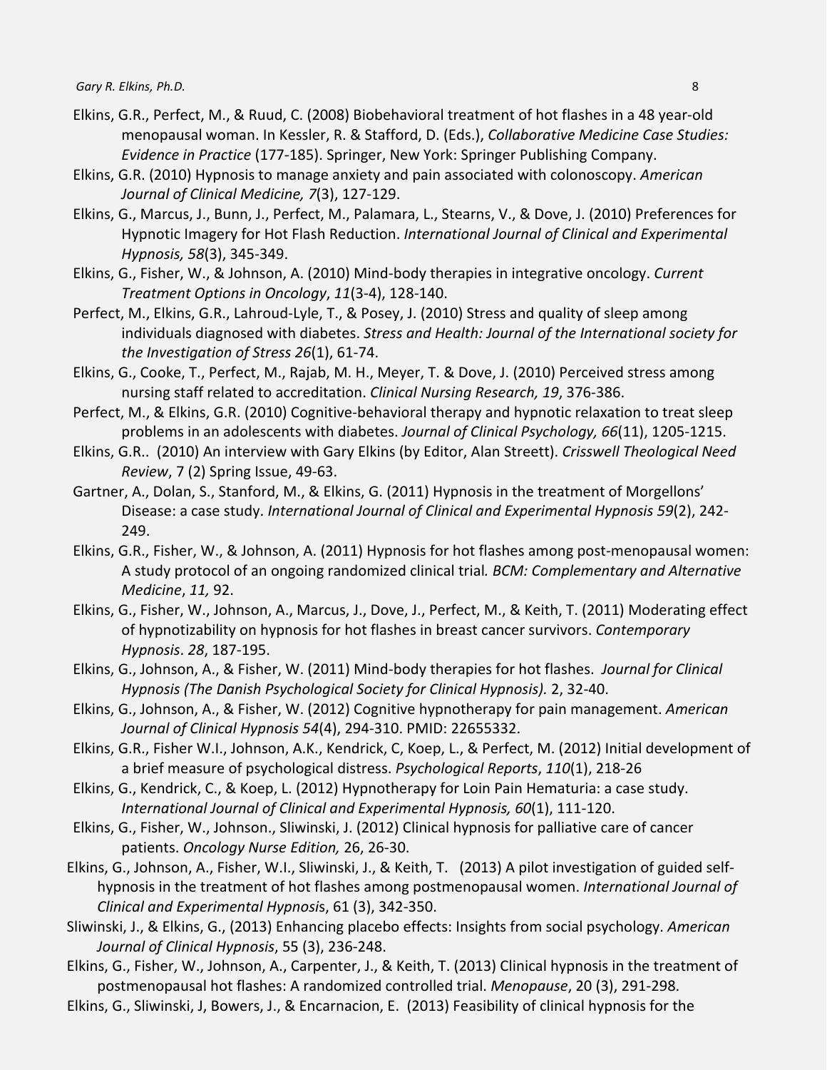Elkins, G.R., Perfect, M., & Ruud, C. (2008) Biobehavioral treatment of hot flashes in a 48 year-old menopausal woman. In Kessler, R. & Stafford, D. (Eds.), *Collaborative Medicine Case Studies: Evidence in Practice* (177-185). Springer, New York: Springer Publishing Company.

Elkins, G.R. (2010) Hypnosis to manage anxiety and pain associated with colonoscopy. *American Journal of Clinical Medicine, 7*(3), 127-129.

Elkins, G., Marcus, J., Bunn, J., Perfect, M., Palamara, L., Stearns, V., & Dove, J. (2010) Preferences for Hypnotic Imagery for Hot Flash Reduction. *International Journal of Clinical and Experimental Hypnosis, 58*(3), 345-349.

Elkins, G., Fisher, W., & Johnson, A. (2010) Mind-body therapies in integrative oncology. *Current Treatment Options in Oncology*, *11*(3-4), 128-140.

Perfect, M., Elkins, G.R., Lahroud-Lyle, T., & Posey, J. (2010) Stress and quality of sleep among individuals diagnosed with diabetes. *Stress and Health: Journal of the International society for the Investigation of Stress 26*(1), 61-74.

Elkins, G., Cooke, T., Perfect, M., Rajab, M. H., Meyer, T. & Dove, J. (2010) Perceived stress among nursing staff related to accreditation. *Clinical Nursing Research, 19*, 376-386.

Perfect, M., & Elkins, G.R. (2010) Cognitive-behavioral therapy and hypnotic relaxation to treat sleep problems in an adolescents with diabetes. *Journal of Clinical Psychology, 66*(11), 1205-1215.

Elkins, G.R.. (2010) An interview with Gary Elkins (by Editor, Alan Streett). *Crisswell Theological Need Review*, 7 (2) Spring Issue, 49-63.

Gartner, A., Dolan, S., Stanford, M., & Elkins, G. (2011) Hypnosis in the treatment of Morgellons' Disease: a case study. *International Journal of Clinical and Experimental Hypnosis 59*(2), 242-249.

Elkins, G.R., Fisher, W., & Johnson, A. (2011) Hypnosis for hot flashes among post-menopausal women: A study protocol of an ongoing randomized clinical trial*. BCM: Complementary and Alternative Medicine*, *11,* 92.

Elkins, G., Fisher, W., Johnson, A., Marcus, J., Dove, J., Perfect, M., & Keith, T. (2011) Moderating effect of hypnotizability on hypnosis for hot flashes in breast cancer survivors. *Contemporary Hypnosis*. *28*, 187-195.

Elkins, G., Johnson, A., & Fisher, W. (2011) Mind-body therapies for hot flashes. *Journal for Clinical Hypnosis (The Danish Psychological Society for Clinical Hypnosis).* 2, 32-40.

Elkins, G., Johnson, A., & Fisher, W. (2012) Cognitive hypnotherapy for pain management. *American Journal of Clinical Hypnosis 54*(4), 294-310. PMID: 22655332.

Elkins, G.R., Fisher W.I., Johnson, A.K., Kendrick, C, Koep, L., & Perfect, M. (2012) Initial development of a brief measure of psychological distress. *Psychological Reports*, *110*(1), 218-26

Elkins, G., Kendrick, C., & Koep, L. (2012) Hypnotherapy for Loin Pain Hematuria: a case study. *International Journal of Clinical and Experimental Hypnosis, 60*(1), 111-120.

Elkins, G., Fisher, W., Johnson., Sliwinski, J. (2012) Clinical hypnosis for palliative care of cancer patients. *Oncology Nurse Edition,* 26, 26-30.

Elkins, G., Johnson, A., Fisher, W.I., Sliwinski, J., & Keith, T. (2013) A pilot investigation of guided self-hypnosis in the treatment of hot flashes among postmenopausal women. *International Journal of Clinical and Experimental Hypnosi*s, 61 (3), 342-350.

Sliwinski, J., & Elkins, G., (2013) Enhancing placebo effects: Insights from social psychology. *American Journal of Clinical Hypnosis*, 55 (3), 236-248.

Elkins, G., Fisher, W., Johnson, A., Carpenter, J., & Keith, T. (2013) Clinical hypnosis in the treatment of postmenopausal hot flashes: A randomized controlled trial. *Menopause*, 20 (3), 291-298.

Elkins, G., Sliwinski, J, Bowers, J., & Encarnacion, E. (2013) Feasibility of clinical hypnosis for the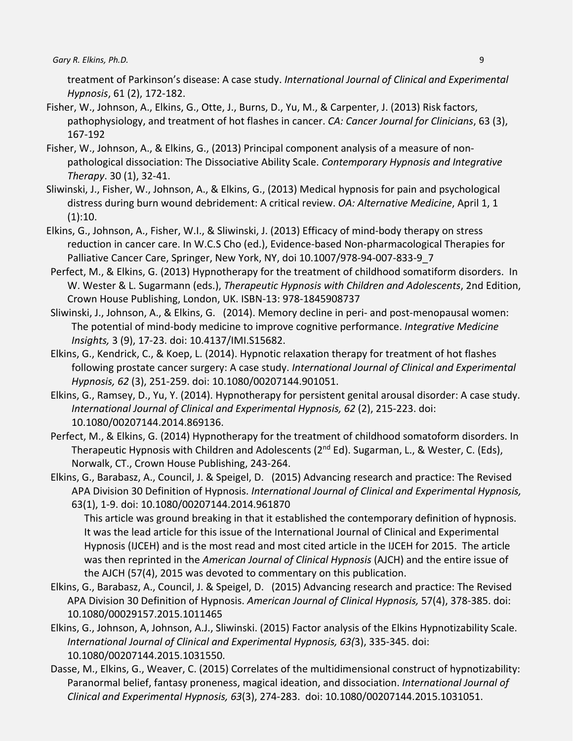treatment of Parkinson's disease: A case study. *International Journal of Clinical and Experimental Hypnosis*, 61 (2), 172-182.

Fisher, W., Johnson, A., Elkins, G., Otte, J., Burns, D., Yu, M., & Carpenter, J. (2013) Risk factors, pathophysiology, and treatment of hot flashes in cancer. *CA: Cancer Journal for Clinicians*, 63 (3), 167-192

Fisher, W., Johnson, A., & Elkins, G., (2013) Principal component analysis of a measure of non-pathological dissociation: The Dissociative Ability Scale. *Contemporary Hypnosis and Integrative Therapy*. 30 (1), 32-41.

Sliwinski, J., Fisher, W., Johnson, A., & Elkins, G., (2013) Medical hypnosis for pain and psychological distress during burn wound debridement: A critical review. *OA: Alternative Medicine*, April 1, 1 (1):10.

Elkins, G., Johnson, A., Fisher, W.I., & Sliwinski, J. (2013) Efficacy of mind-body therapy on stress reduction in cancer care. In W.C.S Cho (ed.), Evidence-based Non-pharmacological Therapies for Palliative Cancer Care, Springer, New York, NY, doi 10.1007/978-94-007-833-9_7

Perfect, M., & Elkins, G. (2013) Hypnotherapy for the treatment of childhood somatiform disorders. In W. Wester & L. Sugarmann (eds.), *Therapeutic Hypnosis with Children and Adolescents*, 2nd Edition, Crown House Publishing, London, UK. ISBN-13: 978-1845908737

Sliwinski, J., Johnson, A., & Elkins, G. (2014). Memory decline in peri- and post-menopausal women: The potential of mind-body medicine to improve cognitive performance. *Integrative Medicine Insights,* 3 (9), 17-23. doi: 10.4137/IMI.S15682.

Elkins, G., Kendrick, C., & Koep, L. (2014). Hypnotic relaxation therapy for treatment of hot flashes following prostate cancer surgery: A case study. *International Journal of Clinical and Experimental Hypnosis, 62* (3), 251-259. doi: 10.1080/00207144.901051.

Elkins, G., Ramsey, D., Yu, Y. (2014). Hypnotherapy for persistent genital arousal disorder: A case study. *International Journal of Clinical and Experimental Hypnosis, 62* (2), 215-223. doi: 10.1080/00207144.2014.869136.

Perfect, M., & Elkins, G. (2014) Hypnotherapy for the treatment of childhood somatoform disorders. In Therapeutic Hypnosis with Children and Adolescents (2nd Ed). Sugarman, L., & Wester, C. (Eds), Norwalk, CT., Crown House Publishing, 243-264.

Elkins, G., Barabasz, A., Council, J. & Speigel, D. (2015) Advancing research and practice: The Revised APA Division 30 Definition of Hypnosis. *International Journal of Clinical and Experimental Hypnosis,* 63(1), 1-9. doi: 10.1080/00207144.2014.961870

This article was ground breaking in that it established the contemporary definition of hypnosis. It was the lead article for this issue of the International Journal of Clinical and Experimental Hypnosis (IJCEH) and is the most read and most cited article in the IJCEH for 2015. The article was then reprinted in the *American Journal of Clinical Hypnosis* (AJCH) and the entire issue of the AJCH (57(4), 2015 was devoted to commentary on this publication.

Elkins, G., Barabasz, A., Council, J. & Speigel, D. (2015) Advancing research and practice: The Revised APA Division 30 Definition of Hypnosis. *American Journal of Clinical Hypnosis,* 57(4), 378-385. doi: 10.1080/00029157.2015.1011465

Elkins, G., Johnson, A, Johnson, A.J., Sliwinski. (2015) Factor analysis of the Elkins Hypnotizability Scale. *International Journal of Clinical and Experimental Hypnosis, 63(*3), 335-345. doi: 10.1080/00207144.2015.1031550.

Dasse, M., Elkins, G., Weaver, C. (2015) Correlates of the multidimensional construct of hypnotizability: Paranormal belief, fantasy proneness, magical ideation, and dissociation. *International Journal of Clinical and Experimental Hypnosis, 63*(3), 274-283. doi: 10.1080/00207144.2015.1031051.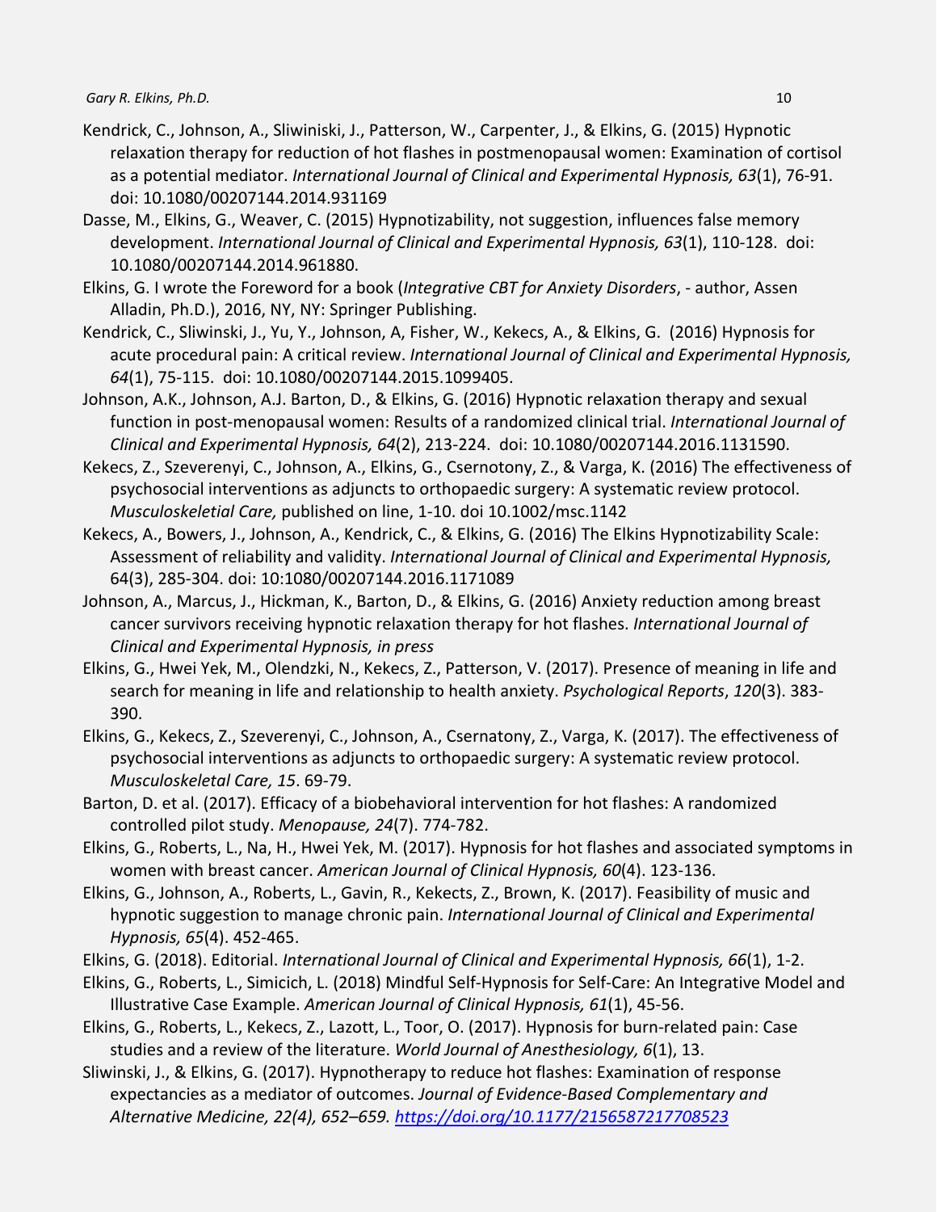Kendrick, C., Johnson, A., Sliwiniski, J., Patterson, W., Carpenter, J., & Elkins, G. (2015) Hypnotic relaxation therapy for reduction of hot flashes in postmenopausal women: Examination of cortisol as a potential mediator. *International Journal of Clinical and Experimental Hypnosis, 63*(1), 76-91. doi: 10.1080/00207144.2014.931169

Dasse, M., Elkins, G., Weaver, C. (2015) Hypnotizability, not suggestion, influences false memory development. *International Journal of Clinical and Experimental Hypnosis, 63*(1), 110-128. doi: 10.1080/00207144.2014.961880.

Elkins, G. I wrote the Foreword for a book (*Integrative CBT for Anxiety Disorders*, - author, Assen Alladin, Ph.D.), 2016, NY, NY: Springer Publishing.

Kendrick, C., Sliwinski, J., Yu, Y., Johnson, A, Fisher, W., Kekecs, A., & Elkins, G. (2016) Hypnosis for acute procedural pain: A critical review. *International Journal of Clinical and Experimental Hypnosis, 64*(1), 75-115. doi: 10.1080/00207144.2015.1099405.

Johnson, A.K., Johnson, A.J. Barton, D., & Elkins, G. (2016) Hypnotic relaxation therapy and sexual function in post-menopausal women: Results of a randomized clinical trial. *International Journal of Clinical and Experimental Hypnosis, 64*(2), 213-224. doi: 10.1080/00207144.2016.1131590.

Kekecs, Z., Szeverenyi, C., Johnson, A., Elkins, G., Csernotony, Z., & Varga, K. (2016) The effectiveness of psychosocial interventions as adjuncts to orthopaedic surgery: A systematic review protocol. *Musculoskeletial Care,* published on line, 1-10. doi 10.1002/msc.1142

Kekecs, A., Bowers, J., Johnson, A., Kendrick, C., & Elkins, G. (2016) The Elkins Hypnotizability Scale: Assessment of reliability and validity. *International Journal of Clinical and Experimental Hypnosis,* 64(3), 285-304. doi: 10:1080/00207144.2016.1171089

Johnson, A., Marcus, J., Hickman, K., Barton, D., & Elkins, G. (2016) Anxiety reduction among breast cancer survivors receiving hypnotic relaxation therapy for hot flashes. *International Journal of Clinical and Experimental Hypnosis, in press*

Elkins, G., Hwei Yek, M., Olendzki, N., Kekecs, Z., Patterson, V. (2017). Presence of meaning in life and search for meaning in life and relationship to health anxiety. *Psychological Reports*, *120*(3). 383-390.

Elkins, G., Kekecs, Z., Szeverenyi, C., Johnson, A., Csernatony, Z., Varga, K. (2017). The effectiveness of psychosocial interventions as adjuncts to orthopaedic surgery: A systematic review protocol. *Musculoskeletal Care, 15*. 69-79.

Barton, D. et al. (2017). Efficacy of a biobehavioral intervention for hot flashes: A randomized controlled pilot study. *Menopause, 24*(7). 774-782.

Elkins, G., Roberts, L., Na, H., Hwei Yek, M. (2017). Hypnosis for hot flashes and associated symptoms in women with breast cancer. *American Journal of Clinical Hypnosis, 60*(4). 123-136.

Elkins, G., Johnson, A., Roberts, L., Gavin, R., Kekects, Z., Brown, K. (2017). Feasibility of music and hypnotic suggestion to manage chronic pain. *International Journal of Clinical and Experimental Hypnosis, 65*(4). 452-465.

Elkins, G. (2018). Editorial. *International Journal of Clinical and Experimental Hypnosis, 66*(1), 1-2.

Elkins, G., Roberts, L., Simicich, L. (2018) Mindful Self-Hypnosis for Self-Care: An Integrative Model and Illustrative Case Example. *American Journal of Clinical Hypnosis, 61*(1), 45-56.

Elkins, G., Roberts, L., Kekecs, Z., Lazott, L., Toor, O. (2017). Hypnosis for burn-related pain: Case studies and a review of the literature. *World Journal of Anesthesiology, 6*(1), 13.

Sliwinski, J., & Elkins, G. (2017). Hypnotherapy to reduce hot flashes: Examination of response expectancies as a mediator of outcomes. *Journal of Evidence-Based Complementary and Alternative Medicine, 22(4), 652–659. https://doi.org/10.1177/2156587217708523*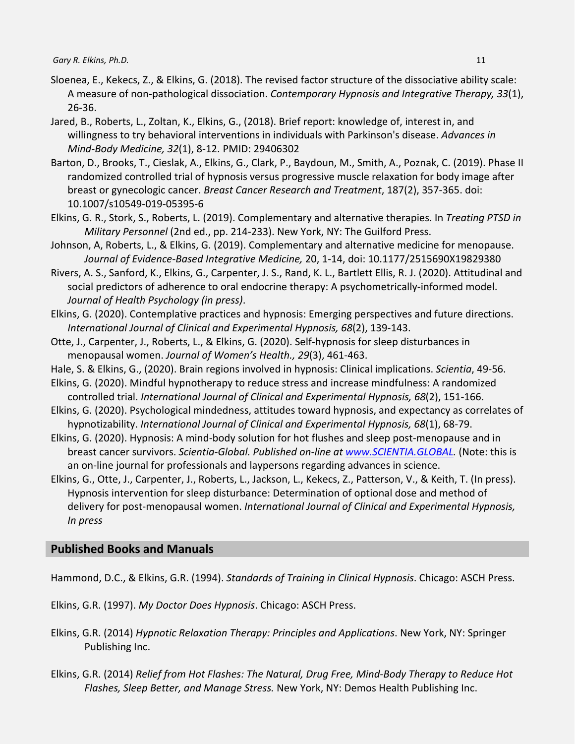Sloenea, E., Kekecs, Z., & Elkins, G. (2018). The revised factor structure of the dissociative ability scale: A measure of non-pathological dissociation. *Contemporary Hypnosis and Integrative Therapy, 33*(1), 26-36.

Jared, B., Roberts, L., Zoltan, K., Elkins, G., (2018). Brief report: knowledge of, interest in, and willingness to try behavioral interventions in individuals with Parkinson's disease. *Advances in Mind-Body Medicine, 32*(1), 8-12. PMID: 29406302

Barton, D., Brooks, T., Cieslak, A., Elkins, G., Clark, P., Baydoun, M., Smith, A., Poznak, C. (2019). Phase II randomized controlled trial of hypnosis versus progressive muscle relaxation for body image after breast or gynecologic cancer. *Breast Cancer Research and Treatment*, 187(2), 357-365. doi: 10.1007/s10549-019-05395-6

Elkins, G. R., Stork, S., Roberts, L. (2019). Complementary and alternative therapies. In *Treating PTSD in Military Personnel* (2nd ed., pp. 214-233). New York, NY: The Guilford Press.

Johnson, A, Roberts, L., & Elkins, G. (2019). Complementary and alternative medicine for menopause. *Journal of Evidence-Based Integrative Medicine,* 20, 1-14, doi: 10.1177/2515690X19829380

Rivers, A. S., Sanford, K., Elkins, G., Carpenter, J. S., Rand, K. L., Bartlett Ellis, R. J. (2020). Attitudinal and social predictors of adherence to oral endocrine therapy: A psychometrically-informed model. *Journal of Health Psychology (in press)*.

Elkins, G. (2020). Contemplative practices and hypnosis: Emerging perspectives and future directions. *International Journal of Clinical and Experimental Hypnosis, 68*(2), 139-143.

Otte, J., Carpenter, J., Roberts, L., & Elkins, G. (2020). Self-hypnosis for sleep disturbances in menopausal women. *Journal of Women's Health., 29*(3), 461-463.

Hale, S. & Elkins, G., (2020). Brain regions involved in hypnosis: Clinical implications. *Scientia*, 49-56.

Elkins, G. (2020). Mindful hypnotherapy to reduce stress and increase mindfulness: A randomized controlled trial. *International Journal of Clinical and Experimental Hypnosis, 68*(2), 151-166.

Elkins, G. (2020). Psychological mindedness, attitudes toward hypnosis, and expectancy as correlates of hypnotizability. *International Journal of Clinical and Experimental Hypnosis, 68*(1), 68-79.

Elkins, G. (2020). Hypnosis: A mind-body solution for hot flushes and sleep post-menopause and in breast cancer survivors. *Scientia-Global. Published on-line at www.SCIENTIA.GLOBAL.* (Note: this is an on-line journal for professionals and laypersons regarding advances in science.

Elkins, G., Otte, J., Carpenter, J., Roberts, L., Jackson, L., Kekecs, Z., Patterson, V., & Keith, T. (In press). Hypnosis intervention for sleep disturbance: Determination of optional dose and method of delivery for post-menopausal women. *International Journal of Clinical and Experimental Hypnosis, In press*

## Published Books and Manuals

Hammond, D.C., & Elkins, G.R. (1994). *Standards of Training in Clinical Hypnosis*. Chicago: ASCH Press.

Elkins, G.R. (1997). *My Doctor Does Hypnosis*. Chicago: ASCH Press.

Elkins, G.R. (2014) *Hypnotic Relaxation Therapy: Principles and Applications*. New York, NY: Springer Publishing Inc.

Elkins, G.R. (2014) *Relief from Hot Flashes: The Natural, Drug Free, Mind-Body Therapy to Reduce Hot Flashes, Sleep Better, and Manage Stress.* New York, NY: Demos Health Publishing Inc.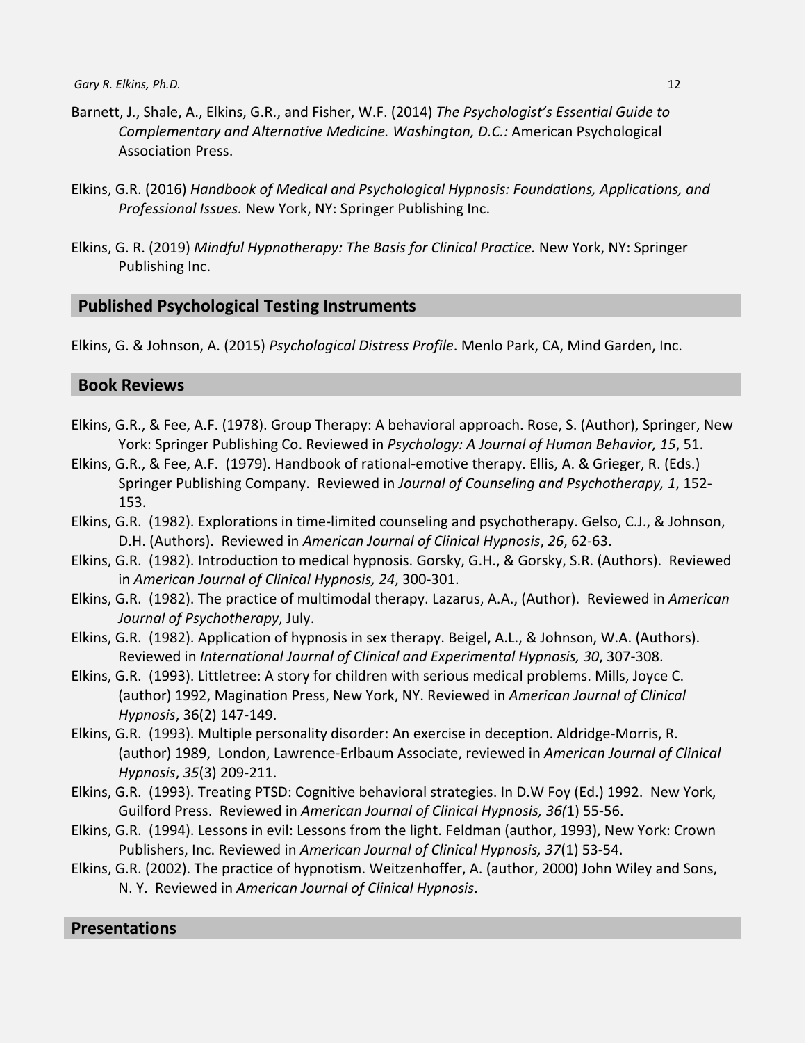Barnett, J., Shale, A., Elkins, G.R., and Fisher, W.F. (2014) *The Psychologist's Essential Guide to Complementary and Alternative Medicine. Washington, D.C.:* American Psychological Association Press.

Elkins, G.R. (2016) *Handbook of Medical and Psychological Hypnosis: Foundations, Applications, and Professional Issues.* New York, NY: Springer Publishing Inc.

Elkins, G. R. (2019) *Mindful Hypnotherapy: The Basis for Clinical Practice.* New York, NY: Springer Publishing Inc.

## Published Psychological Testing Instruments

Elkins, G. & Johnson, A. (2015) *Psychological Distress Profile*. Menlo Park, CA, Mind Garden, Inc.

## Book Reviews

Elkins, G.R., & Fee, A.F. (1978). Group Therapy: A behavioral approach. Rose, S. (Author), Springer, New York: Springer Publishing Co. Reviewed in *Psychology: A Journal of Human Behavior, 15*, 51.

Elkins, G.R., & Fee, A.F. (1979). Handbook of rational-emotive therapy. Ellis, A. & Grieger, R. (Eds.) Springer Publishing Company. Reviewed in *Journal of Counseling and Psychotherapy, 1*, 152-153.

Elkins, G.R. (1982). Explorations in time-limited counseling and psychotherapy. Gelso, C.J., & Johnson, D.H. (Authors). Reviewed in *American Journal of Clinical Hypnosis*, *26*, 62-63.

Elkins, G.R. (1982). Introduction to medical hypnosis. Gorsky, G.H., & Gorsky, S.R. (Authors). Reviewed in *American Journal of Clinical Hypnosis, 24*, 300-301.

Elkins, G.R. (1982). The practice of multimodal therapy. Lazarus, A.A., (Author). Reviewed in *American Journal of Psychotherapy*, July.

Elkins, G.R. (1982). Application of hypnosis in sex therapy. Beigel, A.L., & Johnson, W.A. (Authors). Reviewed in *International Journal of Clinical and Experimental Hypnosis, 30*, 307-308.

Elkins, G.R. (1993). Littletree: A story for children with serious medical problems. Mills, Joyce C. (author) 1992, Magination Press, New York, NY. Reviewed in *American Journal of Clinical Hypnosis*, 36(2) 147-149.

Elkins, G.R. (1993). Multiple personality disorder: An exercise in deception. Aldridge-Morris, R. (author) 1989, London, Lawrence-Erlbaum Associate, reviewed in *American Journal of Clinical Hypnosis*, *35*(3) 209-211.

Elkins, G.R. (1993). Treating PTSD: Cognitive behavioral strategies. In D.W Foy (Ed.) 1992. New York, Guilford Press. Reviewed in *American Journal of Clinical Hypnosis, 36(*1) 55-56.

Elkins, G.R. (1994). Lessons in evil: Lessons from the light. Feldman (author, 1993), New York: Crown Publishers, Inc. Reviewed in *American Journal of Clinical Hypnosis, 37*(1) 53-54.

Elkins, G.R. (2002). The practice of hypnotism. Weitzenhoffer, A. (author, 2000) John Wiley and Sons, N. Y. Reviewed in *American Journal of Clinical Hypnosis*.

## Presentations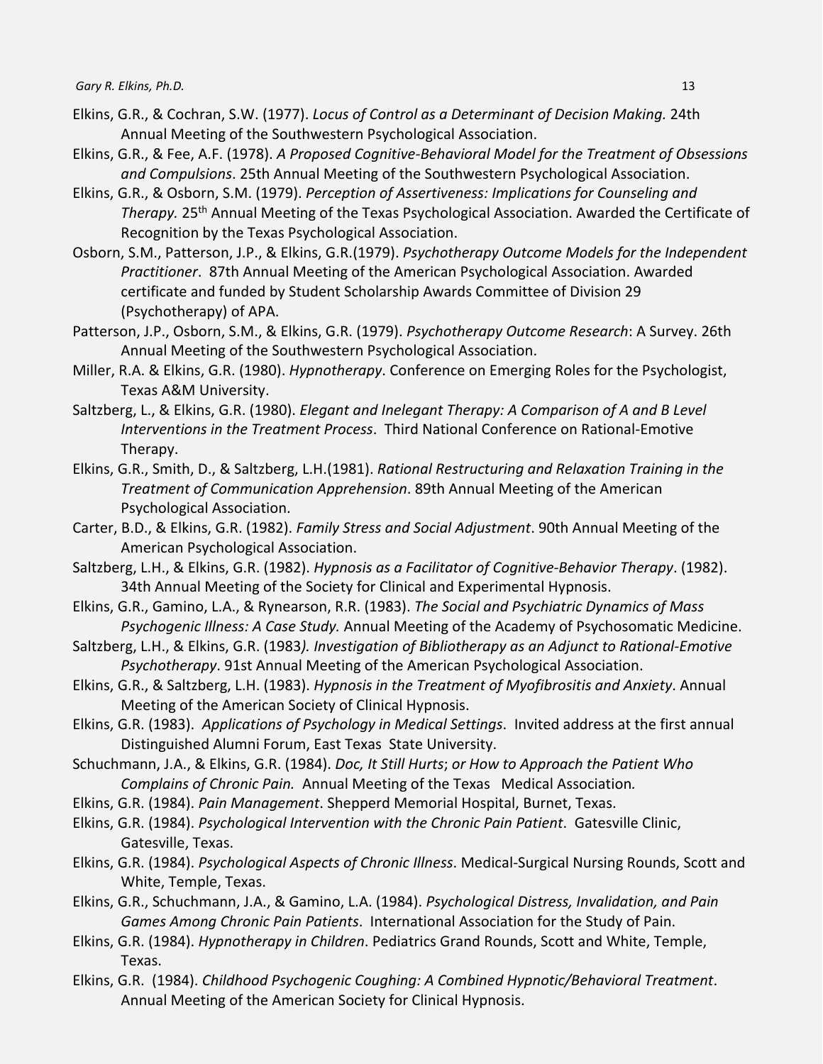Elkins, G.R., & Cochran, S.W. (1977). *Locus of Control as a Determinant of Decision Making.* 24th Annual Meeting of the Southwestern Psychological Association.

Elkins, G.R., & Fee, A.F. (1978). *A Proposed Cognitive-Behavioral Model for the Treatment of Obsessions and Compulsions*. 25th Annual Meeting of the Southwestern Psychological Association.

Elkins, G.R., & Osborn, S.M. (1979). *Perception of Assertiveness: Implications for Counseling and Therapy.* 25th Annual Meeting of the Texas Psychological Association. Awarded the Certificate of Recognition by the Texas Psychological Association.

Osborn, S.M., Patterson, J.P., & Elkins, G.R.(1979). *Psychotherapy Outcome Models for the Independent Practitioner*. 87th Annual Meeting of the American Psychological Association. Awarded certificate and funded by Student Scholarship Awards Committee of Division 29 (Psychotherapy) of APA.

Patterson, J.P., Osborn, S.M., & Elkins, G.R. (1979). *Psychotherapy Outcome Research*: A Survey. 26th Annual Meeting of the Southwestern Psychological Association.

Miller, R.A. & Elkins, G.R. (1980). *Hypnotherapy*. Conference on Emerging Roles for the Psychologist, Texas A&M University.

Saltzberg, L., & Elkins, G.R. (1980). *Elegant and Inelegant Therapy: A Comparison of A and B Level Interventions in the Treatment Process*. Third National Conference on Rational-Emotive Therapy.

Elkins, G.R., Smith, D., & Saltzberg, L.H.(1981). *Rational Restructuring and Relaxation Training in the Treatment of Communication Apprehension*. 89th Annual Meeting of the American Psychological Association.

Carter, B.D., & Elkins, G.R. (1982). *Family Stress and Social Adjustment*. 90th Annual Meeting of the American Psychological Association.

Saltzberg, L.H., & Elkins, G.R. (1982). *Hypnosis as a Facilitator of Cognitive-Behavior Therapy*. (1982). 34th Annual Meeting of the Society for Clinical and Experimental Hypnosis.

Elkins, G.R., Gamino, L.A., & Rynearson, R.R. (1983). *The Social and Psychiatric Dynamics of Mass Psychogenic Illness: A Case Study.* Annual Meeting of the Academy of Psychosomatic Medicine.

Saltzberg, L.H., & Elkins, G.R. (1983*). Investigation of Bibliotherapy as an Adjunct to Rational-Emotive Psychotherapy*. 91st Annual Meeting of the American Psychological Association.

Elkins, G.R., & Saltzberg, L.H. (1983). *Hypnosis in the Treatment of Myofibrositis and Anxiety*. Annual Meeting of the American Society of Clinical Hypnosis.

Elkins, G.R. (1983). *Applications of Psychology in Medical Settings*. Invited address at the first annual Distinguished Alumni Forum, East Texas State University.

Schuchmann, J.A., & Elkins, G.R. (1984). *Doc, It Still Hurts*; *or How to Approach the Patient Who Complains of Chronic Pain.* Annual Meeting of the Texas Medical Association.

Elkins, G.R. (1984). *Pain Management*. Shepperd Memorial Hospital, Burnet, Texas.

Elkins, G.R. (1984). *Psychological Intervention with the Chronic Pain Patient*. Gatesville Clinic, Gatesville, Texas.

Elkins, G.R. (1984). *Psychological Aspects of Chronic Illness*. Medical-Surgical Nursing Rounds, Scott and White, Temple, Texas.

Elkins, G.R., Schuchmann, J.A., & Gamino, L.A. (1984). *Psychological Distress, Invalidation, and Pain Games Among Chronic Pain Patients*. International Association for the Study of Pain.

Elkins, G.R. (1984). *Hypnotherapy in Children*. Pediatrics Grand Rounds, Scott and White, Temple, Texas.

Elkins, G.R. (1984). *Childhood Psychogenic Coughing: A Combined Hypnotic/Behavioral Treatment*. Annual Meeting of the American Society for Clinical Hypnosis.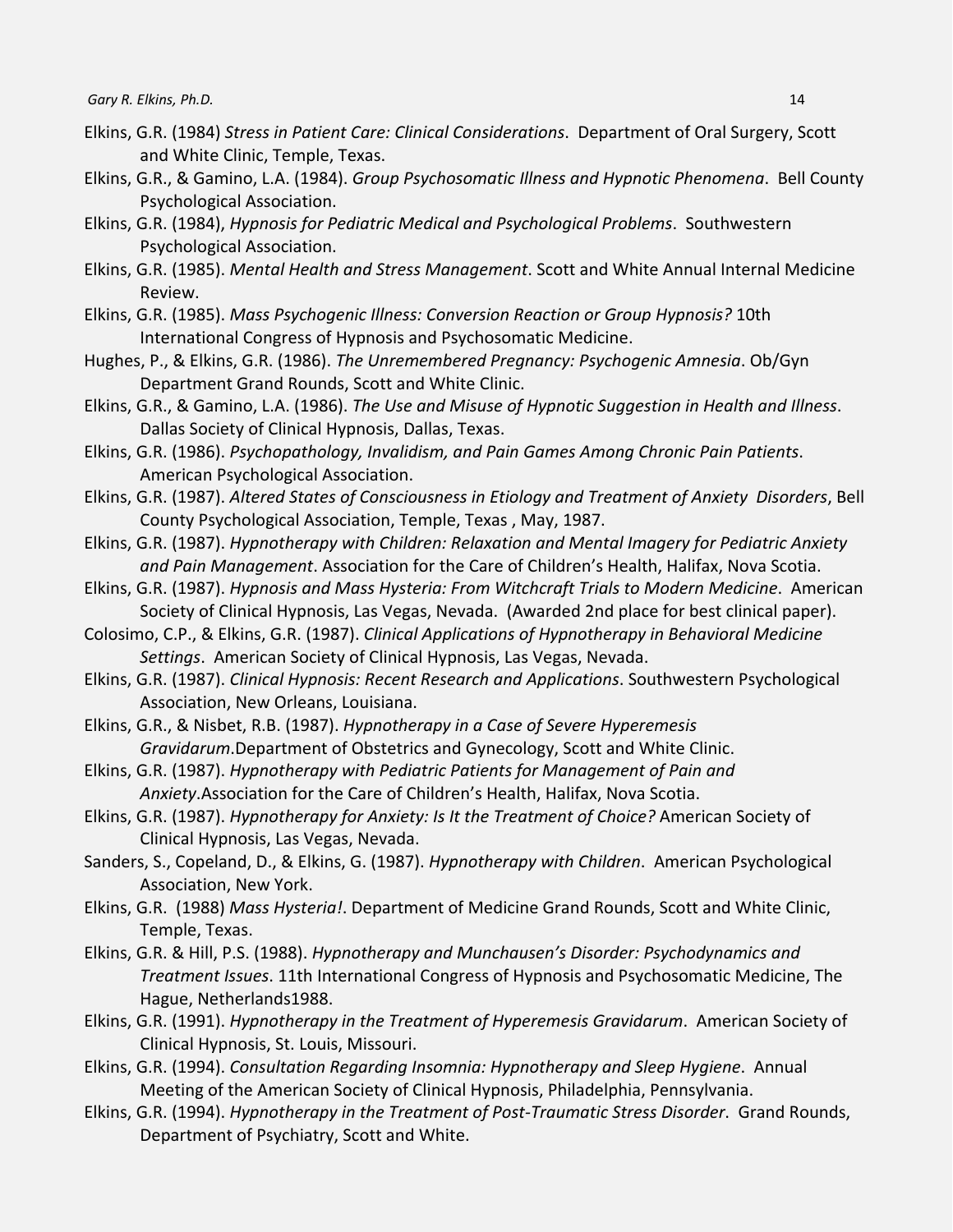Elkins, G.R. (1984) *Stress in Patient Care: Clinical Considerations*. Department of Oral Surgery, Scott and White Clinic, Temple, Texas.

Elkins, G.R., & Gamino, L.A. (1984). *Group Psychosomatic Illness and Hypnotic Phenomena*. Bell County Psychological Association.

Elkins, G.R. (1984), *Hypnosis for Pediatric Medical and Psychological Problems*. Southwestern Psychological Association.

Elkins, G.R. (1985). *Mental Health and Stress Management*. Scott and White Annual Internal Medicine Review.

Elkins, G.R. (1985). *Mass Psychogenic Illness: Conversion Reaction or Group Hypnosis?* 10th International Congress of Hypnosis and Psychosomatic Medicine.

Hughes, P., & Elkins, G.R. (1986). *The Unremembered Pregnancy: Psychogenic Amnesia*. Ob/Gyn Department Grand Rounds, Scott and White Clinic.

Elkins, G.R., & Gamino, L.A. (1986). *The Use and Misuse of Hypnotic Suggestion in Health and Illness*. Dallas Society of Clinical Hypnosis, Dallas, Texas.

Elkins, G.R. (1986). *Psychopathology, Invalidism, and Pain Games Among Chronic Pain Patients*. American Psychological Association.

Elkins, G.R. (1987). *Altered States of Consciousness in Etiology and Treatment of Anxiety Disorders*, Bell County Psychological Association, Temple, Texas , May, 1987.

Elkins, G.R. (1987). *Hypnotherapy with Children: Relaxation and Mental Imagery for Pediatric Anxiety and Pain Management*. Association for the Care of Children's Health, Halifax, Nova Scotia.

Elkins, G.R. (1987). *Hypnosis and Mass Hysteria: From Witchcraft Trials to Modern Medicine*. American Society of Clinical Hypnosis, Las Vegas, Nevada. (Awarded 2nd place for best clinical paper).

Colosimo, C.P., & Elkins, G.R. (1987). *Clinical Applications of Hypnotherapy in Behavioral Medicine Settings*. American Society of Clinical Hypnosis, Las Vegas, Nevada.

Elkins, G.R. (1987). *Clinical Hypnosis: Recent Research and Applications*. Southwestern Psychological Association, New Orleans, Louisiana.

Elkins, G.R., & Nisbet, R.B. (1987). *Hypnotherapy in a Case of Severe Hyperemesis Gravidarum*.Department of Obstetrics and Gynecology, Scott and White Clinic.

Elkins, G.R. (1987). *Hypnotherapy with Pediatric Patients for Management of Pain and Anxiety*.Association for the Care of Children's Health, Halifax, Nova Scotia.

Elkins, G.R. (1987). *Hypnotherapy for Anxiety: Is It the Treatment of Choice?* American Society of Clinical Hypnosis, Las Vegas, Nevada.

Sanders, S., Copeland, D., & Elkins, G. (1987). *Hypnotherapy with Children*. American Psychological Association, New York.

Elkins, G.R. (1988) *Mass Hysteria!*. Department of Medicine Grand Rounds, Scott and White Clinic, Temple, Texas.

Elkins, G.R. & Hill, P.S. (1988). *Hypnotherapy and Munchausen's Disorder: Psychodynamics and Treatment Issues*. 11th International Congress of Hypnosis and Psychosomatic Medicine, The Hague, Netherlands1988.

Elkins, G.R. (1991). *Hypnotherapy in the Treatment of Hyperemesis Gravidarum*. American Society of Clinical Hypnosis, St. Louis, Missouri.

Elkins, G.R. (1994). *Consultation Regarding Insomnia: Hypnotherapy and Sleep Hygiene*. Annual Meeting of the American Society of Clinical Hypnosis, Philadelphia, Pennsylvania.

Elkins, G.R. (1994). *Hypnotherapy in the Treatment of Post-Traumatic Stress Disorder*. Grand Rounds, Department of Psychiatry, Scott and White.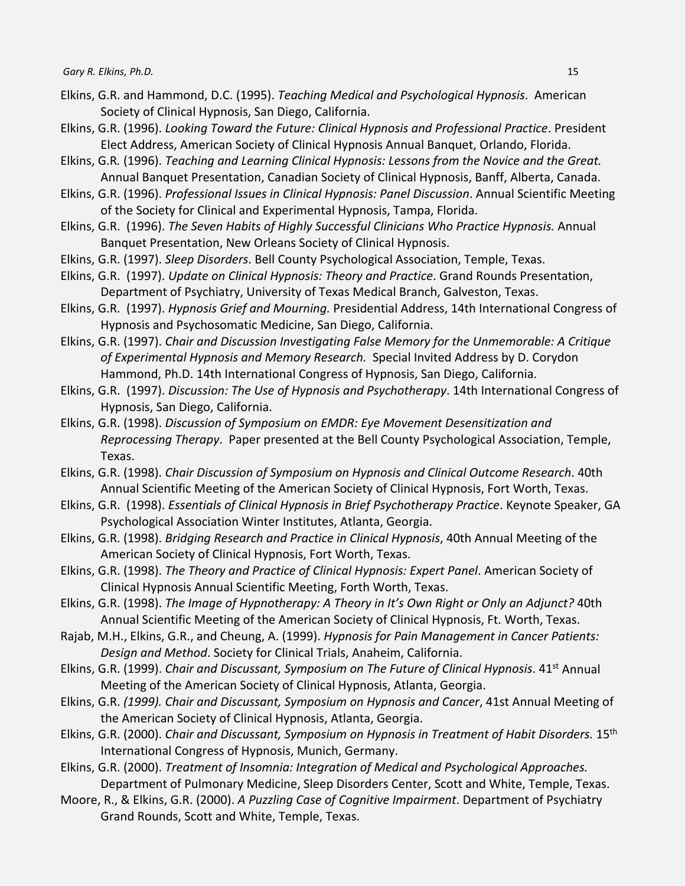Elkins, G.R. and Hammond, D.C. (1995). *Teaching Medical and Psychological Hypnosis*. American Society of Clinical Hypnosis, San Diego, California.

Elkins, G.R. (1996). *Looking Toward the Future: Clinical Hypnosis and Professional Practice*. President Elect Address, American Society of Clinical Hypnosis Annual Banquet, Orlando, Florida.

Elkins, G.R. (1996). *Teaching and Learning Clinical Hypnosis: Lessons from the Novice and the Great.* Annual Banquet Presentation, Canadian Society of Clinical Hypnosis, Banff, Alberta, Canada.

Elkins, G.R. (1996). *Professional Issues in Clinical Hypnosis: Panel Discussion*. Annual Scientific Meeting of the Society for Clinical and Experimental Hypnosis, Tampa, Florida.

Elkins, G.R. (1996). *The Seven Habits of Highly Successful Clinicians Who Practice Hypnosis.* Annual Banquet Presentation, New Orleans Society of Clinical Hypnosis.

Elkins, G.R. (1997). *Sleep Disorders*. Bell County Psychological Association, Temple, Texas.

Elkins, G.R. (1997). *Update on Clinical Hypnosis: Theory and Practice*. Grand Rounds Presentation, Department of Psychiatry, University of Texas Medical Branch, Galveston, Texas.

Elkins, G.R. (1997). *Hypnosis Grief and Mourning.* Presidential Address, 14th International Congress of Hypnosis and Psychosomatic Medicine, San Diego, California.

Elkins, G.R. (1997). *Chair and Discussion Investigating False Memory for the Unmemorable: A Critique of Experimental Hypnosis and Memory Research.* Special Invited Address by D. Corydon Hammond, Ph.D. 14th International Congress of Hypnosis, San Diego, California.

Elkins, G.R. (1997). *Discussion: The Use of Hypnosis and Psychotherapy*. 14th International Congress of Hypnosis, San Diego, California.

Elkins, G.R. (1998). *Discussion of Symposium on EMDR: Eye Movement Desensitization and Reprocessing Therapy*. Paper presented at the Bell County Psychological Association, Temple, Texas.

Elkins, G.R. (1998). *Chair Discussion of Symposium on Hypnosis and Clinical Outcome Research*. 40th Annual Scientific Meeting of the American Society of Clinical Hypnosis, Fort Worth, Texas.

Elkins, G.R. (1998). *Essentials of Clinical Hypnosis in Brief Psychotherapy Practice*. Keynote Speaker, GA Psychological Association Winter Institutes, Atlanta, Georgia.

Elkins, G.R. (1998). *Bridging Research and Practice in Clinical Hypnosis*, 40th Annual Meeting of the American Society of Clinical Hypnosis, Fort Worth, Texas.

Elkins, G.R. (1998). *The Theory and Practice of Clinical Hypnosis: Expert Panel*. American Society of Clinical Hypnosis Annual Scientific Meeting, Forth Worth, Texas.

Elkins, G.R. (1998). *The Image of Hypnotherapy: A Theory in It's Own Right or Only an Adjunct?* 40th Annual Scientific Meeting of the American Society of Clinical Hypnosis, Ft. Worth, Texas.

Rajab, M.H., Elkins, G.R., and Cheung, A. (1999). *Hypnosis for Pain Management in Cancer Patients: Design and Method*. Society for Clinical Trials, Anaheim, California.

Elkins, G.R. (1999). *Chair and Discussant, Symposium on The Future of Clinical Hypnosis*. 41st Annual Meeting of the American Society of Clinical Hypnosis, Atlanta, Georgia.

Elkins, G.R. *(1999). Chair and Discussant, Symposium on Hypnosis and Cancer*, 41st Annual Meeting of the American Society of Clinical Hypnosis, Atlanta, Georgia.

Elkins, G.R. (2000). *Chair and Discussant, Symposium on Hypnosis in Treatment of Habit Disorders.* 15th International Congress of Hypnosis, Munich, Germany.

Elkins, G.R. (2000). *Treatment of Insomnia: Integration of Medical and Psychological Approaches.* Department of Pulmonary Medicine, Sleep Disorders Center, Scott and White, Temple, Texas.

Moore, R., & Elkins, G.R. (2000). *A Puzzling Case of Cognitive Impairment*. Department of Psychiatry Grand Rounds, Scott and White, Temple, Texas.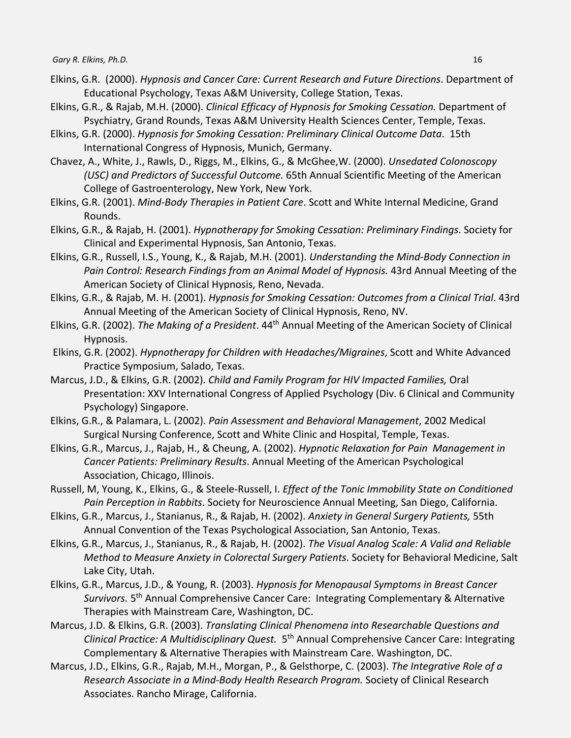Elkins, G.R. (2000). *Hypnosis and Cancer Care: Current Research and Future Directions*. Department of Educational Psychology, Texas A&M University, College Station, Texas.

Elkins, G.R., & Rajab, M.H. (2000). *Clinical Efficacy of Hypnosis for Smoking Cessation.* Department of Psychiatry, Grand Rounds, Texas A&M University Health Sciences Center, Temple, Texas.

Elkins, G.R. (2000). *Hypnosis for Smoking Cessation: Preliminary Clinical Outcome Data*. 15th International Congress of Hypnosis, Munich, Germany.

Chavez, A., White, J., Rawls, D., Riggs, M., Elkins, G., & McGhee,W. (2000). *Unsedated Colonoscopy (USC) and Predictors of Successful Outcome.* 65th Annual Scientific Meeting of the American College of Gastroenterology, New York, New York.

Elkins, G.R. (2001). *Mind-Body Therapies in Patient Care*. Scott and White Internal Medicine, Grand Rounds.

Elkins, G.R., & Rajab, H. (2001). *Hypnotherapy for Smoking Cessation: Preliminary Findings*. Society for Clinical and Experimental Hypnosis, San Antonio, Texas.

Elkins, G.R., Russell, I.S., Young, K., & Rajab, M.H. (2001). *Understanding the Mind-Body Connection in Pain Control: Research Findings from an Animal Model of Hypnosis.* 43rd Annual Meeting of the American Society of Clinical Hypnosis, Reno, Nevada.

Elkins, G.R., & Rajab, M. H. (2001). *Hypnosis for Smoking Cessation: Outcomes from a Clinical Trial*. 43rd Annual Meeting of the American Society of Clinical Hypnosis, Reno, NV.

Elkins, G.R. (2002). *The Making of a President*. 44th Annual Meeting of the American Society of Clinical Hypnosis.

Elkins, G.R. (2002). *Hypnotherapy for Children with Headaches/Migraines*, Scott and White Advanced Practice Symposium, Salado, Texas.

Marcus, J.D., & Elkins, G.R. (2002). *Child and Family Program for HIV Impacted Families,* Oral Presentation: XXV International Congress of Applied Psychology (Div. 6 Clinical and Community Psychology) Singapore.

Elkins, G.R., & Palamara, L. (2002). *Pain Assessment and Behavioral Management*, 2002 Medical Surgical Nursing Conference, Scott and White Clinic and Hospital, Temple, Texas.

Elkins, G.R., Marcus, J., Rajab, H., & Cheung, A. (2002). *Hypnotic Relaxation for Pain Management in Cancer Patients: Preliminary Results*. Annual Meeting of the American Psychological Association, Chicago, Illinois.

Russell, M, Young, K., Elkins, G., & Steele-Russell, I. *Effect of the Tonic Immobility State on Conditioned Pain Perception in Rabbits*. Society for Neuroscience Annual Meeting, San Diego, California.

Elkins, G.R., Marcus, J., Stanianus, R., & Rajab, H. (2002). *Anxiety in General Surgery Patients,* 55th Annual Convention of the Texas Psychological Association, San Antonio, Texas.

Elkins, G.R., Marcus, J., Stanianus, R., & Rajab, H. (2002). *The Visual Analog Scale: A Valid and Reliable Method to Measure Anxiety in Colorectal Surgery Patients*. Society for Behavioral Medicine, Salt Lake City, Utah.

Elkins, G.R., Marcus, J.D., & Young, R. (2003). *Hypnosis for Menopausal Symptoms in Breast Cancer Survivors.* 5th Annual Comprehensive Cancer Care: Integrating Complementary & Alternative Therapies with Mainstream Care, Washington, DC.

Marcus, J.D. & Elkins, G.R. (2003). *Translating Clinical Phenomena into Researchable Questions and Clinical Practice: A Multidisciplinary Quest.* 5th Annual Comprehensive Cancer Care: Integrating Complementary & Alternative Therapies with Mainstream Care. Washington, DC.

Marcus, J.D., Elkins, G.R., Rajab, M.H., Morgan, P., & Gelsthorpe, C. (2003). *The Integrative Role of a Research Associate in a Mind-Body Health Research Program.* Society of Clinical Research Associates. Rancho Mirage, California.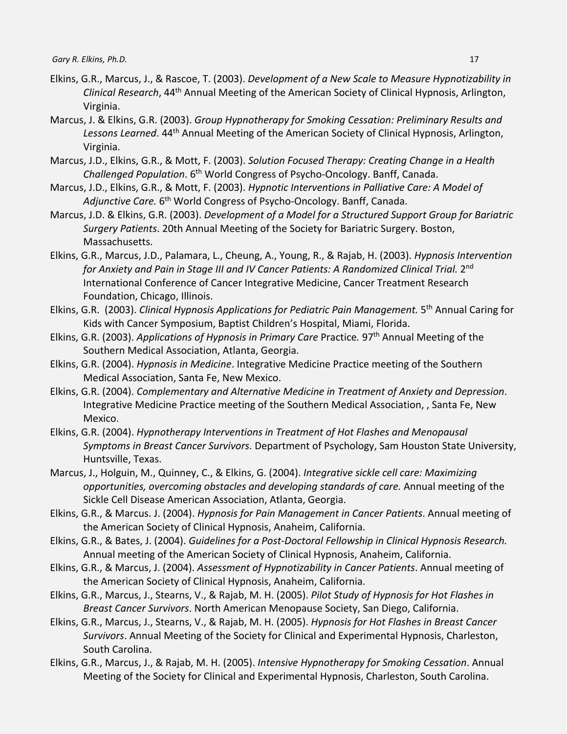Elkins, G.R., Marcus, J., & Rascoe, T. (2003). *Development of a New Scale to Measure Hypnotizability in Clinical Research*, 44th Annual Meeting of the American Society of Clinical Hypnosis, Arlington, Virginia.

Marcus, J. & Elkins, G.R. (2003). *Group Hypnotherapy for Smoking Cessation: Preliminary Results and Lessons Learned*. 44th Annual Meeting of the American Society of Clinical Hypnosis, Arlington, Virginia.

Marcus, J.D., Elkins, G.R., & Mott, F. (2003). *Solution Focused Therapy: Creating Change in a Health Challenged Population*. 6th World Congress of Psycho-Oncology. Banff, Canada.

Marcus, J.D., Elkins, G.R., & Mott, F. (2003). *Hypnotic Interventions in Palliative Care: A Model of Adjunctive Care.* 6th World Congress of Psycho-Oncology. Banff, Canada.

Marcus, J.D. & Elkins, G.R. (2003). *Development of a Model for a Structured Support Group for Bariatric Surgery Patients*. 20th Annual Meeting of the Society for Bariatric Surgery. Boston, Massachusetts.

Elkins, G.R., Marcus, J.D., Palamara, L., Cheung, A., Young, R., & Rajab, H. (2003). *Hypnosis Intervention for Anxiety and Pain in Stage III and IV Cancer Patients: A Randomized Clinical Trial.* 2nd International Conference of Cancer Integrative Medicine, Cancer Treatment Research Foundation, Chicago, Illinois.

Elkins, G.R. (2003). *Clinical Hypnosis Applications for Pediatric Pain Management.* 5th Annual Caring for Kids with Cancer Symposium, Baptist Children's Hospital, Miami, Florida.

Elkins, G.R. (2003). *Applications of Hypnosis in Primary Care* Practice*.* 97th Annual Meeting of the Southern Medical Association, Atlanta, Georgia.

Elkins, G.R. (2004). *Hypnosis in Medicine*. Integrative Medicine Practice meeting of the Southern Medical Association, Santa Fe, New Mexico.

Elkins, G.R. (2004). *Complementary and Alternative Medicine in Treatment of Anxiety and Depression*. Integrative Medicine Practice meeting of the Southern Medical Association, , Santa Fe, New Mexico.

Elkins, G.R. (2004). *Hypnotherapy Interventions in Treatment of Hot Flashes and Menopausal Symptoms in Breast Cancer Survivors*. Department of Psychology, Sam Houston State University, Huntsville, Texas.

Marcus, J., Holguin, M., Quinney, C., & Elkins, G. (2004). *Integrative sickle cell care: Maximizing opportunities, overcoming obstacles and developing standards of care.* Annual meeting of the Sickle Cell Disease American Association, Atlanta, Georgia.

Elkins, G.R., & Marcus. J. (2004). *Hypnosis for Pain Management in Cancer Patients*. Annual meeting of the American Society of Clinical Hypnosis, Anaheim, California.

Elkins, G.R., & Bates, J. (2004). *Guidelines for a Post-Doctoral Fellowship in Clinical Hypnosis Research.* Annual meeting of the American Society of Clinical Hypnosis, Anaheim, California.

Elkins, G.R., & Marcus, J. (2004). *Assessment of Hypnotizability in Cancer Patients*. Annual meeting of the American Society of Clinical Hypnosis, Anaheim, California.

Elkins, G.R., Marcus, J., Stearns, V., & Rajab, M. H. (2005). *Pilot Study of Hypnosis for Hot Flashes in Breast Cancer Survivors*. North American Menopause Society, San Diego, California.

Elkins, G.R., Marcus, J., Stearns, V., & Rajab, M. H. (2005). *Hypnosis for Hot Flashes in Breast Cancer Survivors*. Annual Meeting of the Society for Clinical and Experimental Hypnosis, Charleston, South Carolina.

Elkins, G.R., Marcus, J., & Rajab, M. H. (2005). *Intensive Hypnotherapy for Smoking Cessation*. Annual Meeting of the Society for Clinical and Experimental Hypnosis, Charleston, South Carolina.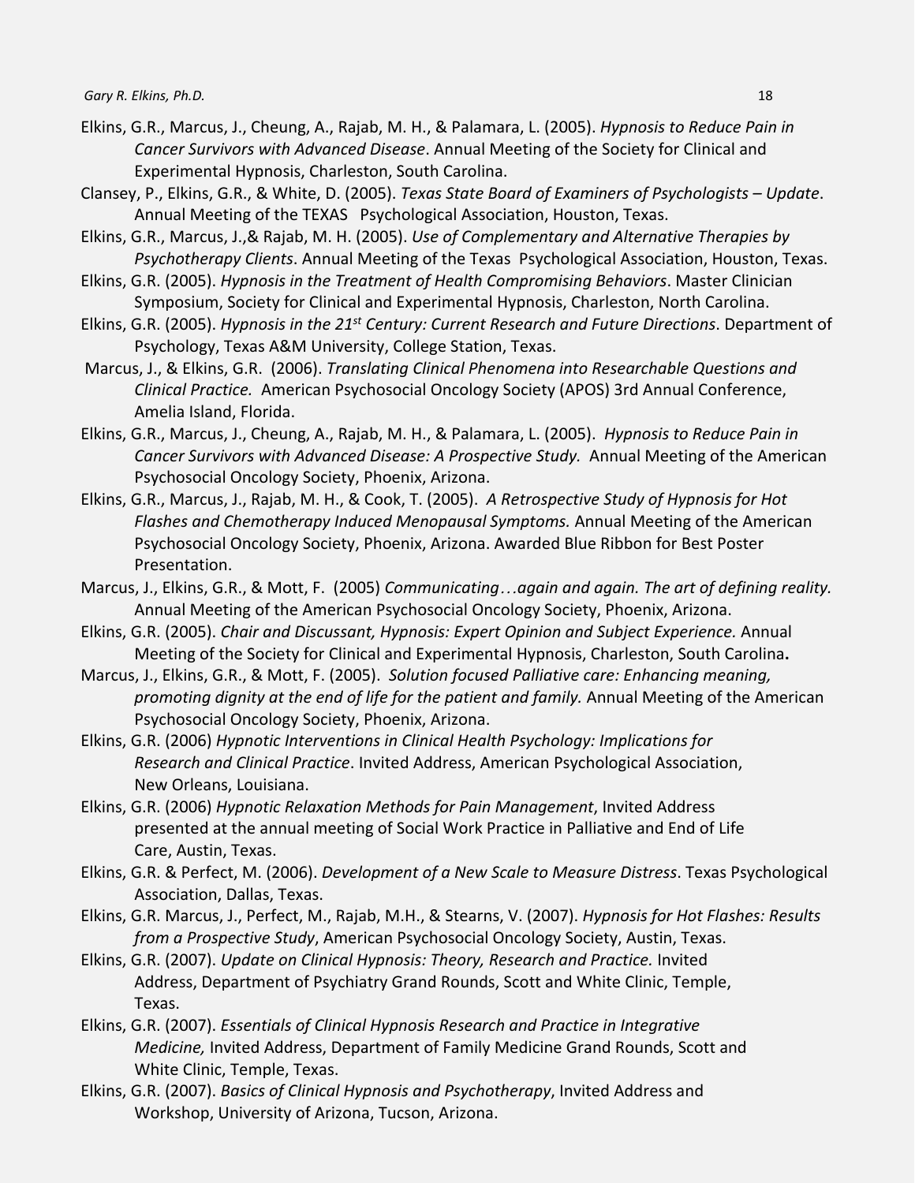Elkins, G.R., Marcus, J., Cheung, A., Rajab, M. H., & Palamara, L. (2005). *Hypnosis to Reduce Pain in Cancer Survivors with Advanced Disease*. Annual Meeting of the Society for Clinical and Experimental Hypnosis, Charleston, South Carolina.

Clansey, P., Elkins, G.R., & White, D. (2005). *Texas State Board of Examiners of Psychologists – Update*. Annual Meeting of the TEXAS Psychological Association, Houston, Texas.

Elkins, G.R., Marcus, J.,& Rajab, M. H. (2005). *Use of Complementary and Alternative Therapies by Psychotherapy Clients*. Annual Meeting of the Texas Psychological Association, Houston, Texas.

Elkins, G.R. (2005). *Hypnosis in the Treatment of Health Compromising Behaviors*. Master Clinician Symposium, Society for Clinical and Experimental Hypnosis, Charleston, North Carolina.

Elkins, G.R. (2005). *Hypnosis in the 21st Century: Current Research and Future Directions*. Department of Psychology, Texas A&M University, College Station, Texas.

Marcus, J., & Elkins, G.R. (2006). *Translating Clinical Phenomena into Researchable Questions and Clinical Practice.* American Psychosocial Oncology Society (APOS) 3rd Annual Conference, Amelia Island, Florida.

Elkins, G.R., Marcus, J., Cheung, A., Rajab, M. H., & Palamara, L. (2005). *Hypnosis to Reduce Pain in Cancer Survivors with Advanced Disease: A Prospective Study.* Annual Meeting of the American Psychosocial Oncology Society, Phoenix, Arizona.

Elkins, G.R., Marcus, J., Rajab, M. H., & Cook, T. (2005). *A Retrospective Study of Hypnosis for Hot Flashes and Chemotherapy Induced Menopausal Symptoms.* Annual Meeting of the American Psychosocial Oncology Society, Phoenix, Arizona. Awarded Blue Ribbon for Best Poster Presentation.

Marcus, J., Elkins, G.R., & Mott, F. (2005) *Communicating…again and again. The art of defining reality.* Annual Meeting of the American Psychosocial Oncology Society, Phoenix, Arizona.

Elkins, G.R. (2005). *Chair and Discussant, Hypnosis: Expert Opinion and Subject Experience.* Annual Meeting of the Society for Clinical and Experimental Hypnosis, Charleston, South Carolina**.**

Marcus, J., Elkins, G.R., & Mott, F. (2005). *Solution focused Palliative care: Enhancing meaning, promoting dignity at the end of life for the patient and family.* Annual Meeting of the American Psychosocial Oncology Society, Phoenix, Arizona.

Elkins, G.R. (2006) *Hypnotic Interventions in Clinical Health Psychology: Implications for Research and Clinical Practice*. Invited Address, American Psychological Association, New Orleans, Louisiana.

Elkins, G.R. (2006) *Hypnotic Relaxation Methods for Pain Management*, Invited Address presented at the annual meeting of Social Work Practice in Palliative and End of Life Care, Austin, Texas.

Elkins, G.R. & Perfect, M. (2006). *Development of a New Scale to Measure Distress*. Texas Psychological Association, Dallas, Texas.

Elkins, G.R. Marcus, J., Perfect, M., Rajab, M.H., & Stearns, V. (2007). *Hypnosis for Hot Flashes: Results from a Prospective Study*, American Psychosocial Oncology Society, Austin, Texas.

Elkins, G.R. (2007). *Update on Clinical Hypnosis: Theory, Research and Practice.* Invited Address, Department of Psychiatry Grand Rounds, Scott and White Clinic, Temple, Texas.

Elkins, G.R. (2007). *Essentials of Clinical Hypnosis Research and Practice in Integrative Medicine,* Invited Address, Department of Family Medicine Grand Rounds, Scott and White Clinic, Temple, Texas.

Elkins, G.R. (2007). *Basics of Clinical Hypnosis and Psychotherapy*, Invited Address and Workshop, University of Arizona, Tucson, Arizona.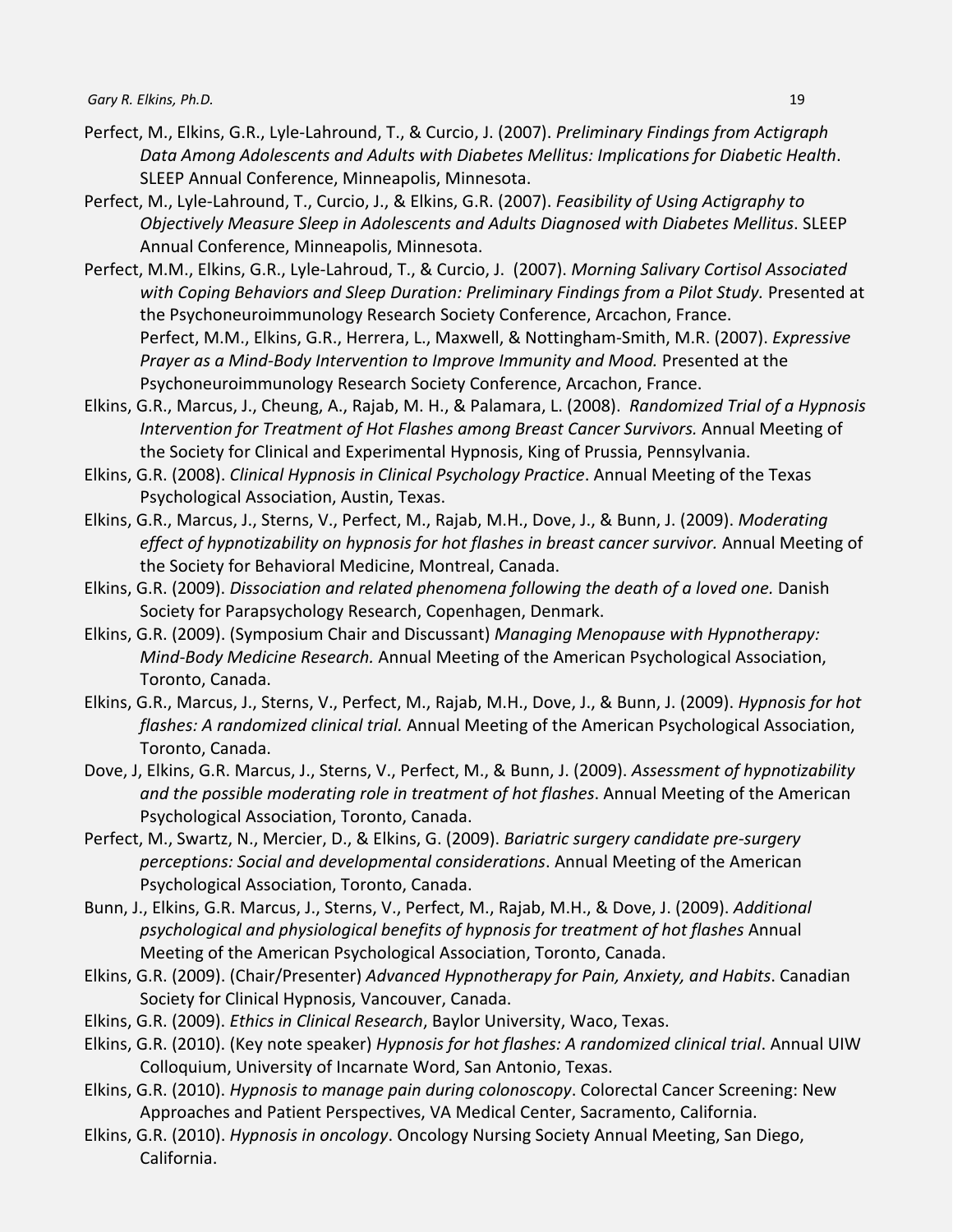Perfect, M., Elkins, G.R., Lyle-Lahround, T., & Curcio, J. (2007). *Preliminary Findings from Actigraph Data Among Adolescents and Adults with Diabetes Mellitus: Implications for Diabetic Health*. SLEEP Annual Conference, Minneapolis, Minnesota.

Perfect, M., Lyle-Lahround, T., Curcio, J., & Elkins, G.R. (2007). *Feasibility of Using Actigraphy to Objectively Measure Sleep in Adolescents and Adults Diagnosed with Diabetes Mellitus*. SLEEP Annual Conference, Minneapolis, Minnesota.

Perfect, M.M., Elkins, G.R., Lyle-Lahroud, T., & Curcio, J. (2007). *Morning Salivary Cortisol Associated with Coping Behaviors and Sleep Duration: Preliminary Findings from a Pilot Study.* Presented at the Psychoneuroimmunology Research Society Conference, Arcachon, France.
Perfect, M.M., Elkins, G.R., Herrera, L., Maxwell, & Nottingham-Smith, M.R. (2007). *Expressive Prayer as a Mind-Body Intervention to Improve Immunity and Mood.* Presented at the Psychoneuroimmunology Research Society Conference, Arcachon, France.

Elkins, G.R., Marcus, J., Cheung, A., Rajab, M. H., & Palamara, L. (2008). *Randomized Trial of a Hypnosis Intervention for Treatment of Hot Flashes among Breast Cancer Survivors.* Annual Meeting of the Society for Clinical and Experimental Hypnosis, King of Prussia, Pennsylvania.

Elkins, G.R. (2008). *Clinical Hypnosis in Clinical Psychology Practice*. Annual Meeting of the Texas Psychological Association, Austin, Texas.

Elkins, G.R., Marcus, J., Sterns, V., Perfect, M., Rajab, M.H., Dove, J., & Bunn, J. (2009). *Moderating effect of hypnotizability on hypnosis for hot flashes in breast cancer survivor.* Annual Meeting of the Society for Behavioral Medicine, Montreal, Canada.

Elkins, G.R. (2009). *Dissociation and related phenomena following the death of a loved one.* Danish Society for Parapsychology Research, Copenhagen, Denmark.

Elkins, G.R. (2009). (Symposium Chair and Discussant) *Managing Menopause with Hypnotherapy: Mind-Body Medicine Research.* Annual Meeting of the American Psychological Association, Toronto, Canada.

Elkins, G.R., Marcus, J., Sterns, V., Perfect, M., Rajab, M.H., Dove, J., & Bunn, J. (2009). *Hypnosis for hot flashes: A randomized clinical trial.* Annual Meeting of the American Psychological Association, Toronto, Canada.

Dove, J, Elkins, G.R. Marcus, J., Sterns, V., Perfect, M., & Bunn, J. (2009). *Assessment of hypnotizability and the possible moderating role in treatment of hot flashes*. Annual Meeting of the American Psychological Association, Toronto, Canada.

Perfect, M., Swartz, N., Mercier, D., & Elkins, G. (2009). *Bariatric surgery candidate pre-surgery perceptions: Social and developmental considerations*. Annual Meeting of the American Psychological Association, Toronto, Canada.

Bunn, J., Elkins, G.R. Marcus, J., Sterns, V., Perfect, M., Rajab, M.H., & Dove, J. (2009). *Additional psychological and physiological benefits of hypnosis for treatment of hot flashes* Annual Meeting of the American Psychological Association, Toronto, Canada.

Elkins, G.R. (2009). (Chair/Presenter) *Advanced Hypnotherapy for Pain, Anxiety, and Habits*. Canadian Society for Clinical Hypnosis, Vancouver, Canada.

Elkins, G.R. (2009). *Ethics in Clinical Research*, Baylor University, Waco, Texas.

Elkins, G.R. (2010). (Key note speaker) *Hypnosis for hot flashes: A randomized clinical trial*. Annual UIW Colloquium, University of Incarnate Word, San Antonio, Texas.

Elkins, G.R. (2010). *Hypnosis to manage pain during colonoscopy*. Colorectal Cancer Screening: New Approaches and Patient Perspectives, VA Medical Center, Sacramento, California.

Elkins, G.R. (2010). *Hypnosis in oncology*. Oncology Nursing Society Annual Meeting, San Diego, California.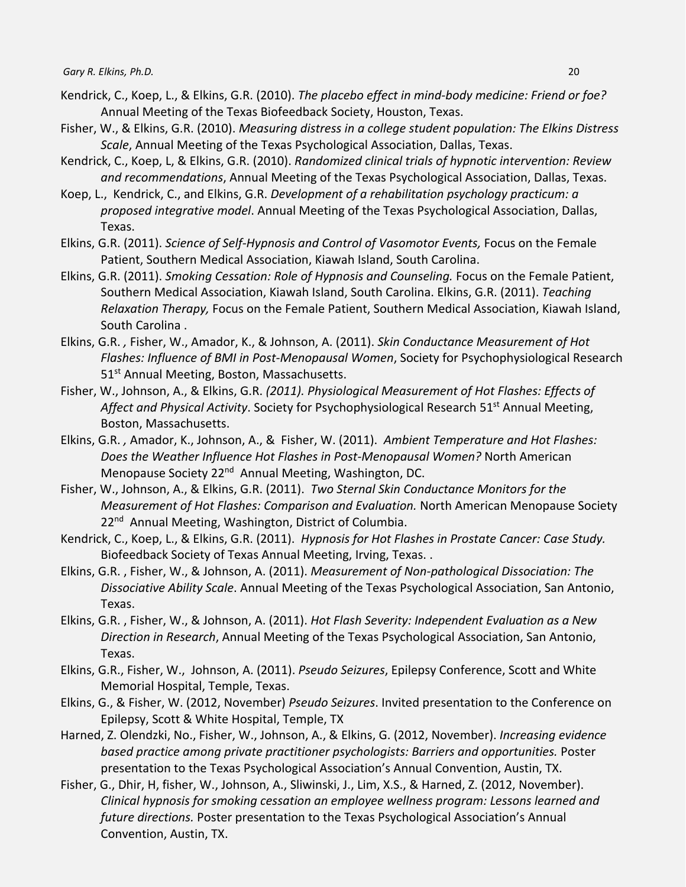Kendrick, C., Koep, L., & Elkins, G.R. (2010). *The placebo effect in mind-body medicine: Friend or foe?* Annual Meeting of the Texas Biofeedback Society, Houston, Texas.

Fisher, W., & Elkins, G.R. (2010). *Measuring distress in a college student population: The Elkins Distress Scale*, Annual Meeting of the Texas Psychological Association, Dallas, Texas.

Kendrick, C., Koep, L, & Elkins, G.R. (2010). *Randomized clinical trials of hypnotic intervention: Review and recommendations*, Annual Meeting of the Texas Psychological Association, Dallas, Texas.

Koep, L., Kendrick, C., and Elkins, G.R. *Development of a rehabilitation psychology practicum: a proposed integrative model*. Annual Meeting of the Texas Psychological Association, Dallas, Texas.

Elkins, G.R. (2011). *Science of Self-Hypnosis and Control of Vasomotor Events,* Focus on the Female Patient, Southern Medical Association, Kiawah Island, South Carolina.

Elkins, G.R. (2011). *Smoking Cessation: Role of Hypnosis and Counseling.* Focus on the Female Patient, Southern Medical Association, Kiawah Island, South Carolina. Elkins, G.R. (2011). *Teaching Relaxation Therapy,* Focus on the Female Patient, Southern Medical Association, Kiawah Island, South Carolina .

Elkins, G.R. *,* Fisher, W., Amador, K., & Johnson, A. (2011). *Skin Conductance Measurement of Hot Flashes: Influence of BMI in Post-Menopausal Women*, Society for Psychophysiological Research 51st Annual Meeting, Boston, Massachusetts.

Fisher, W., Johnson, A., & Elkins, G.R. *(2011). Physiological Measurement of Hot Flashes: Effects of Affect and Physical Activity*. Society for Psychophysiological Research 51st Annual Meeting, Boston, Massachusetts.

Elkins, G.R. *,* Amador, K., Johnson, A., & Fisher, W. (2011). *Ambient Temperature and Hot Flashes: Does the Weather Influence Hot Flashes in Post-Menopausal Women?* North American Menopause Society 22nd Annual Meeting, Washington, DC.

Fisher, W., Johnson, A., & Elkins, G.R. (2011). *Two Sternal Skin Conductance Monitors for the Measurement of Hot Flashes: Comparison and Evaluation.* North American Menopause Society 22nd Annual Meeting, Washington, District of Columbia.

Kendrick, C., Koep, L., & Elkins, G.R. (2011). *Hypnosis for Hot Flashes in Prostate Cancer: Case Study.* Biofeedback Society of Texas Annual Meeting, Irving, Texas. .

Elkins, G.R. , Fisher, W., & Johnson, A. (2011). *Measurement of Non-pathological Dissociation: The Dissociative Ability Scale*. Annual Meeting of the Texas Psychological Association, San Antonio, Texas.

Elkins, G.R. , Fisher, W., & Johnson, A. (2011). *Hot Flash Severity: Independent Evaluation as a New Direction in Research*, Annual Meeting of the Texas Psychological Association, San Antonio, Texas.

Elkins, G.R., Fisher, W., Johnson, A. (2011). *Pseudo Seizures*, Epilepsy Conference, Scott and White Memorial Hospital, Temple, Texas.

Elkins, G., & Fisher, W. (2012, November) *Pseudo Seizures*. Invited presentation to the Conference on Epilepsy, Scott & White Hospital, Temple, TX

Harned, Z. Olendzki, No., Fisher, W., Johnson, A., & Elkins, G. (2012, November). *Increasing evidence based practice among private practitioner psychologists: Barriers and opportunities.* Poster presentation to the Texas Psychological Association's Annual Convention, Austin, TX.

Fisher, G., Dhir, H, fisher, W., Johnson, A., Sliwinski, J., Lim, X.S., & Harned, Z. (2012, November). *Clinical hypnosis for smoking cessation an employee wellness program: Lessons learned and future directions.* Poster presentation to the Texas Psychological Association's Annual Convention, Austin, TX.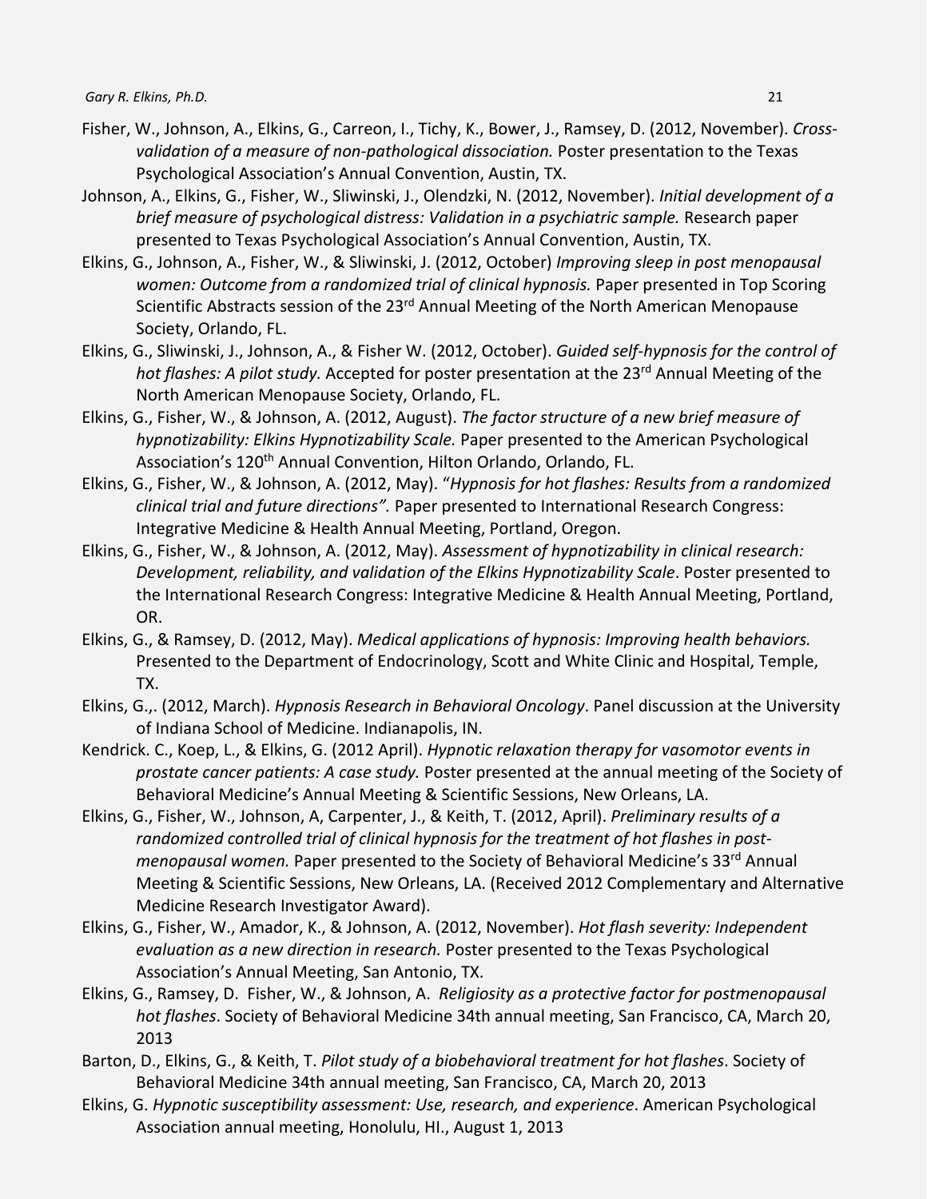Fisher, W., Johnson, A., Elkins, G., Carreon, I., Tichy, K., Bower, J., Ramsey, D. (2012, November). *Cross-validation of a measure of non-pathological dissociation.* Poster presentation to the Texas Psychological Association's Annual Convention, Austin, TX.

Johnson, A., Elkins, G., Fisher, W., Sliwinski, J., Olendzki, N. (2012, November). *Initial development of a brief measure of psychological distress: Validation in a psychiatric sample.* Research paper presented to Texas Psychological Association's Annual Convention, Austin, TX.

Elkins, G., Johnson, A., Fisher, W., & Sliwinski, J. (2012, October) *Improving sleep in post menopausal women: Outcome from a randomized trial of clinical hypnosis.* Paper presented in Top Scoring Scientific Abstracts session of the 23rd Annual Meeting of the North American Menopause Society, Orlando, FL.

Elkins, G., Sliwinski, J., Johnson, A., & Fisher W. (2012, October). *Guided self-hypnosis for the control of hot flashes: A pilot study.* Accepted for poster presentation at the 23rd Annual Meeting of the North American Menopause Society, Orlando, FL.

Elkins, G., Fisher, W., & Johnson, A. (2012, August). *The factor structure of a new brief measure of hypnotizability: Elkins Hypnotizability Scale.* Paper presented to the American Psychological Association's 120th Annual Convention, Hilton Orlando, Orlando, FL.

Elkins, G., Fisher, W., & Johnson, A. (2012, May). "*Hypnosis for hot flashes: Results from a randomized clinical trial and future directions".* Paper presented to International Research Congress: Integrative Medicine & Health Annual Meeting, Portland, Oregon.

Elkins, G., Fisher, W., & Johnson, A. (2012, May). *Assessment of hypnotizability in clinical research: Development, reliability, and validation of the Elkins Hypnotizability Scale*. Poster presented to the International Research Congress: Integrative Medicine & Health Annual Meeting, Portland, OR.

Elkins, G., & Ramsey, D. (2012, May). *Medical applications of hypnosis: Improving health behaviors.* Presented to the Department of Endocrinology, Scott and White Clinic and Hospital, Temple, TX.

Elkins, G.,. (2012, March). *Hypnosis Research in Behavioral Oncology*. Panel discussion at the University of Indiana School of Medicine. Indianapolis, IN.

Kendrick. C., Koep, L., & Elkins, G. (2012 April). *Hypnotic relaxation therapy for vasomotor events in prostate cancer patients: A case study.* Poster presented at the annual meeting of the Society of Behavioral Medicine's Annual Meeting & Scientific Sessions, New Orleans, LA.

Elkins, G., Fisher, W., Johnson, A, Carpenter, J., & Keith, T. (2012, April). *Preliminary results of a randomized controlled trial of clinical hypnosis for the treatment of hot flashes in post-menopausal women.* Paper presented to the Society of Behavioral Medicine's 33rd Annual Meeting & Scientific Sessions, New Orleans, LA. (Received 2012 Complementary and Alternative Medicine Research Investigator Award).

Elkins, G., Fisher, W., Amador, K., & Johnson, A. (2012, November). *Hot flash severity: Independent evaluation as a new direction in research.* Poster presented to the Texas Psychological Association's Annual Meeting, San Antonio, TX.

Elkins, G., Ramsey, D. Fisher, W., & Johnson, A. *Religiosity as a protective factor for postmenopausal hot flashes*. Society of Behavioral Medicine 34th annual meeting, San Francisco, CA, March 20, 2013

Barton, D., Elkins, G., & Keith, T. *Pilot study of a biobehavioral treatment for hot flashes*. Society of Behavioral Medicine 34th annual meeting, San Francisco, CA, March 20, 2013

Elkins, G. *Hypnotic susceptibility assessment: Use, research, and experience*. American Psychological Association annual meeting, Honolulu, HI., August 1, 2013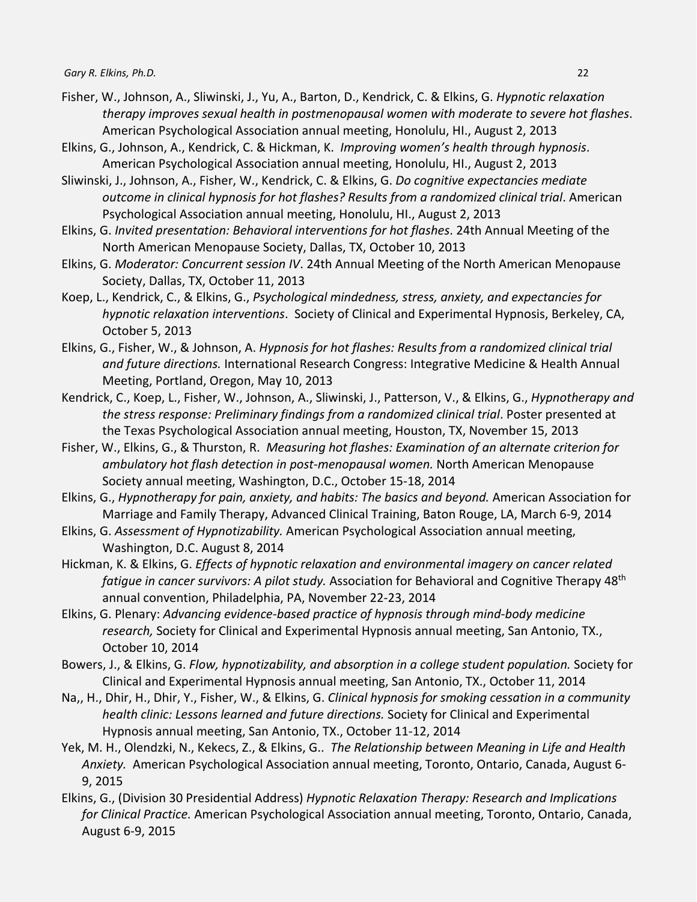Fisher, W., Johnson, A., Sliwinski, J., Yu, A., Barton, D., Kendrick, C. & Elkins, G. *Hypnotic relaxation therapy improves sexual health in postmenopausal women with moderate to severe hot flashes*. American Psychological Association annual meeting, Honolulu, HI., August 2, 2013

Elkins, G., Johnson, A., Kendrick, C. & Hickman, K. *Improving women's health through hypnosis*. American Psychological Association annual meeting, Honolulu, HI., August 2, 2013

Sliwinski, J., Johnson, A., Fisher, W., Kendrick, C. & Elkins, G. *Do cognitive expectancies mediate outcome in clinical hypnosis for hot flashes? Results from a randomized clinical trial*. American Psychological Association annual meeting, Honolulu, HI., August 2, 2013

Elkins, G. *Invited presentation: Behavioral interventions for hot flashes*. 24th Annual Meeting of the North American Menopause Society, Dallas, TX, October 10, 2013

Elkins, G. *Moderator: Concurrent session IV*. 24th Annual Meeting of the North American Menopause Society, Dallas, TX, October 11, 2013

Koep, L., Kendrick, C., & Elkins, G., *Psychological mindedness, stress, anxiety, and expectancies for hypnotic relaxation interventions*. Society of Clinical and Experimental Hypnosis, Berkeley, CA, October 5, 2013

Elkins, G., Fisher, W., & Johnson, A. *Hypnosis for hot flashes: Results from a randomized clinical trial and future directions.* International Research Congress: Integrative Medicine & Health Annual Meeting, Portland, Oregon, May 10, 2013

Kendrick, C., Koep, L., Fisher, W., Johnson, A., Sliwinski, J., Patterson, V., & Elkins, G., *Hypnotherapy and the stress response: Preliminary findings from a randomized clinical trial*. Poster presented at the Texas Psychological Association annual meeting, Houston, TX, November 15, 2013

Fisher, W., Elkins, G., & Thurston, R. *Measuring hot flashes: Examination of an alternate criterion for ambulatory hot flash detection in post-menopausal women.* North American Menopause Society annual meeting, Washington, D.C., October 15-18, 2014

Elkins, G., *Hypnotherapy for pain, anxiety, and habits: The basics and beyond.* American Association for Marriage and Family Therapy, Advanced Clinical Training, Baton Rouge, LA, March 6-9, 2014

Elkins, G. *Assessment of Hypnotizability.* American Psychological Association annual meeting, Washington, D.C. August 8, 2014

Hickman, K. & Elkins, G. *Effects of hypnotic relaxation and environmental imagery on cancer related fatigue in cancer survivors: A pilot study.* Association for Behavioral and Cognitive Therapy 48th annual convention, Philadelphia, PA, November 22-23, 2014

Elkins, G. Plenary: *Advancing evidence-based practice of hypnosis through mind-body medicine research,* Society for Clinical and Experimental Hypnosis annual meeting, San Antonio, TX., October 10, 2014

Bowers, J., & Elkins, G. *Flow, hypnotizability, and absorption in a college student population.* Society for Clinical and Experimental Hypnosis annual meeting, San Antonio, TX., October 11, 2014

Na,, H., Dhir, H., Dhir, Y., Fisher, W., & Elkins, G. *Clinical hypnosis for smoking cessation in a community health clinic: Lessons learned and future directions.* Society for Clinical and Experimental Hypnosis annual meeting, San Antonio, TX., October 11-12, 2014

Yek, M. H., Olendzki, N., Kekecs, Z., & Elkins, G.. *The Relationship between Meaning in Life and Health Anxiety.* American Psychological Association annual meeting, Toronto, Ontario, Canada, August 6-9, 2015

Elkins, G., (Division 30 Presidential Address) *Hypnotic Relaxation Therapy: Research and Implications for Clinical Practice.* American Psychological Association annual meeting, Toronto, Ontario, Canada, August 6-9, 2015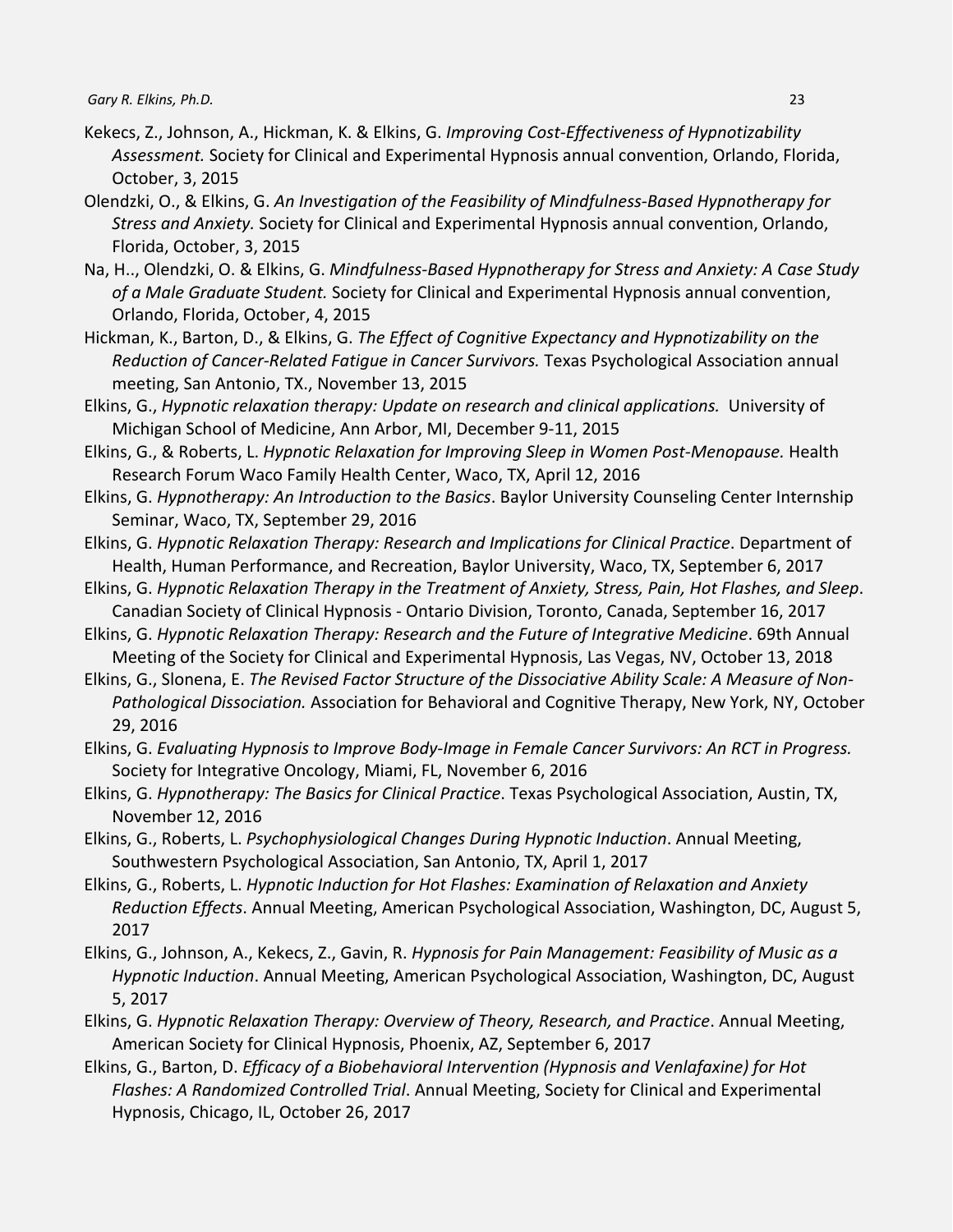Kekecs, Z., Johnson, A., Hickman, K. & Elkins, G. *Improving Cost-Effectiveness of Hypnotizability Assessment.* Society for Clinical and Experimental Hypnosis annual convention, Orlando, Florida, October, 3, 2015

Olendzki, O., & Elkins, G. *An Investigation of the Feasibility of Mindfulness-Based Hypnotherapy for Stress and Anxiety.* Society for Clinical and Experimental Hypnosis annual convention, Orlando, Florida, October, 3, 2015

Na, H.., Olendzki, O. & Elkins, G. *Mindfulness-Based Hypnotherapy for Stress and Anxiety: A Case Study of a Male Graduate Student.* Society for Clinical and Experimental Hypnosis annual convention, Orlando, Florida, October, 4, 2015

Hickman, K., Barton, D., & Elkins, G. *The Effect of Cognitive Expectancy and Hypnotizability on the Reduction of Cancer-Related Fatigue in Cancer Survivors.* Texas Psychological Association annual meeting, San Antonio, TX., November 13, 2015

Elkins, G., *Hypnotic relaxation therapy: Update on research and clinical applications.* University of Michigan School of Medicine, Ann Arbor, MI, December 9-11, 2015

Elkins, G., & Roberts, L. *Hypnotic Relaxation for Improving Sleep in Women Post-Menopause.* Health Research Forum Waco Family Health Center, Waco, TX, April 12, 2016

Elkins, G. *Hypnotherapy: An Introduction to the Basics*. Baylor University Counseling Center Internship Seminar, Waco, TX, September 29, 2016

Elkins, G. *Hypnotic Relaxation Therapy: Research and Implications for Clinical Practice*. Department of Health, Human Performance, and Recreation, Baylor University, Waco, TX, September 6, 2017

Elkins, G. *Hypnotic Relaxation Therapy in the Treatment of Anxiety, Stress, Pain, Hot Flashes, and Sleep*. Canadian Society of Clinical Hypnosis - Ontario Division, Toronto, Canada, September 16, 2017

Elkins, G. *Hypnotic Relaxation Therapy: Research and the Future of Integrative Medicine*. 69th Annual Meeting of the Society for Clinical and Experimental Hypnosis, Las Vegas, NV, October 13, 2018

Elkins, G., Slonena, E. *The Revised Factor Structure of the Dissociative Ability Scale: A Measure of Non-Pathological Dissociation.* Association for Behavioral and Cognitive Therapy, New York, NY, October 29, 2016

Elkins, G. *Evaluating Hypnosis to Improve Body-Image in Female Cancer Survivors: An RCT in Progress.* Society for Integrative Oncology, Miami, FL, November 6, 2016

Elkins, G. *Hypnotherapy: The Basics for Clinical Practice*. Texas Psychological Association, Austin, TX, November 12, 2016

Elkins, G., Roberts, L. *Psychophysiological Changes During Hypnotic Induction*. Annual Meeting, Southwestern Psychological Association, San Antonio, TX, April 1, 2017

Elkins, G., Roberts, L. *Hypnotic Induction for Hot Flashes: Examination of Relaxation and Anxiety Reduction Effects*. Annual Meeting, American Psychological Association, Washington, DC, August 5, 2017

Elkins, G., Johnson, A., Kekecs, Z., Gavin, R. *Hypnosis for Pain Management: Feasibility of Music as a Hypnotic Induction*. Annual Meeting, American Psychological Association, Washington, DC, August 5, 2017

Elkins, G. *Hypnotic Relaxation Therapy: Overview of Theory, Research, and Practice*. Annual Meeting, American Society for Clinical Hypnosis, Phoenix, AZ, September 6, 2017

Elkins, G., Barton, D. *Efficacy of a Biobehavioral Intervention (Hypnosis and Venlafaxine) for Hot Flashes: A Randomized Controlled Trial*. Annual Meeting, Society for Clinical and Experimental Hypnosis, Chicago, IL, October 26, 2017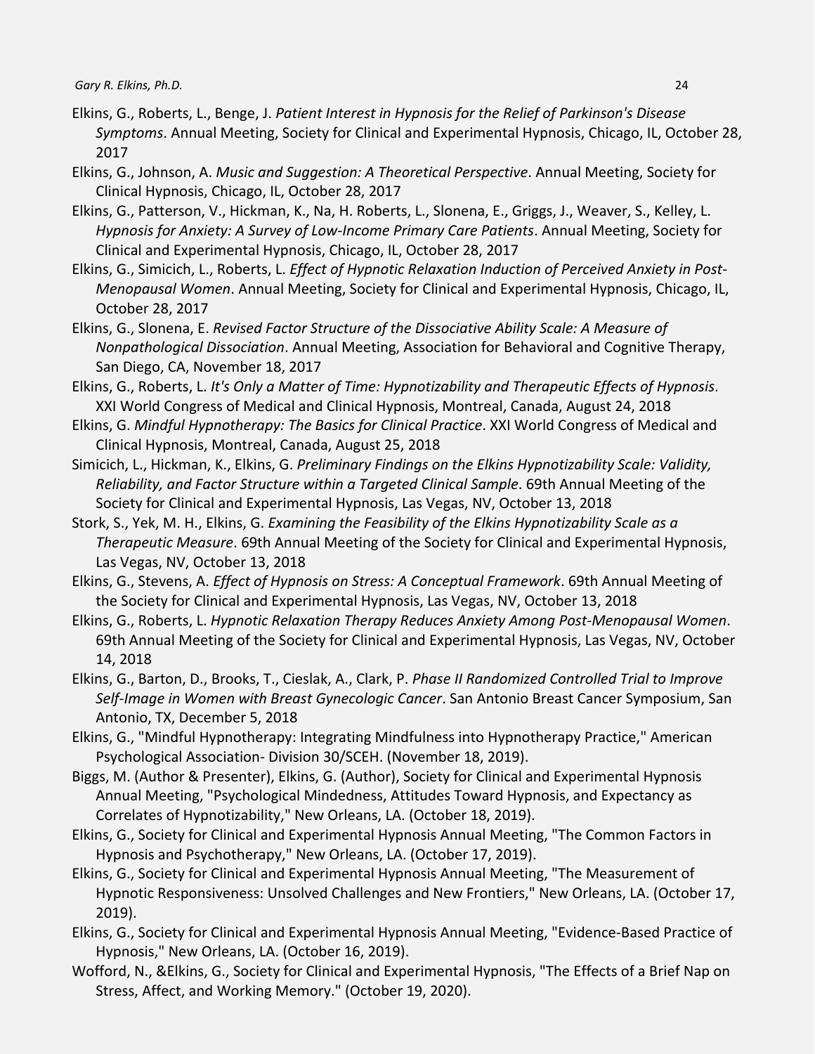Elkins, G., Roberts, L., Benge, J. *Patient Interest in Hypnosis for the Relief of Parkinson's Disease Symptoms*. Annual Meeting, Society for Clinical and Experimental Hypnosis, Chicago, IL, October 28, 2017

Elkins, G., Johnson, A. *Music and Suggestion: A Theoretical Perspective*. Annual Meeting, Society for Clinical Hypnosis, Chicago, IL, October 28, 2017

Elkins, G., Patterson, V., Hickman, K., Na, H. Roberts, L., Slonena, E., Griggs, J., Weaver, S., Kelley, L. *Hypnosis for Anxiety: A Survey of Low-Income Primary Care Patients*. Annual Meeting, Society for Clinical and Experimental Hypnosis, Chicago, IL, October 28, 2017

Elkins, G., Simicich, L., Roberts, L. *Effect of Hypnotic Relaxation Induction of Perceived Anxiety in Post-Menopausal Women*. Annual Meeting, Society for Clinical and Experimental Hypnosis, Chicago, IL, October 28, 2017

Elkins, G., Slonena, E. *Revised Factor Structure of the Dissociative Ability Scale: A Measure of Nonpathological Dissociation*. Annual Meeting, Association for Behavioral and Cognitive Therapy, San Diego, CA, November 18, 2017

Elkins, G., Roberts, L. *It's Only a Matter of Time: Hypnotizability and Therapeutic Effects of Hypnosis*. XXI World Congress of Medical and Clinical Hypnosis, Montreal, Canada, August 24, 2018

Elkins, G. *Mindful Hypnotherapy: The Basics for Clinical Practice*. XXI World Congress of Medical and Clinical Hypnosis, Montreal, Canada, August 25, 2018

Simicich, L., Hickman, K., Elkins, G. *Preliminary Findings on the Elkins Hypnotizability Scale: Validity, Reliability, and Factor Structure within a Targeted Clinical Sample*. 69th Annual Meeting of the Society for Clinical and Experimental Hypnosis, Las Vegas, NV, October 13, 2018

Stork, S., Yek, M. H., Elkins, G. *Examining the Feasibility of the Elkins Hypnotizability Scale as a Therapeutic Measure*. 69th Annual Meeting of the Society for Clinical and Experimental Hypnosis, Las Vegas, NV, October 13, 2018

Elkins, G., Stevens, A. *Effect of Hypnosis on Stress: A Conceptual Framework*. 69th Annual Meeting of the Society for Clinical and Experimental Hypnosis, Las Vegas, NV, October 13, 2018

Elkins, G., Roberts, L. *Hypnotic Relaxation Therapy Reduces Anxiety Among Post-Menopausal Women*. 69th Annual Meeting of the Society for Clinical and Experimental Hypnosis, Las Vegas, NV, October 14, 2018

Elkins, G., Barton, D., Brooks, T., Cieslak, A., Clark, P. *Phase II Randomized Controlled Trial to Improve Self-Image in Women with Breast Gynecologic Cancer*. San Antonio Breast Cancer Symposium, San Antonio, TX, December 5, 2018

Elkins, G., "Mindful Hypnotherapy: Integrating Mindfulness into Hypnotherapy Practice," American Psychological Association- Division 30/SCEH. (November 18, 2019).

Biggs, M. (Author & Presenter), Elkins, G. (Author), Society for Clinical and Experimental Hypnosis Annual Meeting, "Psychological Mindedness, Attitudes Toward Hypnosis, and Expectancy as Correlates of Hypnotizability," New Orleans, LA. (October 18, 2019).

Elkins, G., Society for Clinical and Experimental Hypnosis Annual Meeting, "The Common Factors in Hypnosis and Psychotherapy," New Orleans, LA. (October 17, 2019).

Elkins, G., Society for Clinical and Experimental Hypnosis Annual Meeting, "The Measurement of Hypnotic Responsiveness: Unsolved Challenges and New Frontiers," New Orleans, LA. (October 17, 2019).

Elkins, G., Society for Clinical and Experimental Hypnosis Annual Meeting, "Evidence-Based Practice of Hypnosis," New Orleans, LA. (October 16, 2019).

Wofford, N., &Elkins, G., Society for Clinical and Experimental Hypnosis, "The Effects of a Brief Nap on Stress, Affect, and Working Memory." (October 19, 2020).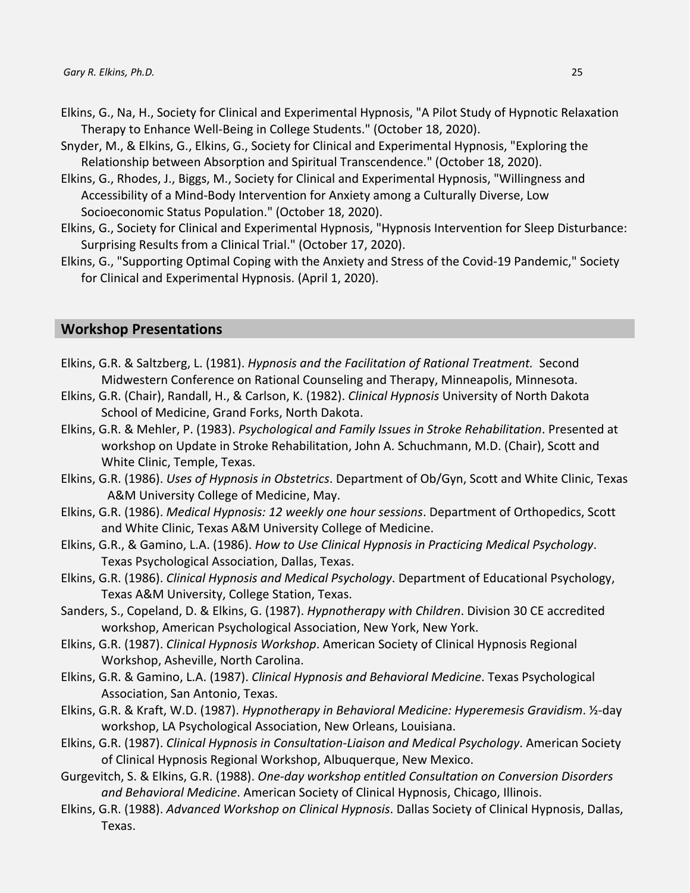Elkins, G., Na, H., Society for Clinical and Experimental Hypnosis, "A Pilot Study of Hypnotic Relaxation Therapy to Enhance Well-Being in College Students." (October 18, 2020).

Snyder, M., & Elkins, G., Elkins, G., Society for Clinical and Experimental Hypnosis, "Exploring the Relationship between Absorption and Spiritual Transcendence." (October 18, 2020).

Elkins, G., Rhodes, J., Biggs, M., Society for Clinical and Experimental Hypnosis, "Willingness and Accessibility of a Mind-Body Intervention for Anxiety among a Culturally Diverse, Low Socioeconomic Status Population." (October 18, 2020).

Elkins, G., Society for Clinical and Experimental Hypnosis, "Hypnosis Intervention for Sleep Disturbance: Surprising Results from a Clinical Trial." (October 17, 2020).

Elkins, G., "Supporting Optimal Coping with the Anxiety and Stress of the Covid-19 Pandemic," Society for Clinical and Experimental Hypnosis. (April 1, 2020).

## Workshop Presentations

Elkins, G.R. & Saltzberg, L. (1981). *Hypnosis and the Facilitation of Rational Treatment.* Second Midwestern Conference on Rational Counseling and Therapy, Minneapolis, Minnesota.

Elkins, G.R. (Chair), Randall, H., & Carlson, K. (1982). *Clinical Hypnosis* University of North Dakota School of Medicine, Grand Forks, North Dakota.

Elkins, G.R. & Mehler, P. (1983). *Psychological and Family Issues in Stroke Rehabilitation*. Presented at workshop on Update in Stroke Rehabilitation, John A. Schuchmann, M.D. (Chair), Scott and White Clinic, Temple, Texas.

Elkins, G.R. (1986). *Uses of Hypnosis in Obstetrics*. Department of Ob/Gyn, Scott and White Clinic, Texas A&M University College of Medicine, May.

Elkins, G.R. (1986). *Medical Hypnosis: 12 weekly one hour sessions*. Department of Orthopedics, Scott and White Clinic, Texas A&M University College of Medicine.

Elkins, G.R., & Gamino, L.A. (1986). *How to Use Clinical Hypnosis in Practicing Medical Psychology*. Texas Psychological Association, Dallas, Texas.

Elkins, G.R. (1986). *Clinical Hypnosis and Medical Psychology*. Department of Educational Psychology, Texas A&M University, College Station, Texas.

Sanders, S., Copeland, D. & Elkins, G. (1987). *Hypnotherapy with Children*. Division 30 CE accredited workshop, American Psychological Association, New York, New York.

Elkins, G.R. (1987). *Clinical Hypnosis Workshop*. American Society of Clinical Hypnosis Regional Workshop, Asheville, North Carolina.

Elkins, G.R. & Gamino, L.A. (1987). *Clinical Hypnosis and Behavioral Medicine*. Texas Psychological Association, San Antonio, Texas.

Elkins, G.R. & Kraft, W.D. (1987). *Hypnotherapy in Behavioral Medicine: Hyperemesis Gravidism*. ½-day workshop, LA Psychological Association, New Orleans, Louisiana.

Elkins, G.R. (1987). *Clinical Hypnosis in Consultation-Liaison and Medical Psychology*. American Society of Clinical Hypnosis Regional Workshop, Albuquerque, New Mexico.

Gurgevitch, S. & Elkins, G.R. (1988). *One-day workshop entitled Consultation on Conversion Disorders and Behavioral Medicine*. American Society of Clinical Hypnosis, Chicago, Illinois.

Elkins, G.R. (1988). *Advanced Workshop on Clinical Hypnosis*. Dallas Society of Clinical Hypnosis, Dallas, Texas.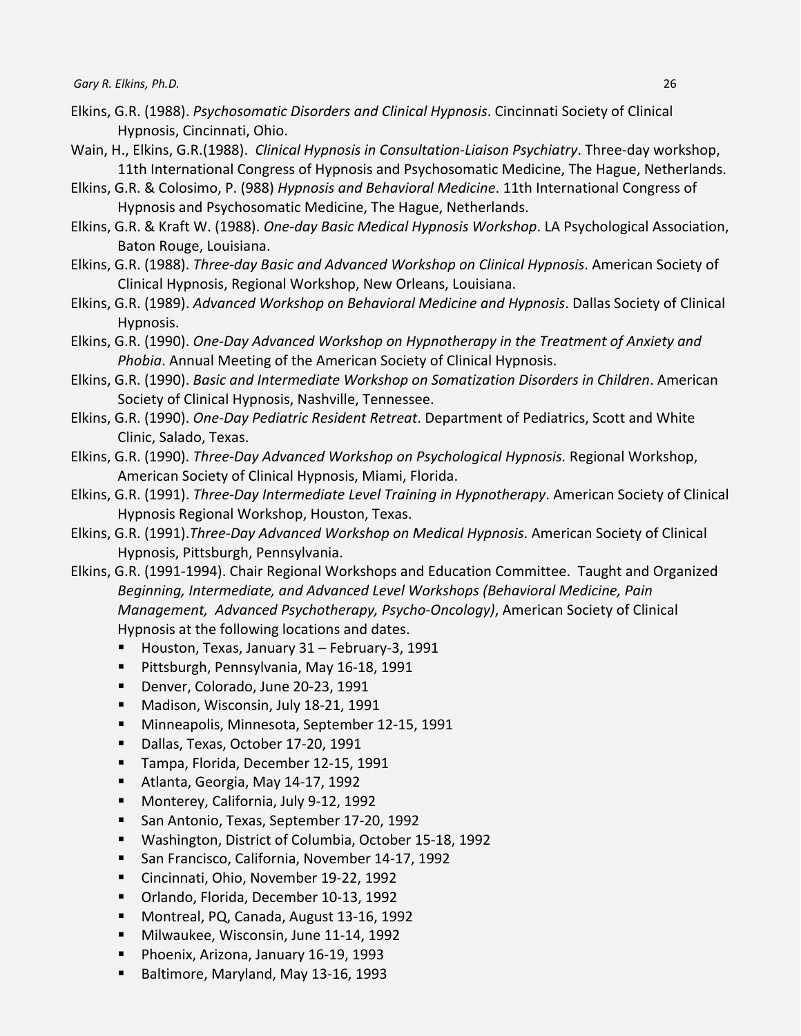Elkins, G.R. (1988). *Psychosomatic Disorders and Clinical Hypnosis*. Cincinnati Society of Clinical Hypnosis, Cincinnati, Ohio.

Wain, H., Elkins, G.R.(1988). *Clinical Hypnosis in Consultation-Liaison Psychiatry*. Three-day workshop, 11th International Congress of Hypnosis and Psychosomatic Medicine, The Hague, Netherlands.

Elkins, G.R. & Colosimo, P. (988) *Hypnosis and Behavioral Medicine*. 11th International Congress of Hypnosis and Psychosomatic Medicine, The Hague, Netherlands.

Elkins, G.R. & Kraft W. (1988). *One-day Basic Medical Hypnosis Workshop*. LA Psychological Association, Baton Rouge, Louisiana.

Elkins, G.R. (1988). *Three-day Basic and Advanced Workshop on Clinical Hypnosis*. American Society of Clinical Hypnosis, Regional Workshop, New Orleans, Louisiana.

Elkins, G.R. (1989). *Advanced Workshop on Behavioral Medicine and Hypnosis*. Dallas Society of Clinical Hypnosis.

Elkins, G.R. (1990). *One-Day Advanced Workshop on Hypnotherapy in the Treatment of Anxiety and Phobia*. Annual Meeting of the American Society of Clinical Hypnosis.

Elkins, G.R. (1990). *Basic and Intermediate Workshop on Somatization Disorders in Children*. American Society of Clinical Hypnosis, Nashville, Tennessee.

Elkins, G.R. (1990). *One-Day Pediatric Resident Retreat*. Department of Pediatrics, Scott and White Clinic, Salado, Texas.

Elkins, G.R. (1990). *Three-Day Advanced Workshop on Psychological Hypnosis.* Regional Workshop, American Society of Clinical Hypnosis, Miami, Florida.

Elkins, G.R. (1991). *Three-Day Intermediate Level Training in Hypnotherapy*. American Society of Clinical Hypnosis Regional Workshop, Houston, Texas.

Elkins, G.R. (1991).*Three-Day Advanced Workshop on Medical Hypnosis*. American Society of Clinical Hypnosis, Pittsburgh, Pennsylvania.

Elkins, G.R. (1991-1994). Chair Regional Workshops and Education Committee. Taught and Organized *Beginning, Intermediate, and Advanced Level Workshops (Behavioral Medicine, Pain Management, Advanced Psychotherapy, Psycho-Oncology)*, American Society of Clinical Hypnosis at the following locations and dates.

- Houston, Texas, January 31 – February-3, 1991
- Pittsburgh, Pennsylvania, May 16-18, 1991
- Denver, Colorado, June 20-23, 1991
- Madison, Wisconsin, July 18-21, 1991
- Minneapolis, Minnesota, September 12-15, 1991
- Dallas, Texas, October 17-20, 1991
- Tampa, Florida, December 12-15, 1991
- Atlanta, Georgia, May 14-17, 1992
- Monterey, California, July 9-12, 1992
- San Antonio, Texas, September 17-20, 1992
- Washington, District of Columbia, October 15-18, 1992
- San Francisco, California, November 14-17, 1992
- Cincinnati, Ohio, November 19-22, 1992
- Orlando, Florida, December 10-13, 1992
- Montreal, PQ, Canada, August 13-16, 1992
- Milwaukee, Wisconsin, June 11-14, 1992
- Phoenix, Arizona, January 16-19, 1993
- Baltimore, Maryland, May 13-16, 1993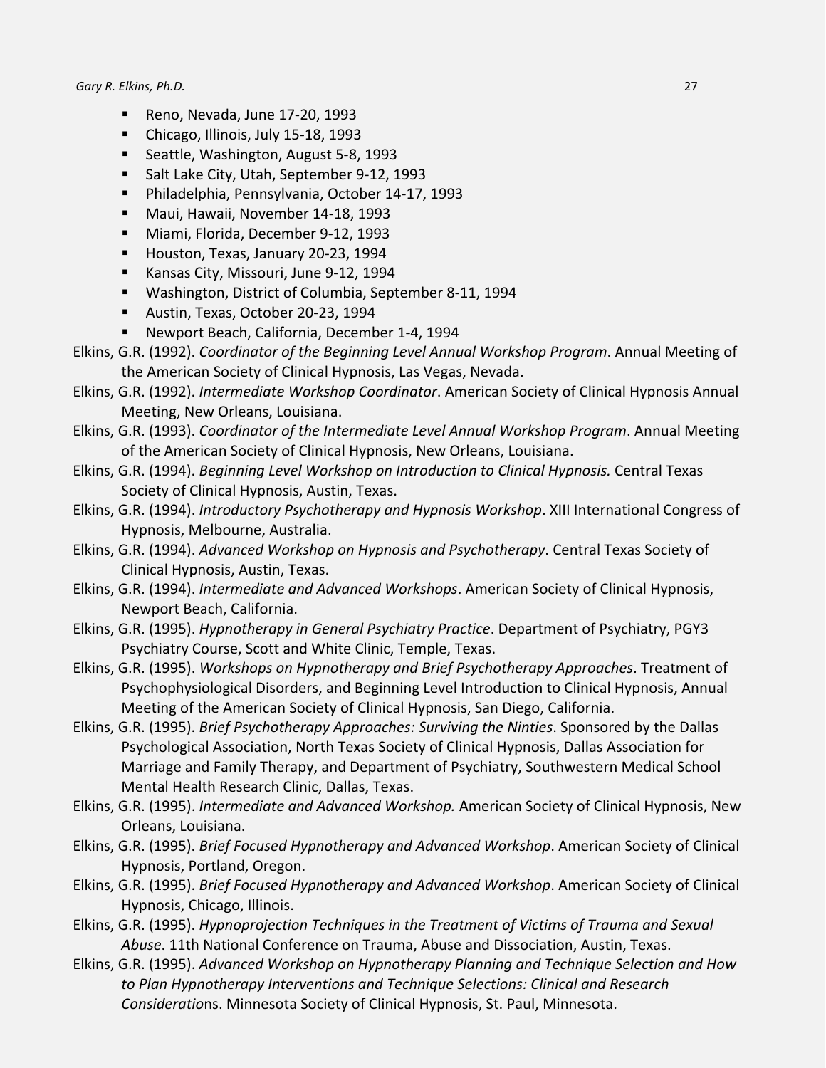- Reno, Nevada, June 17-20, 1993
- Chicago, Illinois, July 15-18, 1993
- Seattle, Washington, August 5-8, 1993
- Salt Lake City, Utah, September 9-12, 1993
- Philadelphia, Pennsylvania, October 14-17, 1993
- Maui, Hawaii, November 14-18, 1993
- Miami, Florida, December 9-12, 1993
- Houston, Texas, January 20-23, 1994
- Kansas City, Missouri, June 9-12, 1994
- Washington, District of Columbia, September 8-11, 1994
- Austin, Texas, October 20-23, 1994
- Newport Beach, California, December 1-4, 1994

Elkins, G.R. (1992). *Coordinator of the Beginning Level Annual Workshop Program*. Annual Meeting of the American Society of Clinical Hypnosis, Las Vegas, Nevada.

Elkins, G.R. (1992). *Intermediate Workshop Coordinator*. American Society of Clinical Hypnosis Annual Meeting, New Orleans, Louisiana.

Elkins, G.R. (1993). *Coordinator of the Intermediate Level Annual Workshop Program*. Annual Meeting of the American Society of Clinical Hypnosis, New Orleans, Louisiana.

Elkins, G.R. (1994). *Beginning Level Workshop on Introduction to Clinical Hypnosis.* Central Texas Society of Clinical Hypnosis, Austin, Texas.

Elkins, G.R. (1994). *Introductory Psychotherapy and Hypnosis Workshop*. XIII International Congress of Hypnosis, Melbourne, Australia.

Elkins, G.R. (1994). *Advanced Workshop on Hypnosis and Psychotherapy*. Central Texas Society of Clinical Hypnosis, Austin, Texas.

Elkins, G.R. (1994). *Intermediate and Advanced Workshops*. American Society of Clinical Hypnosis, Newport Beach, California.

Elkins, G.R. (1995). *Hypnotherapy in General Psychiatry Practice*. Department of Psychiatry, PGY3 Psychiatry Course, Scott and White Clinic, Temple, Texas.

Elkins, G.R. (1995). *Workshops on Hypnotherapy and Brief Psychotherapy Approaches*. Treatment of Psychophysiological Disorders, and Beginning Level Introduction to Clinical Hypnosis, Annual Meeting of the American Society of Clinical Hypnosis, San Diego, California.

Elkins, G.R. (1995). *Brief Psychotherapy Approaches: Surviving the Ninties*. Sponsored by the Dallas Psychological Association, North Texas Society of Clinical Hypnosis, Dallas Association for Marriage and Family Therapy, and Department of Psychiatry, Southwestern Medical School Mental Health Research Clinic, Dallas, Texas.

Elkins, G.R. (1995). *Intermediate and Advanced Workshop.* American Society of Clinical Hypnosis, New Orleans, Louisiana.

Elkins, G.R. (1995). *Brief Focused Hypnotherapy and Advanced Workshop*. American Society of Clinical Hypnosis, Portland, Oregon.

Elkins, G.R. (1995). *Brief Focused Hypnotherapy and Advanced Workshop*. American Society of Clinical Hypnosis, Chicago, Illinois.

Elkins, G.R. (1995). *Hypnoprojection Techniques in the Treatment of Victims of Trauma and Sexual Abuse*. 11th National Conference on Trauma, Abuse and Dissociation, Austin, Texas.

Elkins, G.R. (1995). *Advanced Workshop on Hypnotherapy Planning and Technique Selection and How to Plan Hypnotherapy Interventions and Technique Selections: Clinical and Research Consideratio*ns. Minnesota Society of Clinical Hypnosis, St. Paul, Minnesota.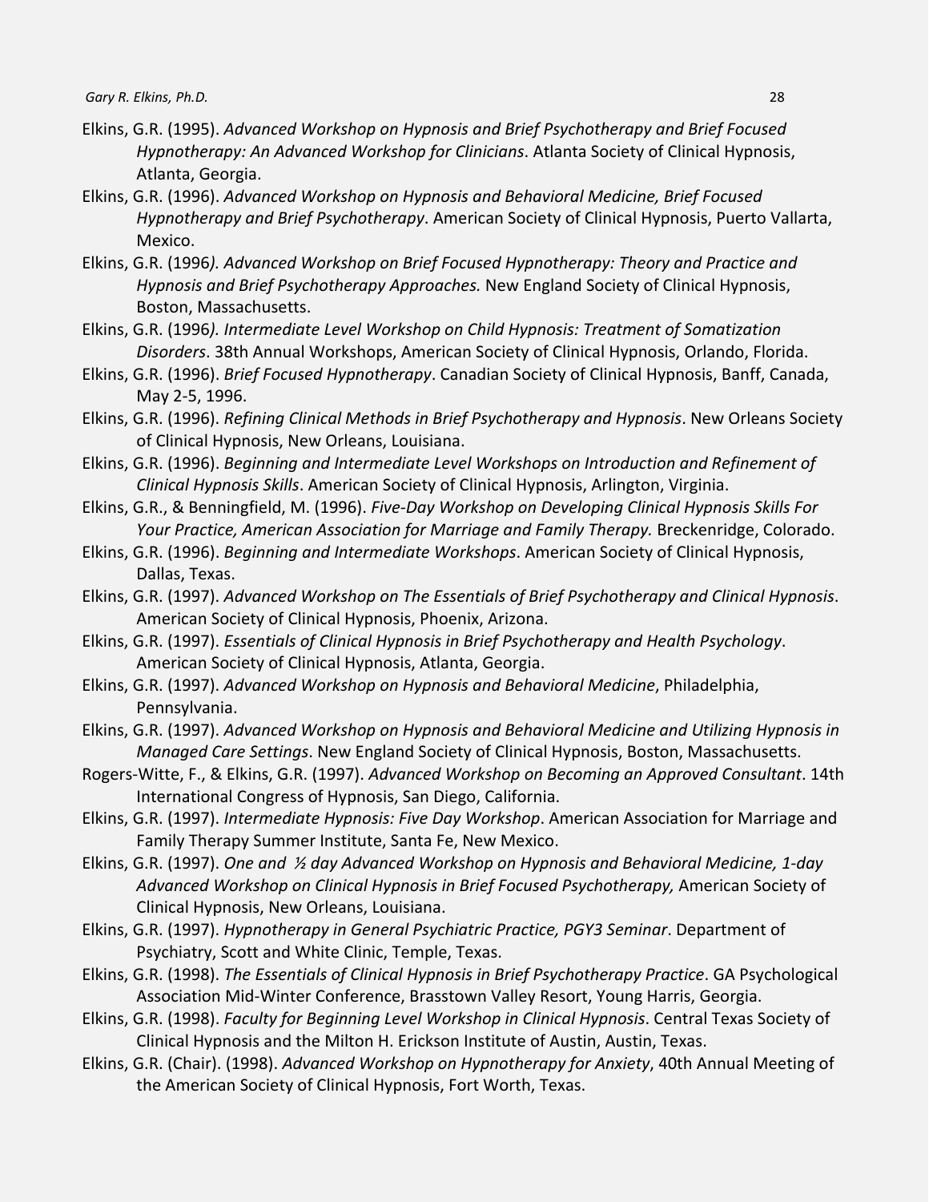Elkins, G.R. (1995). *Advanced Workshop on Hypnosis and Brief Psychotherapy and Brief Focused Hypnotherapy: An Advanced Workshop for Clinicians*. Atlanta Society of Clinical Hypnosis, Atlanta, Georgia.

Elkins, G.R. (1996). *Advanced Workshop on Hypnosis and Behavioral Medicine, Brief Focused Hypnotherapy and Brief Psychotherapy*. American Society of Clinical Hypnosis, Puerto Vallarta, Mexico.

Elkins, G.R. (1996*). Advanced Workshop on Brief Focused Hypnotherapy: Theory and Practice and Hypnosis and Brief Psychotherapy Approaches.* New England Society of Clinical Hypnosis, Boston, Massachusetts.

Elkins, G.R. (1996*). Intermediate Level Workshop on Child Hypnosis: Treatment of Somatization Disorders*. 38th Annual Workshops, American Society of Clinical Hypnosis, Orlando, Florida.

Elkins, G.R. (1996). *Brief Focused Hypnotherapy*. Canadian Society of Clinical Hypnosis, Banff, Canada, May 2-5, 1996.

Elkins, G.R. (1996). *Refining Clinical Methods in Brief Psychotherapy and Hypnosis*. New Orleans Society of Clinical Hypnosis, New Orleans, Louisiana.

Elkins, G.R. (1996). *Beginning and Intermediate Level Workshops on Introduction and Refinement of Clinical Hypnosis Skills*. American Society of Clinical Hypnosis, Arlington, Virginia.

Elkins, G.R., & Benningfield, M. (1996). *Five-Day Workshop on Developing Clinical Hypnosis Skills For Your Practice, American Association for Marriage and Family Therapy.* Breckenridge, Colorado.

Elkins, G.R. (1996). *Beginning and Intermediate Workshops*. American Society of Clinical Hypnosis, Dallas, Texas.

Elkins, G.R. (1997). *Advanced Workshop on The Essentials of Brief Psychotherapy and Clinical Hypnosis*. American Society of Clinical Hypnosis, Phoenix, Arizona.

Elkins, G.R. (1997). *Essentials of Clinical Hypnosis in Brief Psychotherapy and Health Psychology*. American Society of Clinical Hypnosis, Atlanta, Georgia.

Elkins, G.R. (1997). *Advanced Workshop on Hypnosis and Behavioral Medicine*, Philadelphia, Pennsylvania.

Elkins, G.R. (1997). *Advanced Workshop on Hypnosis and Behavioral Medicine and Utilizing Hypnosis in Managed Care Settings*. New England Society of Clinical Hypnosis, Boston, Massachusetts.

Rogers-Witte, F., & Elkins, G.R. (1997). *Advanced Workshop on Becoming an Approved Consultant*. 14th International Congress of Hypnosis, San Diego, California.

Elkins, G.R. (1997). *Intermediate Hypnosis: Five Day Workshop*. American Association for Marriage and Family Therapy Summer Institute, Santa Fe, New Mexico.

Elkins, G.R. (1997). *One and ½ day Advanced Workshop on Hypnosis and Behavioral Medicine, 1-day Advanced Workshop on Clinical Hypnosis in Brief Focused Psychotherapy,* American Society of Clinical Hypnosis, New Orleans, Louisiana.

Elkins, G.R. (1997). *Hypnotherapy in General Psychiatric Practice, PGY3 Seminar*. Department of Psychiatry, Scott and White Clinic, Temple, Texas.

Elkins, G.R. (1998). *The Essentials of Clinical Hypnosis in Brief Psychotherapy Practice*. GA Psychological Association Mid-Winter Conference, Brasstown Valley Resort, Young Harris, Georgia.

Elkins, G.R. (1998). *Faculty for Beginning Level Workshop in Clinical Hypnosis*. Central Texas Society of Clinical Hypnosis and the Milton H. Erickson Institute of Austin, Austin, Texas.

Elkins, G.R. (Chair). (1998). *Advanced Workshop on Hypnotherapy for Anxiety*, 40th Annual Meeting of the American Society of Clinical Hypnosis, Fort Worth, Texas.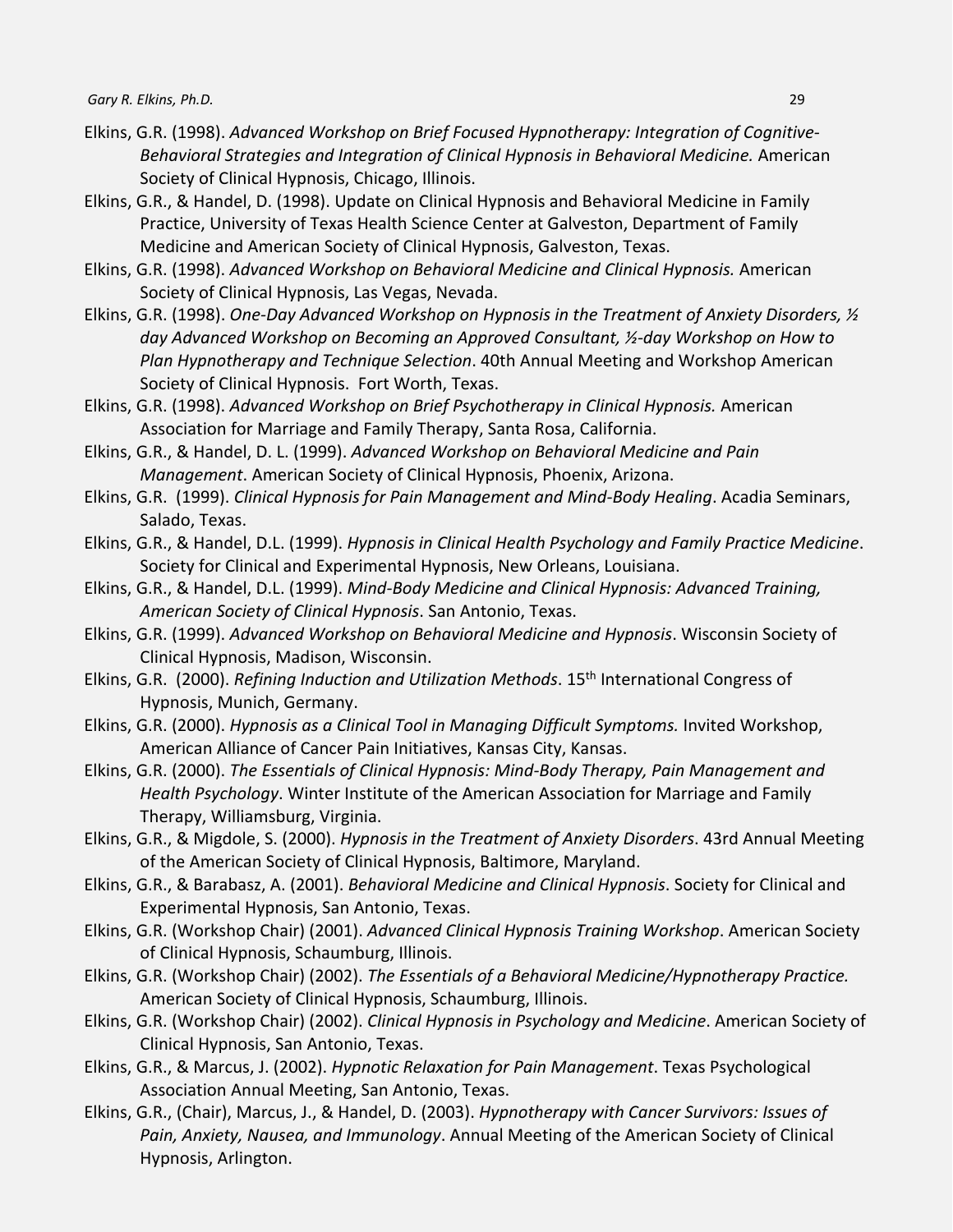Elkins, G.R. (1998). *Advanced Workshop on Brief Focused Hypnotherapy: Integration of Cognitive-Behavioral Strategies and Integration of Clinical Hypnosis in Behavioral Medicine.* American Society of Clinical Hypnosis, Chicago, Illinois.

Elkins, G.R., & Handel, D. (1998). Update on Clinical Hypnosis and Behavioral Medicine in Family Practice, University of Texas Health Science Center at Galveston, Department of Family Medicine and American Society of Clinical Hypnosis, Galveston, Texas.

Elkins, G.R. (1998). *Advanced Workshop on Behavioral Medicine and Clinical Hypnosis.* American Society of Clinical Hypnosis, Las Vegas, Nevada.

Elkins, G.R. (1998). *One-Day Advanced Workshop on Hypnosis in the Treatment of Anxiety Disorders, ½ day Advanced Workshop on Becoming an Approved Consultant, ½-day Workshop on How to Plan Hypnotherapy and Technique Selection*. 40th Annual Meeting and Workshop American Society of Clinical Hypnosis. Fort Worth, Texas.

Elkins, G.R. (1998). *Advanced Workshop on Brief Psychotherapy in Clinical Hypnosis.* American Association for Marriage and Family Therapy, Santa Rosa, California.

Elkins, G.R., & Handel, D. L. (1999). *Advanced Workshop on Behavioral Medicine and Pain Management*. American Society of Clinical Hypnosis, Phoenix, Arizona.

Elkins, G.R. (1999). *Clinical Hypnosis for Pain Management and Mind-Body Healing*. Acadia Seminars, Salado, Texas.

Elkins, G.R., & Handel, D.L. (1999). *Hypnosis in Clinical Health Psychology and Family Practice Medicine*. Society for Clinical and Experimental Hypnosis, New Orleans, Louisiana.

Elkins, G.R., & Handel, D.L. (1999). *Mind-Body Medicine and Clinical Hypnosis: Advanced Training, American Society of Clinical Hypnosis*. San Antonio, Texas.

Elkins, G.R. (1999). *Advanced Workshop on Behavioral Medicine and Hypnosis*. Wisconsin Society of Clinical Hypnosis, Madison, Wisconsin.

Elkins, G.R. (2000). *Refining Induction and Utilization Methods*. 15th International Congress of Hypnosis, Munich, Germany.

Elkins, G.R. (2000). *Hypnosis as a Clinical Tool in Managing Difficult Symptoms.* Invited Workshop, American Alliance of Cancer Pain Initiatives, Kansas City, Kansas.

Elkins, G.R. (2000). *The Essentials of Clinical Hypnosis: Mind-Body Therapy, Pain Management and Health Psychology*. Winter Institute of the American Association for Marriage and Family Therapy, Williamsburg, Virginia.

Elkins, G.R., & Migdole, S. (2000). *Hypnosis in the Treatment of Anxiety Disorders*. 43rd Annual Meeting of the American Society of Clinical Hypnosis, Baltimore, Maryland.

Elkins, G.R., & Barabasz, A. (2001). *Behavioral Medicine and Clinical Hypnosis*. Society for Clinical and Experimental Hypnosis, San Antonio, Texas.

Elkins, G.R. (Workshop Chair) (2001). *Advanced Clinical Hypnosis Training Workshop*. American Society of Clinical Hypnosis, Schaumburg, Illinois.

Elkins, G.R. (Workshop Chair) (2002). *The Essentials of a Behavioral Medicine/Hypnotherapy Practice.* American Society of Clinical Hypnosis, Schaumburg, Illinois.

Elkins, G.R. (Workshop Chair) (2002). *Clinical Hypnosis in Psychology and Medicine*. American Society of Clinical Hypnosis, San Antonio, Texas.

Elkins, G.R., & Marcus, J. (2002). *Hypnotic Relaxation for Pain Management*. Texas Psychological Association Annual Meeting, San Antonio, Texas.

Elkins, G.R., (Chair), Marcus, J., & Handel, D. (2003). *Hypnotherapy with Cancer Survivors: Issues of Pain, Anxiety, Nausea, and Immunology*. Annual Meeting of the American Society of Clinical Hypnosis, Arlington.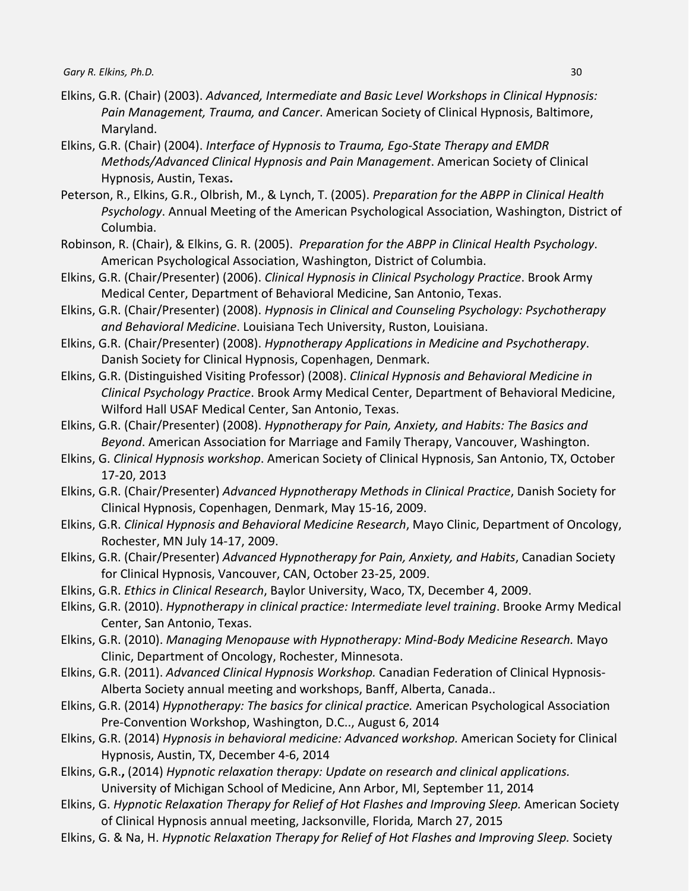Elkins, G.R. (Chair) (2003). *Advanced, Intermediate and Basic Level Workshops in Clinical Hypnosis: Pain Management, Trauma, and Cancer*. American Society of Clinical Hypnosis, Baltimore, Maryland.

Elkins, G.R. (Chair) (2004). *Interface of Hypnosis to Trauma, Ego-State Therapy and EMDR Methods/Advanced Clinical Hypnosis and Pain Management*. American Society of Clinical Hypnosis, Austin, Texas**.**

Peterson, R., Elkins, G.R., Olbrish, M., & Lynch, T. (2005). *Preparation for the ABPP in Clinical Health Psychology*. Annual Meeting of the American Psychological Association, Washington, District of Columbia.

Robinson, R. (Chair), & Elkins, G. R. (2005). *Preparation for the ABPP in Clinical Health Psychology*. American Psychological Association, Washington, District of Columbia.

Elkins, G.R. (Chair/Presenter) (2006). *Clinical Hypnosis in Clinical Psychology Practice*. Brook Army Medical Center, Department of Behavioral Medicine, San Antonio, Texas.

Elkins, G.R. (Chair/Presenter) (2008). *Hypnosis in Clinical and Counseling Psychology: Psychotherapy and Behavioral Medicine*. Louisiana Tech University, Ruston, Louisiana.

Elkins, G.R. (Chair/Presenter) (2008). *Hypnotherapy Applications in Medicine and Psychotherapy*. Danish Society for Clinical Hypnosis, Copenhagen, Denmark.

Elkins, G.R. (Distinguished Visiting Professor) (2008). *Clinical Hypnosis and Behavioral Medicine in Clinical Psychology Practice*. Brook Army Medical Center, Department of Behavioral Medicine, Wilford Hall USAF Medical Center, San Antonio, Texas.

Elkins, G.R. (Chair/Presenter) (2008). *Hypnotherapy for Pain, Anxiety, and Habits: The Basics and Beyond*. American Association for Marriage and Family Therapy, Vancouver, Washington.

Elkins, G. *Clinical Hypnosis workshop*. American Society of Clinical Hypnosis, San Antonio, TX, October 17-20, 2013

Elkins, G.R. (Chair/Presenter) *Advanced Hypnotherapy Methods in Clinical Practice*, Danish Society for Clinical Hypnosis, Copenhagen, Denmark, May 15-16, 2009.

Elkins, G.R. *Clinical Hypnosis and Behavioral Medicine Research*, Mayo Clinic, Department of Oncology, Rochester, MN July 14-17, 2009.

Elkins, G.R. (Chair/Presenter) *Advanced Hypnotherapy for Pain, Anxiety, and Habits*, Canadian Society for Clinical Hypnosis, Vancouver, CAN, October 23-25, 2009.

Elkins, G.R. *Ethics in Clinical Research*, Baylor University, Waco, TX, December 4, 2009.

Elkins, G.R. (2010). *Hypnotherapy in clinical practice: Intermediate level training*. Brooke Army Medical Center, San Antonio, Texas.

Elkins, G.R. (2010). *Managing Menopause with Hypnotherapy: Mind-Body Medicine Research.* Mayo Clinic, Department of Oncology, Rochester, Minnesota.

Elkins, G.R. (2011). *Advanced Clinical Hypnosis Workshop.* Canadian Federation of Clinical Hypnosis-Alberta Society annual meeting and workshops, Banff, Alberta, Canada..

Elkins, G.R. (2014) *Hypnotherapy: The basics for clinical practice.* American Psychological Association Pre-Convention Workshop, Washington, D.C.., August 6, 2014

Elkins, G.R. (2014) *Hypnosis in behavioral medicine: Advanced workshop.* American Society for Clinical Hypnosis, Austin, TX, December 4-6, 2014

Elkins, G.R.**,** (2014) *Hypnotic relaxation therapy: Update on research and clinical applications.* University of Michigan School of Medicine, Ann Arbor, MI, September 11, 2014

Elkins, G. *Hypnotic Relaxation Therapy for Relief of Hot Flashes and Improving Sleep.* American Society of Clinical Hypnosis annual meeting, Jacksonville, Florida*,* March 27, 2015

Elkins, G. & Na, H. *Hypnotic Relaxation Therapy for Relief of Hot Flashes and Improving Sleep.* Society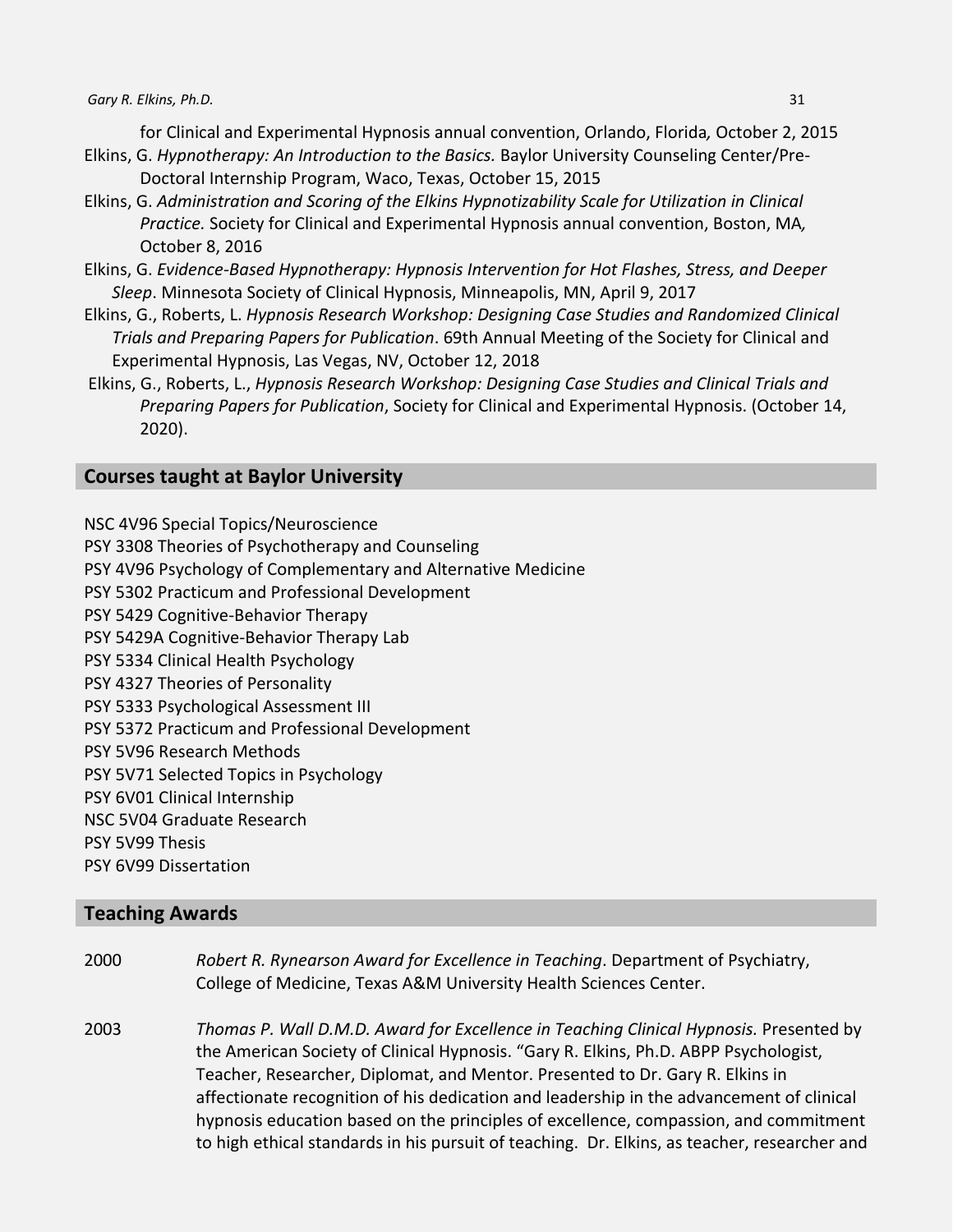for Clinical and Experimental Hypnosis annual convention, Orlando, Florida*,* October 2, 2015

Elkins, G. *Hypnotherapy: An Introduction to the Basics.* Baylor University Counseling Center/Pre-Doctoral Internship Program, Waco, Texas, October 15, 2015

Elkins, G. *Administration and Scoring of the Elkins Hypnotizability Scale for Utilization in Clinical Practice.* Society for Clinical and Experimental Hypnosis annual convention, Boston, MA*,* October 8, 2016

Elkins, G. *Evidence-Based Hypnotherapy: Hypnosis Intervention for Hot Flashes, Stress, and Deeper Sleep*. Minnesota Society of Clinical Hypnosis, Minneapolis, MN, April 9, 2017

Elkins, G., Roberts, L. *Hypnosis Research Workshop: Designing Case Studies and Randomized Clinical Trials and Preparing Papers for Publication*. 69th Annual Meeting of the Society for Clinical and Experimental Hypnosis, Las Vegas, NV, October 12, 2018

Elkins, G., Roberts, L., *Hypnosis Research Workshop: Designing Case Studies and Clinical Trials and Preparing Papers for Publication*, Society for Clinical and Experimental Hypnosis. (October 14, 2020).

## Courses taught at Baylor University

NSC 4V96 Special Topics/Neuroscience
PSY 3308 Theories of Psychotherapy and Counseling
PSY 4V96 Psychology of Complementary and Alternative Medicine
PSY 5302 Practicum and Professional Development
PSY 5429 Cognitive-Behavior Therapy
PSY 5429A Cognitive-Behavior Therapy Lab
PSY 5334 Clinical Health Psychology
PSY 4327 Theories of Personality
PSY 5333 Psychological Assessment III
PSY 5372 Practicum and Professional Development
PSY 5V96 Research Methods
PSY 5V71 Selected Topics in Psychology
PSY 6V01 Clinical Internship
NSC 5V04 Graduate Research
PSY 5V99 Thesis
PSY 6V99 Dissertation

## Teaching Awards

2000 *Robert R. Rynearson Award for Excellence in Teaching*. Department of Psychiatry, College of Medicine, Texas A&M University Health Sciences Center.

2003 *Thomas P. Wall D.M.D. Award for Excellence in Teaching Clinical Hypnosis.* Presented by the American Society of Clinical Hypnosis. "Gary R. Elkins, Ph.D. ABPP Psychologist, Teacher, Researcher, Diplomat, and Mentor. Presented to Dr. Gary R. Elkins in affectionate recognition of his dedication and leadership in the advancement of clinical hypnosis education based on the principles of excellence, compassion, and commitment to high ethical standards in his pursuit of teaching. Dr. Elkins, as teacher, researcher and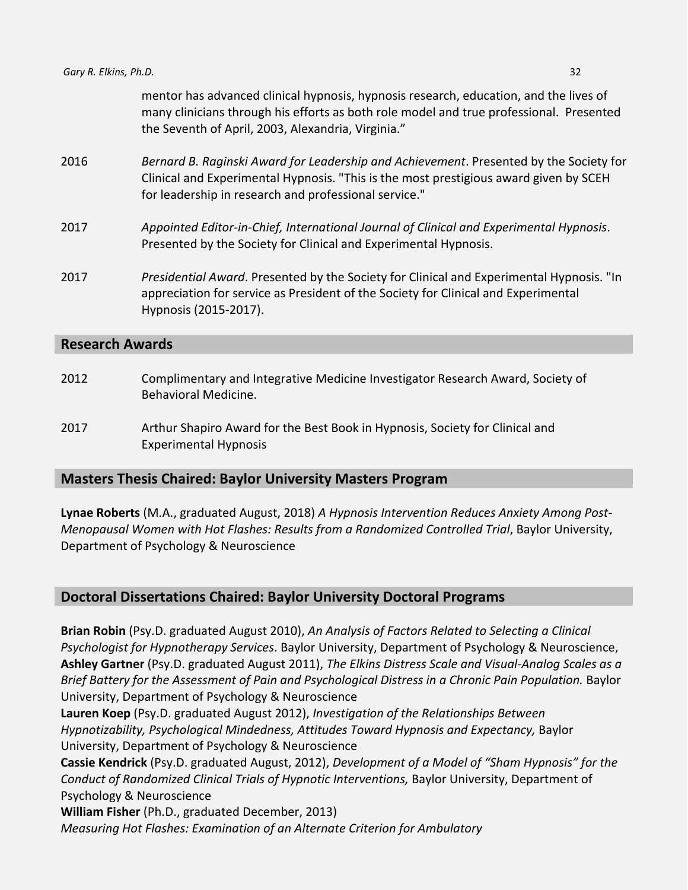mentor has advanced clinical hypnosis, hypnosis research, education, and the lives of many clinicians through his efforts as both role model and true professional. Presented the Seventh of April, 2003, Alexandria, Virginia."

2016 *Bernard B. Raginski Award for Leadership and Achievement*. Presented by the Society for Clinical and Experimental Hypnosis. "This is the most prestigious award given by SCEH for leadership in research and professional service."

2017 *Appointed Editor-in-Chief, International Journal of Clinical and Experimental Hypnosis*. Presented by the Society for Clinical and Experimental Hypnosis.

2017 *Presidential Award*. Presented by the Society for Clinical and Experimental Hypnosis. "In appreciation for service as President of the Society for Clinical and Experimental Hypnosis (2015-2017).

## Research Awards

2012 Complimentary and Integrative Medicine Investigator Research Award, Society of Behavioral Medicine.

2017 Arthur Shapiro Award for the Best Book in Hypnosis, Society for Clinical and Experimental Hypnosis

## Masters Thesis Chaired: Baylor University Masters Program

**Lynae Roberts** (M.A., graduated August, 2018) *A Hypnosis Intervention Reduces Anxiety Among Post-Menopausal Women with Hot Flashes: Results from a Randomized Controlled Trial*, Baylor University, Department of Psychology & Neuroscience

## Doctoral Dissertations Chaired: Baylor University Doctoral Programs

**Brian Robin** (Psy.D. graduated August 2010), *An Analysis of Factors Related to Selecting a Clinical Psychologist for Hypnotherapy Services*. Baylor University, Department of Psychology & Neuroscience,
**Ashley Gartner** (Psy.D. graduated August 2011), *The Elkins Distress Scale and Visual-Analog Scales as a Brief Battery for the Assessment of Pain and Psychological Distress in a Chronic Pain Population.* Baylor University, Department of Psychology & Neuroscience
**Lauren Koep** (Psy.D. graduated August 2012), *Investigation of the Relationships Between Hypnotizability, Psychological Mindedness, Attitudes Toward Hypnosis and Expectancy,* Baylor University, Department of Psychology & Neuroscience
**Cassie Kendrick** (Psy.D. graduated August, 2012), *Development of a Model of "Sham Hypnosis" for the Conduct of Randomized Clinical Trials of Hypnotic Interventions,* Baylor University, Department of Psychology & Neuroscience
**William Fisher** (Ph.D., graduated December, 2013)
*Measuring Hot Flashes: Examination of an Alternate Criterion for Ambulatory*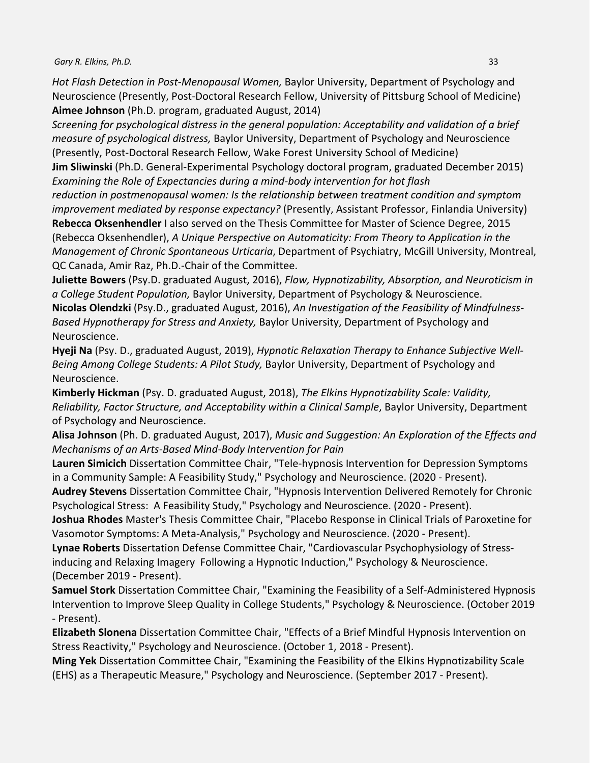*Hot Flash Detection in Post-Menopausal Women,* Baylor University, Department of Psychology and Neuroscience (Presently, Post-Doctoral Research Fellow, University of Pittsburg School of Medicine)

**Aimee Johnson** (Ph.D. program, graduated August, 2014)
*Screening for psychological distress in the general population: Acceptability and validation of a brief measure of psychological distress,* Baylor University, Department of Psychology and Neuroscience (Presently, Post-Doctoral Research Fellow, Wake Forest University School of Medicine)

**Jim Sliwinski** (Ph.D. General-Experimental Psychology doctoral program, graduated December 2015)
*Examining the Role of Expectancies during a mind-body intervention for hot flash reduction in postmenopausal women: Is the relationship between treatment condition and symptom improvement mediated by response expectancy?* (Presently, Assistant Professor, Finlandia University)

**Rebecca Oksenhendler** I also served on the Thesis Committee for Master of Science Degree, 2015 (Rebecca Oksenhendler), *A Unique Perspective on Automaticity: From Theory to Application in the Management of Chronic Spontaneous Urticaria*, Department of Psychiatry, McGill University, Montreal, QC Canada, Amir Raz, Ph.D.-Chair of the Committee.

**Juliette Bowers** (Psy.D. graduated August, 2016), *Flow, Hypnotizability, Absorption, and Neuroticism in a College Student Population,* Baylor University, Department of Psychology & Neuroscience.

**Nicolas Olendzki** (Psy.D., graduated August, 2016), *An Investigation of the Feasibility of Mindfulness-Based Hypnotherapy for Stress and Anxiety,* Baylor University, Department of Psychology and Neuroscience.

**Hyeji Na** (Psy. D., graduated August, 2019), *Hypnotic Relaxation Therapy to Enhance Subjective Well-Being Among College Students: A Pilot Study,* Baylor University, Department of Psychology and Neuroscience.

**Kimberly Hickman** (Psy. D. graduated August, 2018), *The Elkins Hypnotizability Scale: Validity, Reliability, Factor Structure, and Acceptability within a Clinical Sample*, Baylor University, Department of Psychology and Neuroscience.

**Alisa Johnson** (Ph. D. graduated August, 2017), *Music and Suggestion: An Exploration of the Effects and Mechanisms of an Arts-Based Mind-Body Intervention for Pain*

**Lauren Simicich** Dissertation Committee Chair, "Tele-hypnosis Intervention for Depression Symptoms in a Community Sample: A Feasibility Study," Psychology and Neuroscience. (2020 - Present).

**Audrey Stevens** Dissertation Committee Chair, "Hypnosis Intervention Delivered Remotely for Chronic Psychological Stress: A Feasibility Study," Psychology and Neuroscience. (2020 - Present).

**Joshua Rhodes** Master's Thesis Committee Chair, "Placebo Response in Clinical Trials of Paroxetine for Vasomotor Symptoms: A Meta-Analysis," Psychology and Neuroscience. (2020 - Present).

**Lynae Roberts** Dissertation Defense Committee Chair, "Cardiovascular Psychophysiology of Stress-inducing and Relaxing Imagery Following a Hypnotic Induction," Psychology & Neuroscience. (December 2019 - Present).

**Samuel Stork** Dissertation Committee Chair, "Examining the Feasibility of a Self-Administered Hypnosis Intervention to Improve Sleep Quality in College Students," Psychology & Neuroscience. (October 2019 - Present).

**Elizabeth Slonena** Dissertation Committee Chair, "Effects of a Brief Mindful Hypnosis Intervention on Stress Reactivity," Psychology and Neuroscience. (October 1, 2018 - Present).

**Ming Yek** Dissertation Committee Chair, "Examining the Feasibility of the Elkins Hypnotizability Scale (EHS) as a Therapeutic Measure," Psychology and Neuroscience. (September 2017 - Present).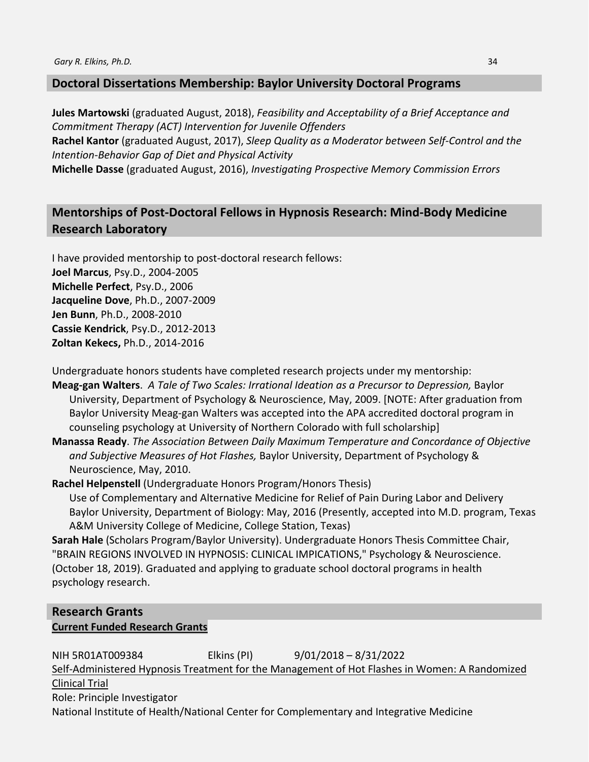## Doctoral Dissertations Membership: Baylor University Doctoral Programs

**Jules Martowski** (graduated August, 2018), *Feasibility and Acceptability of a Brief Acceptance and Commitment Therapy (ACT) Intervention for Juvenile Offenders*
**Rachel Kantor** (graduated August, 2017), *Sleep Quality as a Moderator between Self-Control and the Intention-Behavior Gap of Diet and Physical Activity*
**Michelle Dasse** (graduated August, 2016), *Investigating Prospective Memory Commission Errors*

## Mentorships of Post-Doctoral Fellows in Hypnosis Research: Mind-Body Medicine Research Laboratory

I have provided mentorship to post-doctoral research fellows:
**Joel Marcus**, Psy.D., 2004-2005
**Michelle Perfect**, Psy.D., 2006
**Jacqueline Dove**, Ph.D., 2007-2009
**Jen Bunn**, Ph.D., 2008-2010
**Cassie Kendrick**, Psy.D., 2012-2013
**Zoltan Kekecs,** Ph.D., 2014-2016

Undergraduate honors students have completed research projects under my mentorship:
**Meag-gan Walters**. *A Tale of Two Scales: Irrational Ideation as a Precursor to Depression,* Baylor University, Department of Psychology & Neuroscience, May, 2009. [NOTE: After graduation from Baylor University Meag-gan Walters was accepted into the APA accredited doctoral program in counseling psychology at University of Northern Colorado with full scholarship]
**Manassa Ready**. *The Association Between Daily Maximum Temperature and Concordance of Objective and Subjective Measures of Hot Flashes,* Baylor University, Department of Psychology & Neuroscience, May, 2010.
**Rachel Helpenstell** (Undergraduate Honors Program/Honors Thesis)
Use of Complementary and Alternative Medicine for Relief of Pain During Labor and Delivery Baylor University, Department of Biology: May, 2016 (Presently, accepted into M.D. program, Texas A&M University College of Medicine, College Station, Texas)
**Sarah Hale** (Scholars Program/Baylor University). Undergraduate Honors Thesis Committee Chair, "BRAIN REGIONS INVOLVED IN HYPNOSIS: CLINICAL IMPICATIONS," Psychology & Neuroscience. (October 18, 2019). Graduated and applying to graduate school doctoral programs in health psychology research.

## Research Grants

### Current Funded Research Grants

NIH 5R01AT009384 Elkins (PI) 9/01/2018 – 8/31/2022
Self-Administered Hypnosis Treatment for the Management of Hot Flashes in Women: A Randomized Clinical Trial
Role: Principle Investigator
National Institute of Health/National Center for Complementary and Integrative Medicine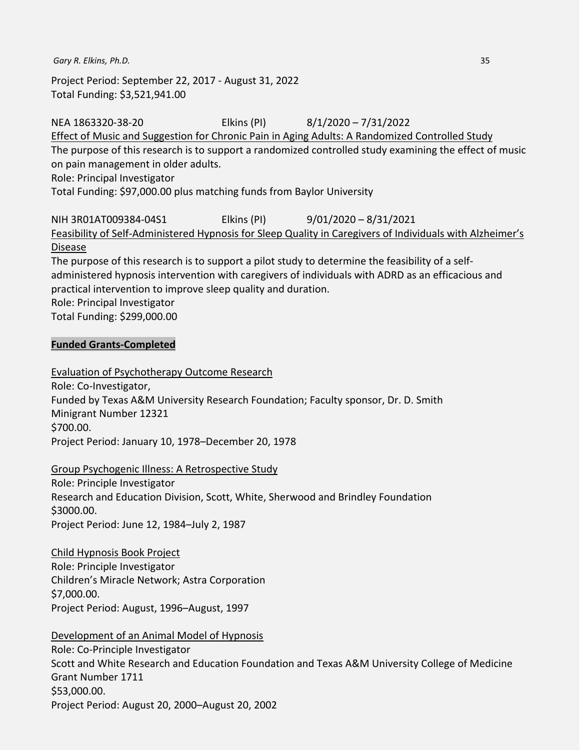Project Period: September 22, 2017 - August 31, 2022
Total Funding: $3,521,941.00

NEA 1863320-38-20 Elkins (PI) 8/1/2020 – 7/31/2022
Effect of Music and Suggestion for Chronic Pain in Aging Adults: A Randomized Controlled Study
The purpose of this research is to support a randomized controlled study examining the effect of music on pain management in older adults.
Role: Principal Investigator
Total Funding: $97,000.00 plus matching funds from Baylor University

NIH 3R01AT009384-04S1 Elkins (PI) 9/01/2020 – 8/31/2021
Feasibility of Self-Administered Hypnosis for Sleep Quality in Caregivers of Individuals with Alzheimer's Disease
The purpose of this research is to support a pilot study to determine the feasibility of a self-administered hypnosis intervention with caregivers of individuals with ADRD as an efficacious and practical intervention to improve sleep quality and duration.
Role: Principal Investigator
Total Funding: $299,000.00

**Funded Grants-Completed**

Evaluation of Psychotherapy Outcome Research
Role: Co-Investigator,
Funded by Texas A&M University Research Foundation; Faculty sponsor, Dr. D. Smith
Minigrant Number 12321
$700.00.
Project Period: January 10, 1978–December 20, 1978

Group Psychogenic Illness: A Retrospective Study
Role: Principle Investigator
Research and Education Division, Scott, White, Sherwood and Brindley Foundation
$3000.00.
Project Period: June 12, 1984–July 2, 1987

Child Hypnosis Book Project
Role: Principle Investigator
Children's Miracle Network; Astra Corporation
$7,000.00.
Project Period: August, 1996–August, 1997

Development of an Animal Model of Hypnosis
Role: Co-Principle Investigator
Scott and White Research and Education Foundation and Texas A&M University College of Medicine
Grant Number 1711
$53,000.00.
Project Period: August 20, 2000–August 20, 2002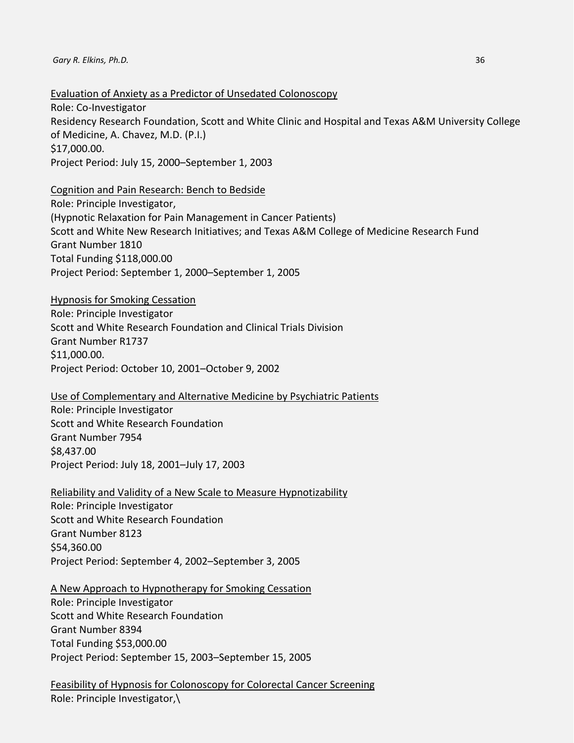<u>Evaluation of Anxiety as a Predictor of Unsedated Colonoscopy</u>
Role: Co-Investigator
Residency Research Foundation, Scott and White Clinic and Hospital and Texas A&M University College of Medicine, A. Chavez, M.D. (P.I.)
$17,000.00.
Project Period: July 15, 2000–September 1, 2003

<u>Cognition and Pain Research: Bench to Bedside</u>
Role: Principle Investigator,
(Hypnotic Relaxation for Pain Management in Cancer Patients)
Scott and White New Research Initiatives; and Texas A&M College of Medicine Research Fund
Grant Number 1810
Total Funding $118,000.00
Project Period: September 1, 2000–September 1, 2005

<u>Hypnosis for Smoking Cessation</u>
Role: Principle Investigator
Scott and White Research Foundation and Clinical Trials Division
Grant Number R1737
$11,000.00.
Project Period: October 10, 2001–October 9, 2002

<u>Use of Complementary and Alternative Medicine by Psychiatric Patients</u>
Role: Principle Investigator
Scott and White Research Foundation
Grant Number 7954
$8,437.00
Project Period: July 18, 2001–July 17, 2003

<u>Reliability and Validity of a New Scale to Measure Hypnotizability</u>
Role: Principle Investigator
Scott and White Research Foundation
Grant Number 8123
$54,360.00
Project Period: September 4, 2002–September 3, 2005

<u>A New Approach to Hypnotherapy for Smoking Cessation</u>
Role: Principle Investigator
Scott and White Research Foundation
Grant Number 8394
Total Funding $53,000.00
Project Period: September 15, 2003–September 15, 2005

<u>Feasibility of Hypnosis for Colonoscopy for Colorectal Cancer Screening</u>
Role: Principle Investigator,\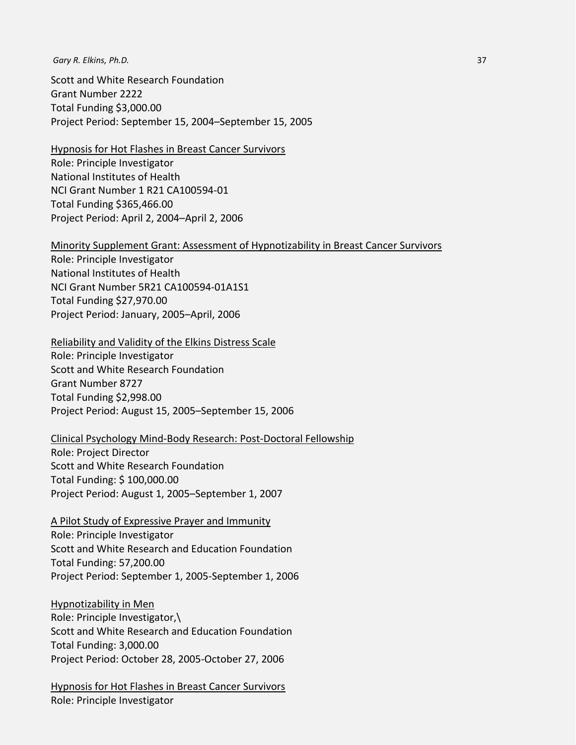Scott and White Research Foundation
Grant Number 2222
Total Funding $3,000.00
Project Period: September 15, 2004–September 15, 2005

<u>Hypnosis for Hot Flashes in Breast Cancer Survivors</u>
Role: Principle Investigator
National Institutes of Health
NCI Grant Number 1 R21 CA100594-01
Total Funding $365,466.00
Project Period: April 2, 2004–April 2, 2006

<u>Minority Supplement Grant: Assessment of Hypnotizability in Breast Cancer Survivors</u>
Role: Principle Investigator
National Institutes of Health
NCI Grant Number 5R21 CA100594-01A1S1
Total Funding $27,970.00
Project Period: January, 2005–April, 2006

<u>Reliability and Validity of the Elkins Distress Scale</u>
Role: Principle Investigator
Scott and White Research Foundation
Grant Number 8727
Total Funding $2,998.00
Project Period: August 15, 2005–September 15, 2006

<u>Clinical Psychology Mind-Body Research: Post-Doctoral Fellowship</u>
Role: Project Director
Scott and White Research Foundation
Total Funding: $ 100,000.00
Project Period: August 1, 2005–September 1, 2007

<u>A Pilot Study of Expressive Prayer and Immunity</u>
Role: Principle Investigator
Scott and White Research and Education Foundation
Total Funding: 57,200.00
Project Period: September 1, 2005-September 1, 2006

<u>Hypnotizability in Men</u>
Role: Principle Investigator,\
Scott and White Research and Education Foundation
Total Funding: 3,000.00
Project Period: October 28, 2005-October 27, 2006

<u>Hypnosis for Hot Flashes in Breast Cancer Survivors</u>
Role: Principle Investigator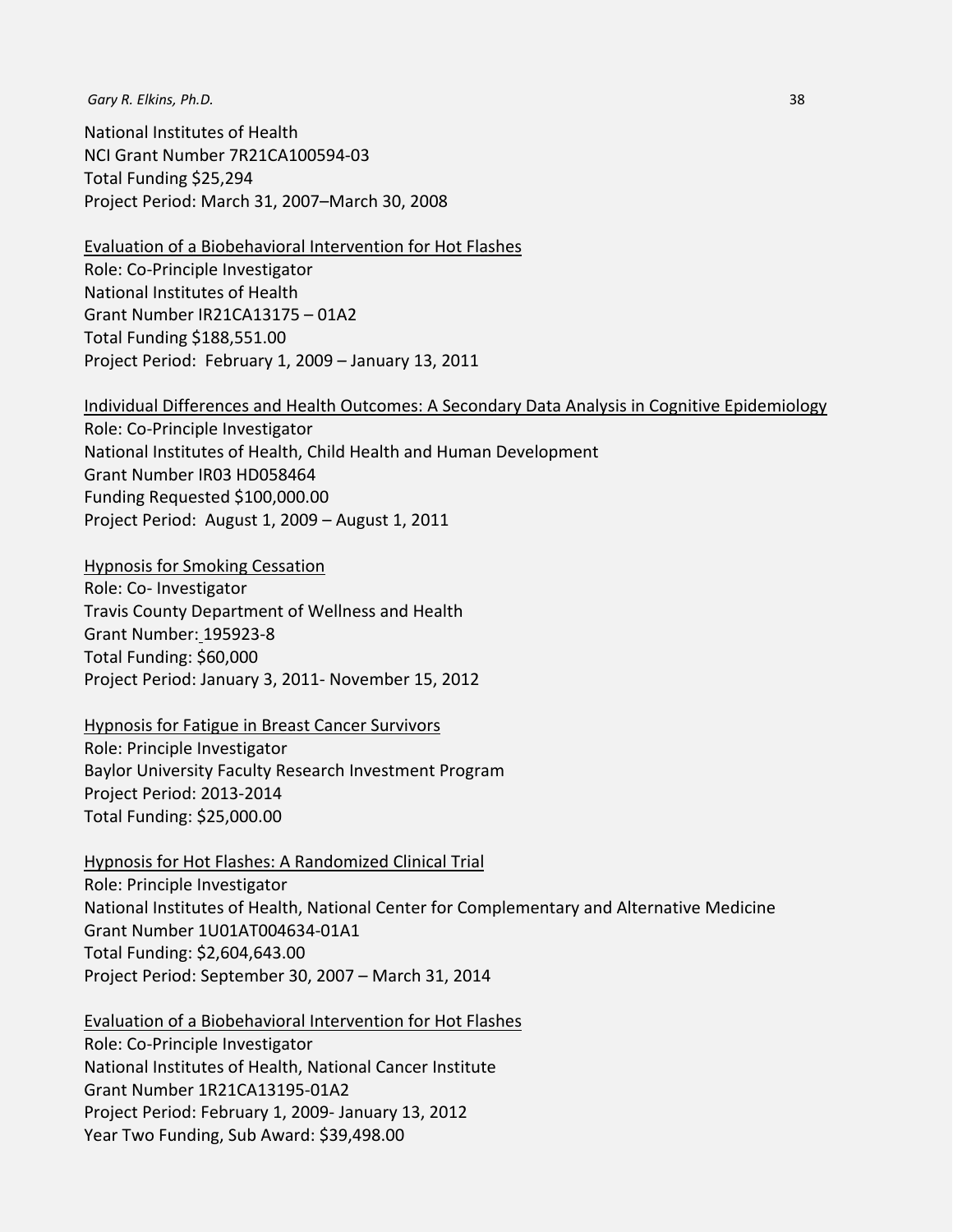National Institutes of Health
NCI Grant Number 7R21CA100594-03
Total Funding $25,294
Project Period: March 31, 2007–March 30, 2008

<u>Evaluation of a Biobehavioral Intervention for Hot Flashes</u>
Role: Co-Principle Investigator
National Institutes of Health
Grant Number IR21CA13175 – 01A2
Total Funding $188,551.00
Project Period: February 1, 2009 – January 13, 2011

<u>Individual Differences and Health Outcomes: A Secondary Data Analysis in Cognitive Epidemiology</u>
Role: Co-Principle Investigator
National Institutes of Health, Child Health and Human Development
Grant Number IR03 HD058464
Funding Requested $100,000.00
Project Period: August 1, 2009 – August 1, 2011

<u>Hypnosis for Smoking Cessation</u>
Role: Co- Investigator
Travis County Department of Wellness and Health
Grant Number: 195923-8
Total Funding: $60,000
Project Period: January 3, 2011- November 15, 2012

<u>Hypnosis for Fatigue in Breast Cancer Survivors</u>
Role: Principle Investigator
Baylor University Faculty Research Investment Program
Project Period: 2013-2014
Total Funding: $25,000.00

<u>Hypnosis for Hot Flashes: A Randomized Clinical Trial</u>
Role: Principle Investigator
National Institutes of Health, National Center for Complementary and Alternative Medicine
Grant Number 1U01AT004634-01A1
Total Funding: $2,604,643.00
Project Period: September 30, 2007 – March 31, 2014

<u>Evaluation of a Biobehavioral Intervention for Hot Flashes</u>
Role: Co-Principle Investigator
National Institutes of Health, National Cancer Institute
Grant Number 1R21CA13195-01A2
Project Period: February 1, 2009- January 13, 2012
Year Two Funding, Sub Award: $39,498.00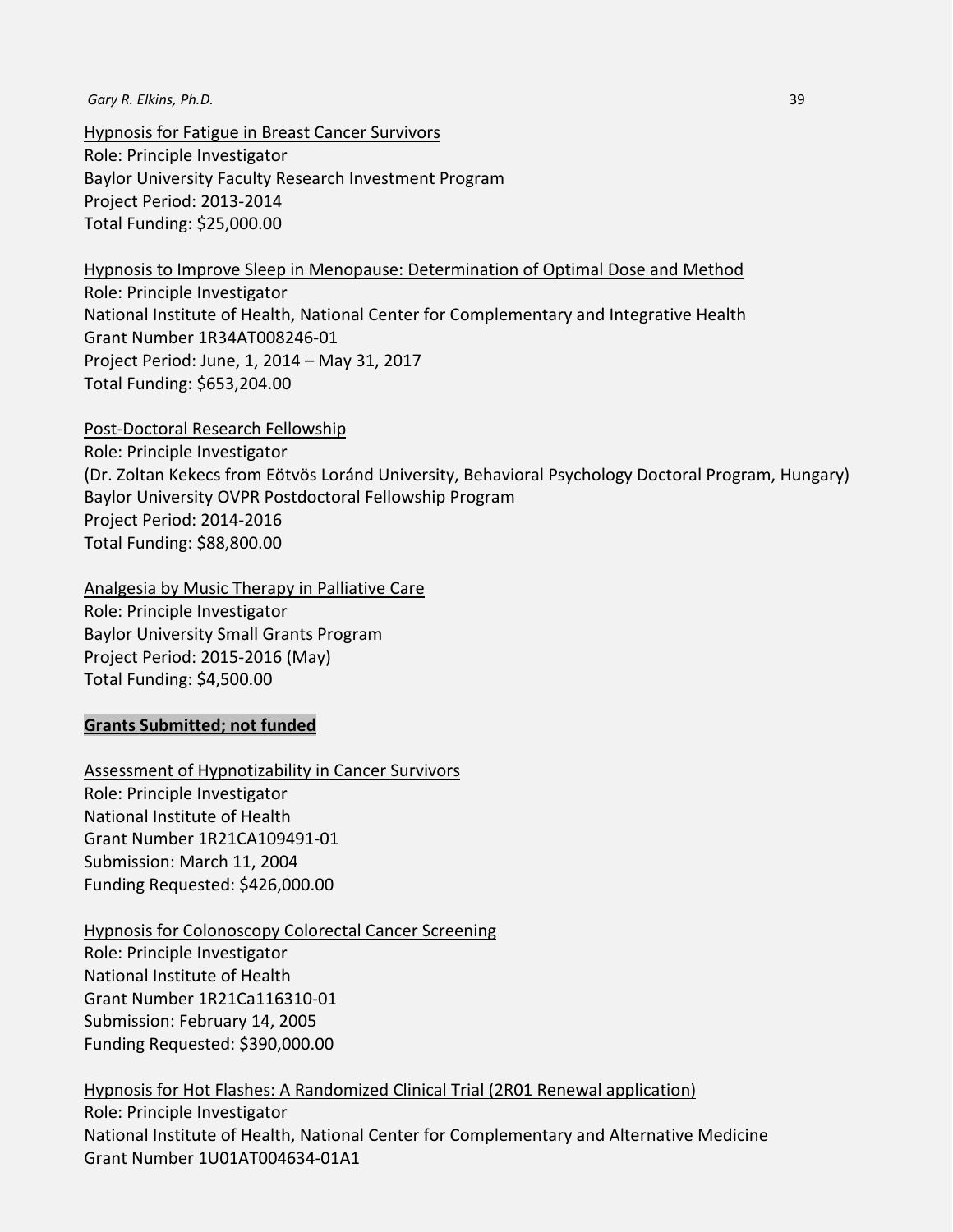<u>Hypnosis for Fatigue in Breast Cancer Survivors</u>
Role: Principle Investigator
Baylor University Faculty Research Investment Program
Project Period: 2013-2014
Total Funding: $25,000.00

<u>Hypnosis to Improve Sleep in Menopause: Determination of Optimal Dose and Method</u>
Role: Principle Investigator
National Institute of Health, National Center for Complementary and Integrative Health
Grant Number 1R34AT008246-01
Project Period: June, 1, 2014 – May 31, 2017
Total Funding: $653,204.00

<u>Post-Doctoral Research Fellowship</u>
Role: Principle Investigator
(Dr. Zoltan Kekecs from Eötvös Loránd University, Behavioral Psychology Doctoral Program, Hungary)
Baylor University OVPR Postdoctoral Fellowship Program
Project Period: 2014-2016
Total Funding: $88,800.00

<u>Analgesia by Music Therapy in Palliative Care</u>
Role: Principle Investigator
Baylor University Small Grants Program
Project Period: 2015-2016 (May)
Total Funding: $4,500.00

**<u>Grants Submitted; not funded</u>**

<u>Assessment of Hypnotizability in Cancer Survivors</u>
Role: Principle Investigator
National Institute of Health
Grant Number 1R21CA109491-01
Submission: March 11, 2004
Funding Requested: $426,000.00

<u>Hypnosis for Colonoscopy Colorectal Cancer Screening</u>
Role: Principle Investigator
National Institute of Health
Grant Number 1R21Ca116310-01
Submission: February 14, 2005
Funding Requested: $390,000.00

<u>Hypnosis for Hot Flashes: A Randomized Clinical Trial (2R01 Renewal application)</u>
Role: Principle Investigator
National Institute of Health, National Center for Complementary and Alternative Medicine
Grant Number 1U01AT004634-01A1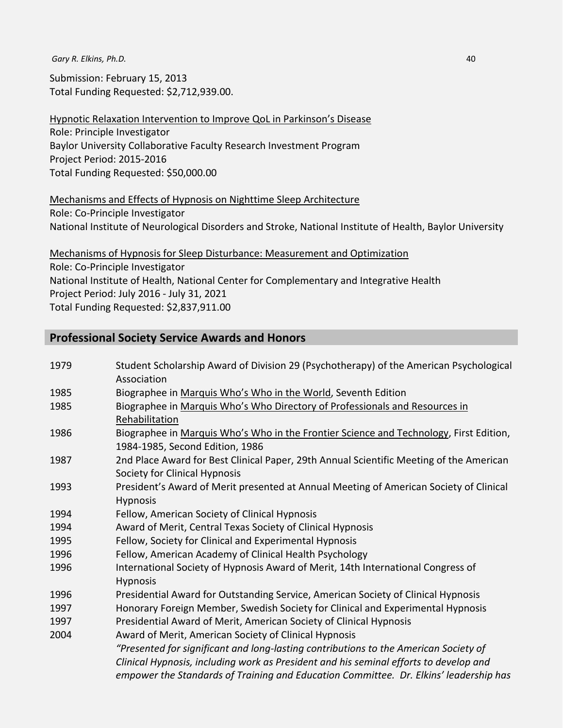Submission: February 15, 2013
Total Funding Requested: $2,712,939.00.

Hypnotic Relaxation Intervention to Improve QoL in Parkinson's Disease
Role: Principle Investigator
Baylor University Collaborative Faculty Research Investment Program
Project Period: 2015-2016
Total Funding Requested: $50,000.00

Mechanisms and Effects of Hypnosis on Nighttime Sleep Architecture
Role: Co-Principle Investigator
National Institute of Neurological Disorders and Stroke, National Institute of Health, Baylor University

Mechanisms of Hypnosis for Sleep Disturbance: Measurement and Optimization
Role: Co-Principle Investigator
National Institute of Health, National Center for Complementary and Integrative Health
Project Period: July 2016 - July 31, 2021
Total Funding Requested: $2,837,911.00

## Professional Society Service Awards and Honors

| | |
|---|---|
| 1979 | Student Scholarship Award of Division 29 (Psychotherapy) of the American Psychological Association |
| 1985 | Biographee in Marquis Who's Who in the World, Seventh Edition |
| 1985 | Biographee in Marquis Who's Who Directory of Professionals and Resources in Rehabilitation |
| 1986 | Biographee in Marquis Who's Who in the Frontier Science and Technology, First Edition, 1984-1985, Second Edition, 1986 |
| 1987 | 2nd Place Award for Best Clinical Paper, 29th Annual Scientific Meeting of the American Society for Clinical Hypnosis |
| 1993 | President's Award of Merit presented at Annual Meeting of American Society of Clinical Hypnosis |
| 1994 | Fellow, American Society of Clinical Hypnosis |
| 1994 | Award of Merit, Central Texas Society of Clinical Hypnosis |
| 1995 | Fellow, Society for Clinical and Experimental Hypnosis |
| 1996 | Fellow, American Academy of Clinical Health Psychology |
| 1996 | International Society of Hypnosis Award of Merit, 14th International Congress of Hypnosis |
| 1996 | Presidential Award for Outstanding Service, American Society of Clinical Hypnosis |
| 1997 | Honorary Foreign Member, Swedish Society for Clinical and Experimental Hypnosis |
| 1997 | Presidential Award of Merit, American Society of Clinical Hypnosis |
| 2004 | Award of Merit, American Society of Clinical Hypnosis *"Presented for significant and long-lasting contributions to the American Society of Clinical Hypnosis, including work as President and his seminal efforts to develop and empower the Standards of Training and Education Committee. Dr. Elkins' leadership has* |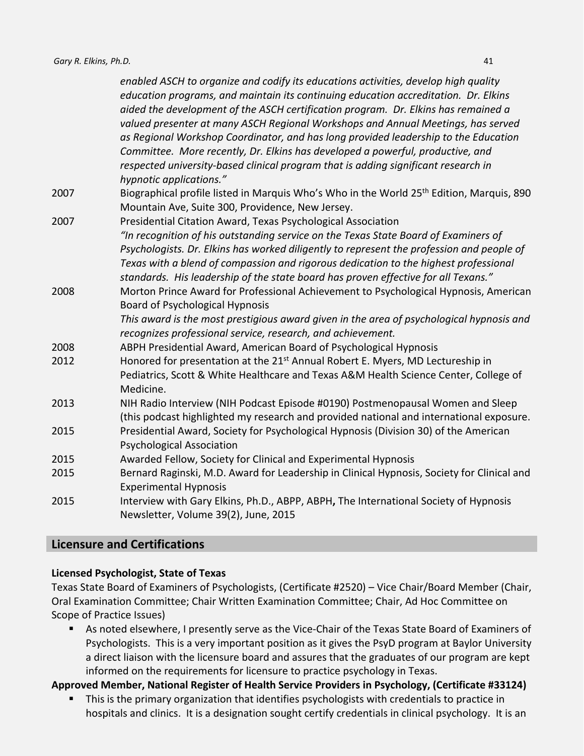*enabled ASCH to organize and codify its educations activities, develop high quality education programs, and maintain its continuing education accreditation. Dr. Elkins aided the development of the ASCH certification program. Dr. Elkins has remained a valued presenter at many ASCH Regional Workshops and Annual Meetings, has served as Regional Workshop Coordinator, and has long provided leadership to the Education Committee. More recently, Dr. Elkins has developed a powerful, productive, and respected university-based clinical program that is adding significant research in hypnotic applications."*

2007 Biographical profile listed in Marquis Who's Who in the World 25th Edition, Marquis, 890 Mountain Ave, Suite 300, Providence, New Jersey.

2007 Presidential Citation Award, Texas Psychological Association
*"In recognition of his outstanding service on the Texas State Board of Examiners of Psychologists. Dr. Elkins has worked diligently to represent the profession and people of Texas with a blend of compassion and rigorous dedication to the highest professional standards. His leadership of the state board has proven effective for all Texans."*

2008 Morton Prince Award for Professional Achievement to Psychological Hypnosis, American Board of Psychological Hypnosis
*This award is the most prestigious award given in the area of psychological hypnosis and recognizes professional service, research, and achievement.*

2008 ABPH Presidential Award, American Board of Psychological Hypnosis

2012 Honored for presentation at the 21st Annual Robert E. Myers, MD Lectureship in Pediatrics, Scott & White Healthcare and Texas A&M Health Science Center, College of Medicine.

2013 NIH Radio Interview (NIH Podcast Episode #0190) Postmenopausal Women and Sleep (this podcast highlighted my research and provided national and international exposure.

2015 Presidential Award, Society for Psychological Hypnosis (Division 30) of the American Psychological Association

2015 Awarded Fellow, Society for Clinical and Experimental Hypnosis

2015 Bernard Raginski, M.D. Award for Leadership in Clinical Hypnosis, Society for Clinical and Experimental Hypnosis

2015 Interview with Gary Elkins, Ph.D., ABPP, ABPH**,** The International Society of Hypnosis Newsletter, Volume 39(2), June, 2015

## Licensure and Certifications

**Licensed Psychologist, State of Texas**

Texas State Board of Examiners of Psychologists, (Certificate #2520) – Vice Chair/Board Member (Chair, Oral Examination Committee; Chair Written Examination Committee; Chair, Ad Hoc Committee on Scope of Practice Issues)

- As noted elsewhere, I presently serve as the Vice-Chair of the Texas State Board of Examiners of Psychologists. This is a very important position as it gives the PsyD program at Baylor University a direct liaison with the licensure board and assures that the graduates of our program are kept informed on the requirements for licensure to practice psychology in Texas.

**Approved Member, National Register of Health Service Providers in Psychology, (Certificate #33124)**

- This is the primary organization that identifies psychologists with credentials to practice in hospitals and clinics. It is a designation sought certify credentials in clinical psychology. It is an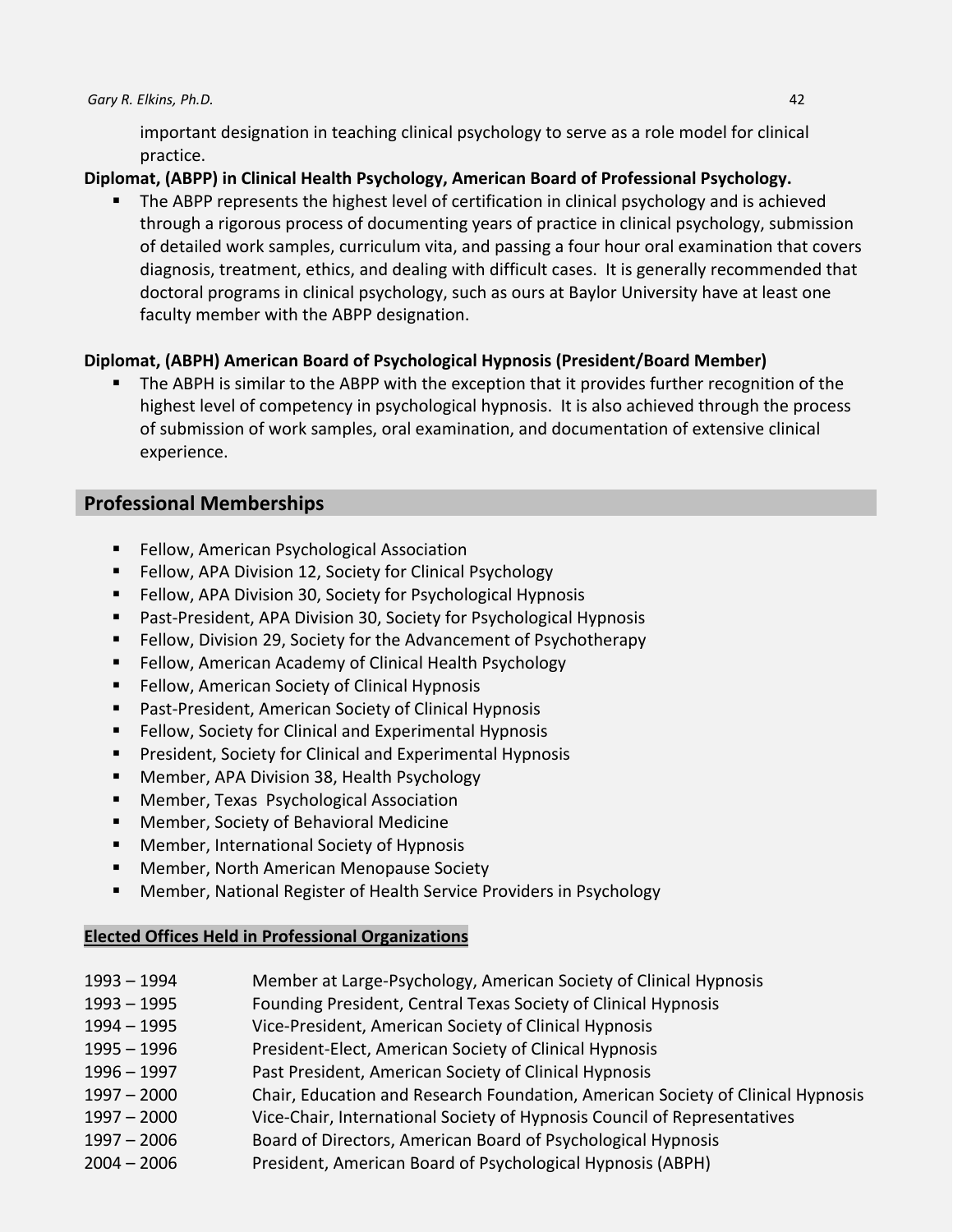important designation in teaching clinical psychology to serve as a role model for clinical practice.

**Diplomat, (ABPP) in Clinical Health Psychology, American Board of Professional Psychology.**

- The ABPP represents the highest level of certification in clinical psychology and is achieved through a rigorous process of documenting years of practice in clinical psychology, submission of detailed work samples, curriculum vita, and passing a four hour oral examination that covers diagnosis, treatment, ethics, and dealing with difficult cases. It is generally recommended that doctoral programs in clinical psychology, such as ours at Baylor University have at least one faculty member with the ABPP designation.

**Diplomat, (ABPH) American Board of Psychological Hypnosis (President/Board Member)**

- The ABPH is similar to the ABPP with the exception that it provides further recognition of the highest level of competency in psychological hypnosis. It is also achieved through the process of submission of work samples, oral examination, and documentation of extensive clinical experience.

## Professional Memberships

- Fellow, American Psychological Association
- Fellow, APA Division 12, Society for Clinical Psychology
- Fellow, APA Division 30, Society for Psychological Hypnosis
- Past-President, APA Division 30, Society for Psychological Hypnosis
- Fellow, Division 29, Society for the Advancement of Psychotherapy
- Fellow, American Academy of Clinical Health Psychology
- Fellow, American Society of Clinical Hypnosis
- Past-President, American Society of Clinical Hypnosis
- Fellow, Society for Clinical and Experimental Hypnosis
- President, Society for Clinical and Experimental Hypnosis
- Member, APA Division 38, Health Psychology
- Member, Texas Psychological Association
- Member, Society of Behavioral Medicine
- Member, International Society of Hypnosis
- Member, North American Menopause Society
- Member, National Register of Health Service Providers in Psychology

### Elected Offices Held in Professional Organizations

| | |
|---|---|
| 1993 – 1994 | Member at Large-Psychology, American Society of Clinical Hypnosis |
| 1993 – 1995 | Founding President, Central Texas Society of Clinical Hypnosis |
| 1994 – 1995 | Vice-President, American Society of Clinical Hypnosis |
| 1995 – 1996 | President-Elect, American Society of Clinical Hypnosis |
| 1996 – 1997 | Past President, American Society of Clinical Hypnosis |
| 1997 – 2000 | Chair, Education and Research Foundation, American Society of Clinical Hypnosis |
| 1997 – 2000 | Vice-Chair, International Society of Hypnosis Council of Representatives |
| 1997 – 2006 | Board of Directors, American Board of Psychological Hypnosis |
| 2004 – 2006 | President, American Board of Psychological Hypnosis (ABPH) |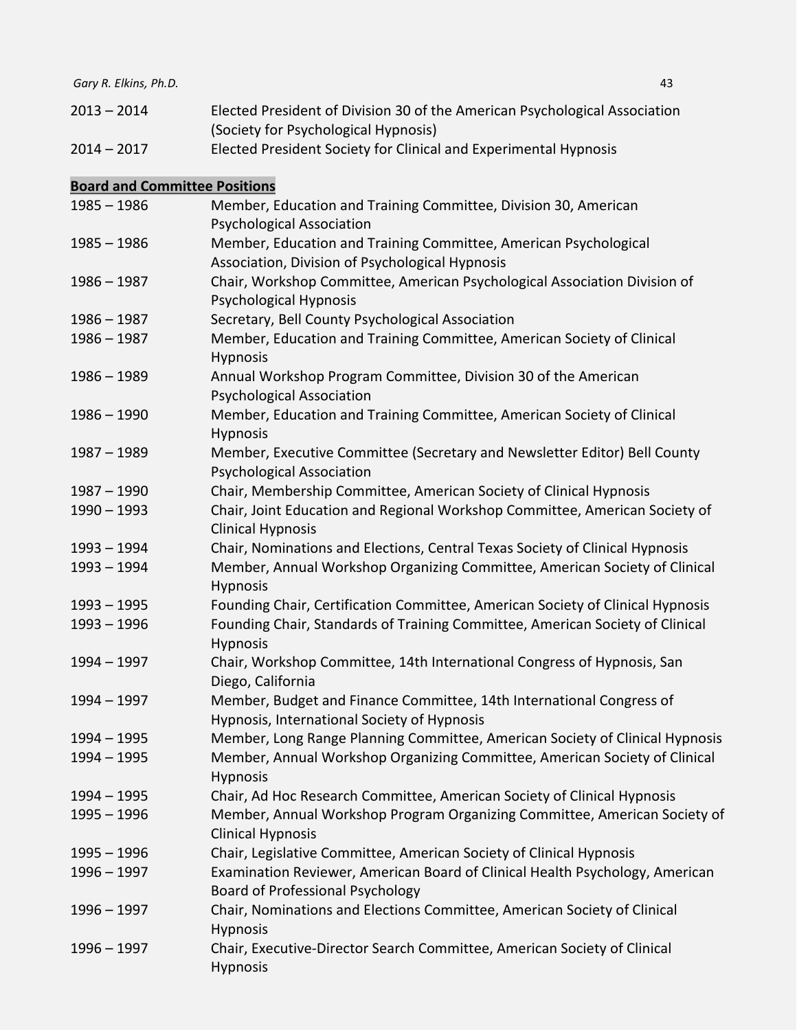2013 – 2014 Elected President of Division 30 of the American Psychological Association (Society for Psychological Hypnosis)

2014 – 2017 Elected President Society for Clinical and Experimental Hypnosis

**Board and Committee Positions**

1985 – 1986 Member, Education and Training Committee, Division 30, American Psychological Association

1985 – 1986 Member, Education and Training Committee, American Psychological Association, Division of Psychological Hypnosis

1986 – 1987 Chair, Workshop Committee, American Psychological Association Division of Psychological Hypnosis

1986 – 1987 Secretary, Bell County Psychological Association

1986 – 1987 Member, Education and Training Committee, American Society of Clinical Hypnosis

1986 – 1989 Annual Workshop Program Committee, Division 30 of the American Psychological Association

1986 – 1990 Member, Education and Training Committee, American Society of Clinical Hypnosis

1987 – 1989 Member, Executive Committee (Secretary and Newsletter Editor) Bell County Psychological Association

1987 – 1990 Chair, Membership Committee, American Society of Clinical Hypnosis

1990 – 1993 Chair, Joint Education and Regional Workshop Committee, American Society of Clinical Hypnosis

1993 – 1994 Chair, Nominations and Elections, Central Texas Society of Clinical Hypnosis

1993 – 1994 Member, Annual Workshop Organizing Committee, American Society of Clinical Hypnosis

1993 – 1995 Founding Chair, Certification Committee, American Society of Clinical Hypnosis

1993 – 1996 Founding Chair, Standards of Training Committee, American Society of Clinical Hypnosis

1994 – 1997 Chair, Workshop Committee, 14th International Congress of Hypnosis, San Diego, California

1994 – 1997 Member, Budget and Finance Committee, 14th International Congress of Hypnosis, International Society of Hypnosis

1994 – 1995 Member, Long Range Planning Committee, American Society of Clinical Hypnosis

1994 – 1995 Member, Annual Workshop Organizing Committee, American Society of Clinical Hypnosis

1994 – 1995 Chair, Ad Hoc Research Committee, American Society of Clinical Hypnosis

1995 – 1996 Member, Annual Workshop Program Organizing Committee, American Society of Clinical Hypnosis

1995 – 1996 Chair, Legislative Committee, American Society of Clinical Hypnosis

1996 – 1997 Examination Reviewer, American Board of Clinical Health Psychology, American Board of Professional Psychology

1996 – 1997 Chair, Nominations and Elections Committee, American Society of Clinical Hypnosis

1996 – 1997 Chair, Executive-Director Search Committee, American Society of Clinical Hypnosis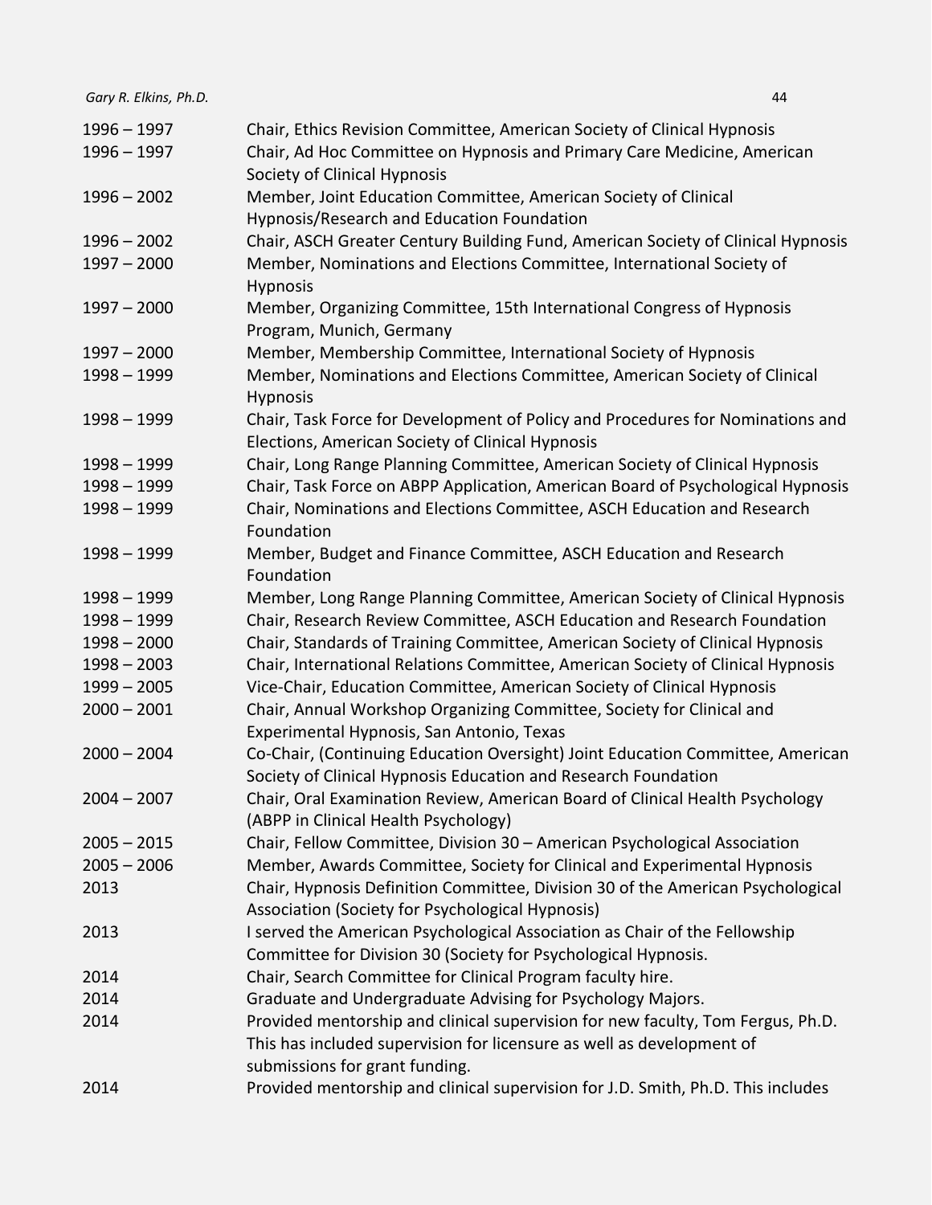| | |
|---|---|
| 1996 – 1997 | Chair, Ethics Revision Committee, American Society of Clinical Hypnosis |
| 1996 – 1997 | Chair, Ad Hoc Committee on Hypnosis and Primary Care Medicine, American Society of Clinical Hypnosis |
| 1996 – 2002 | Member, Joint Education Committee, American Society of Clinical Hypnosis/Research and Education Foundation |
| 1996 – 2002 | Chair, ASCH Greater Century Building Fund, American Society of Clinical Hypnosis |
| 1997 – 2000 | Member, Nominations and Elections Committee, International Society of Hypnosis |
| 1997 – 2000 | Member, Organizing Committee, 15th International Congress of Hypnosis Program, Munich, Germany |
| 1997 – 2000 | Member, Membership Committee, International Society of Hypnosis |
| 1998 – 1999 | Member, Nominations and Elections Committee, American Society of Clinical Hypnosis |
| 1998 – 1999 | Chair, Task Force for Development of Policy and Procedures for Nominations and Elections, American Society of Clinical Hypnosis |
| 1998 – 1999 | Chair, Long Range Planning Committee, American Society of Clinical Hypnosis |
| 1998 – 1999 | Chair, Task Force on ABPP Application, American Board of Psychological Hypnosis |
| 1998 – 1999 | Chair, Nominations and Elections Committee, ASCH Education and Research Foundation |
| 1998 – 1999 | Member, Budget and Finance Committee, ASCH Education and Research Foundation |
| 1998 – 1999 | Member, Long Range Planning Committee, American Society of Clinical Hypnosis |
| 1998 – 1999 | Chair, Research Review Committee, ASCH Education and Research Foundation |
| 1998 – 2000 | Chair, Standards of Training Committee, American Society of Clinical Hypnosis |
| 1998 – 2003 | Chair, International Relations Committee, American Society of Clinical Hypnosis |
| 1999 – 2005 | Vice-Chair, Education Committee, American Society of Clinical Hypnosis |
| 2000 – 2001 | Chair, Annual Workshop Organizing Committee, Society for Clinical and Experimental Hypnosis, San Antonio, Texas |
| 2000 – 2004 | Co-Chair, (Continuing Education Oversight) Joint Education Committee, American Society of Clinical Hypnosis Education and Research Foundation |
| 2004 – 2007 | Chair, Oral Examination Review, American Board of Clinical Health Psychology (ABPP in Clinical Health Psychology) |
| 2005 – 2015 | Chair, Fellow Committee, Division 30 – American Psychological Association |
| 2005 – 2006 | Member, Awards Committee, Society for Clinical and Experimental Hypnosis |
| 2013 | Chair, Hypnosis Definition Committee, Division 30 of the American Psychological Association (Society for Psychological Hypnosis) |
| 2013 | I served the American Psychological Association as Chair of the Fellowship Committee for Division 30 (Society for Psychological Hypnosis. |
| 2014 | Chair, Search Committee for Clinical Program faculty hire. |
| 2014 | Graduate and Undergraduate Advising for Psychology Majors. |
| 2014 | Provided mentorship and clinical supervision for new faculty, Tom Fergus, Ph.D. This has included supervision for licensure as well as development of submissions for grant funding. |
| 2014 | Provided mentorship and clinical supervision for J.D. Smith, Ph.D. This includes |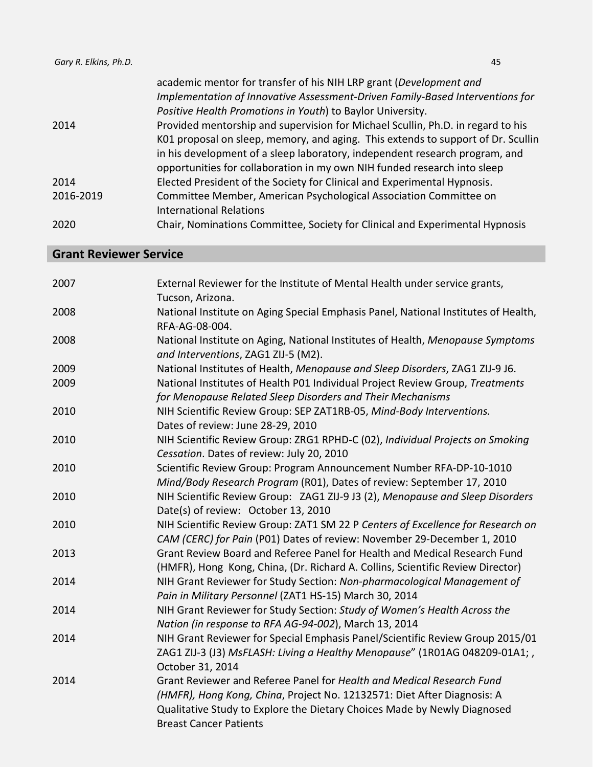| | |
|---|---|
| | academic mentor for transfer of his NIH LRP grant (*Development and Implementation of Innovative Assessment-Driven Family-Based Interventions for Positive Health Promotions in Youth*) to Baylor University. |
| 2014 | Provided mentorship and supervision for Michael Scullin, Ph.D. in regard to his K01 proposal on sleep, memory, and aging. This extends to support of Dr. Scullin in his development of a sleep laboratory, independent research program, and opportunities for collaboration in my own NIH funded research into sleep |
| 2014 | Elected President of the Society for Clinical and Experimental Hypnosis. |
| 2016-2019 | Committee Member, American Psychological Association Committee on International Relations |
| 2020 | Chair, Nominations Committee, Society for Clinical and Experimental Hypnosis |

## Grant Reviewer Service

| | |
|---|---|
| 2007 | External Reviewer for the Institute of Mental Health under service grants, Tucson, Arizona. |
| 2008 | National Institute on Aging Special Emphasis Panel, National Institutes of Health, RFA-AG-08-004. |
| 2008 | National Institute on Aging, National Institutes of Health, *Menopause Symptoms and Interventions*, ZAG1 ZIJ-5 (M2). |
| 2009 | National Institutes of Health, *Menopause and Sleep Disorders*, ZAG1 ZIJ-9 J6. |
| 2009 | National Institutes of Health P01 Individual Project Review Group, *Treatments for Menopause Related Sleep Disorders and Their Mechanisms* |
| 2010 | NIH Scientific Review Group: SEP ZAT1RB-05, *Mind-Body Interventions.* Dates of review: June 28-29, 2010 |
| 2010 | NIH Scientific Review Group: ZRG1 RPHD-C (02), *Individual Projects on Smoking Cessation*. Dates of review: July 20, 2010 |
| 2010 | Scientific Review Group: Program Announcement Number RFA-DP-10-1010 *Mind/Body Research Program* (R01), Dates of review: September 17, 2010 |
| 2010 | NIH Scientific Review Group: ZAG1 ZIJ-9 J3 (2), *Menopause and Sleep Disorders* Date(s) of review: October 13, 2010 |
| 2010 | NIH Scientific Review Group: ZAT1 SM 22 P *Centers of Excellence for Research on CAM (CERC) for Pain* (P01) Dates of review: November 29-December 1, 2010 |
| 2013 | Grant Review Board and Referee Panel for Health and Medical Research Fund (HMFR), Hong Kong, China, (Dr. Richard A. Collins, Scientific Review Director) |
| 2014 | NIH Grant Reviewer for Study Section: *Non-pharmacological Management of Pain in Military Personnel* (ZAT1 HS-15) March 30, 2014 |
| 2014 | NIH Grant Reviewer for Study Section: *Study of Women's Health Across the Nation (in response to RFA AG-94-002*), March 13, 2014 |
| 2014 | NIH Grant Reviewer for Special Emphasis Panel/Scientific Review Group 2015/01 ZAG1 ZIJ-3 (J3) *MsFLASH: Living a Healthy Menopause*" (1R01AG 048209-01A1; , October 31, 2014 |
| 2014 | Grant Reviewer and Referee Panel for *Health and Medical Research Fund (HMFR), Hong Kong, China*, Project No. 12132571: Diet After Diagnosis: A Qualitative Study to Explore the Dietary Choices Made by Newly Diagnosed Breast Cancer Patients |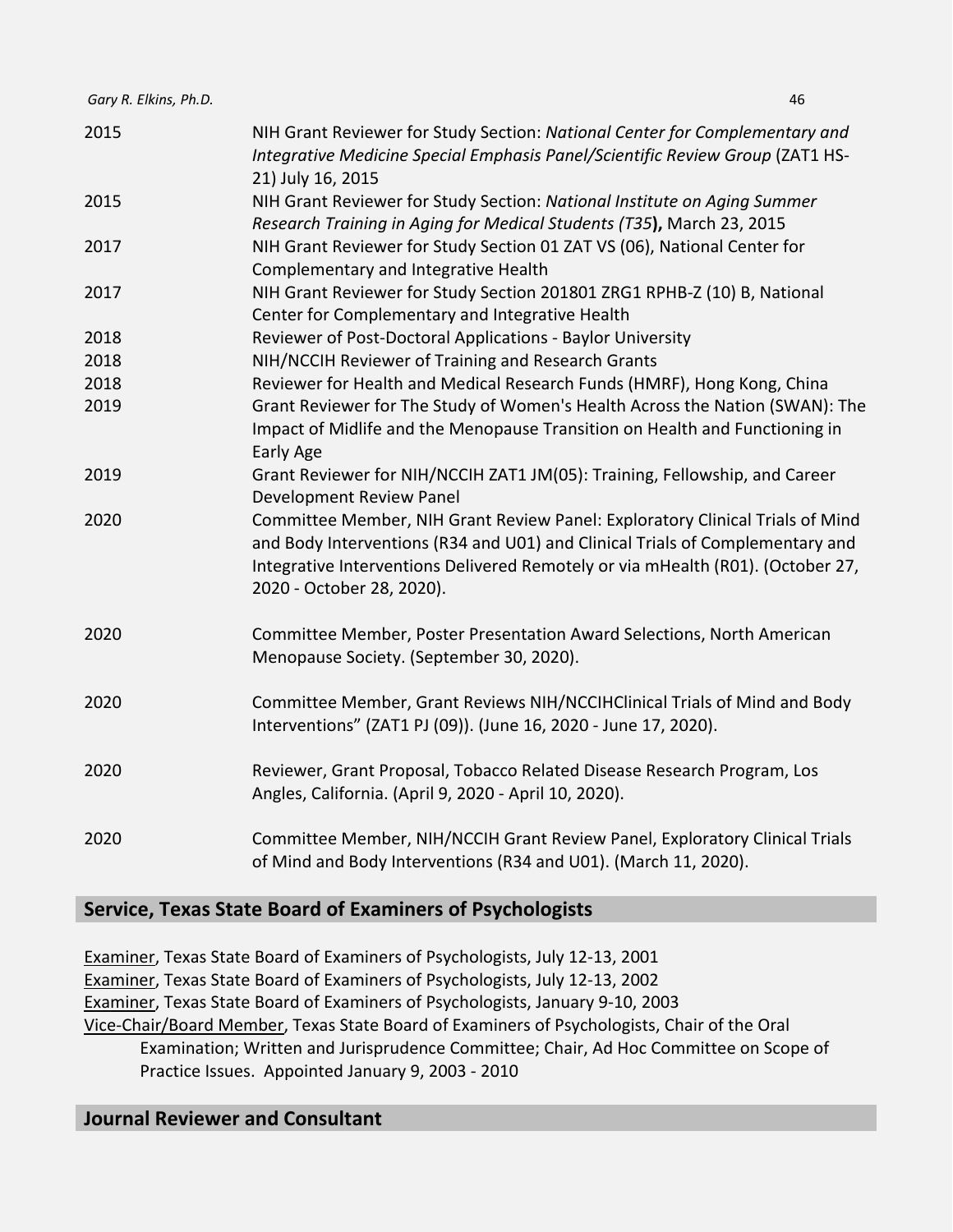| | |
|---|---|
| 2015 | NIH Grant Reviewer for Study Section: *National Center for Complementary and Integrative Medicine Special Emphasis Panel/Scientific Review Group* (ZAT1 HS-21) July 16, 2015 |
| 2015 | NIH Grant Reviewer for Study Section: *National Institute on Aging Summer Research Training in Aging for Medical Students (T35)***,** March 23, 2015 |
| 2017 | NIH Grant Reviewer for Study Section 01 ZAT VS (06), National Center for Complementary and Integrative Health |
| 2017 | NIH Grant Reviewer for Study Section 201801 ZRG1 RPHB-Z (10) B, National Center for Complementary and Integrative Health |
| 2018 | Reviewer of Post-Doctoral Applications - Baylor University |
| 2018 | NIH/NCCIH Reviewer of Training and Research Grants |
| 2018 | Reviewer for Health and Medical Research Funds (HMRF), Hong Kong, China |
| 2019 | Grant Reviewer for The Study of Women's Health Across the Nation (SWAN): The Impact of Midlife and the Menopause Transition on Health and Functioning in Early Age |
| 2019 | Grant Reviewer for NIH/NCCIH ZAT1 JM(05): Training, Fellowship, and Career Development Review Panel |
| 2020 | Committee Member, NIH Grant Review Panel: Exploratory Clinical Trials of Mind and Body Interventions (R34 and U01) and Clinical Trials of Complementary and Integrative Interventions Delivered Remotely or via mHealth (R01). (October 27, 2020 - October 28, 2020). |
| 2020 | Committee Member, Poster Presentation Award Selections, North American Menopause Society. (September 30, 2020). |
| 2020 | Committee Member, Grant Reviews NIH/NCCIHClinical Trials of Mind and Body Interventions" (ZAT1 PJ (09)). (June 16, 2020 - June 17, 2020). |
| 2020 | Reviewer, Grant Proposal, Tobacco Related Disease Research Program, Los Angles, California. (April 9, 2020 - April 10, 2020). |
| 2020 | Committee Member, NIH/NCCIH Grant Review Panel, Exploratory Clinical Trials of Mind and Body Interventions (R34 and U01). (March 11, 2020). |

## Service, Texas State Board of Examiners of Psychologists

Examiner, Texas State Board of Examiners of Psychologists, July 12-13, 2001
Examiner, Texas State Board of Examiners of Psychologists, July 12-13, 2002
Examiner, Texas State Board of Examiners of Psychologists, January 9-10, 2003
Vice-Chair/Board Member, Texas State Board of Examiners of Psychologists, Chair of the Oral Examination; Written and Jurisprudence Committee; Chair, Ad Hoc Committee on Scope of Practice Issues. Appointed January 9, 2003 - 2010

## Journal Reviewer and Consultant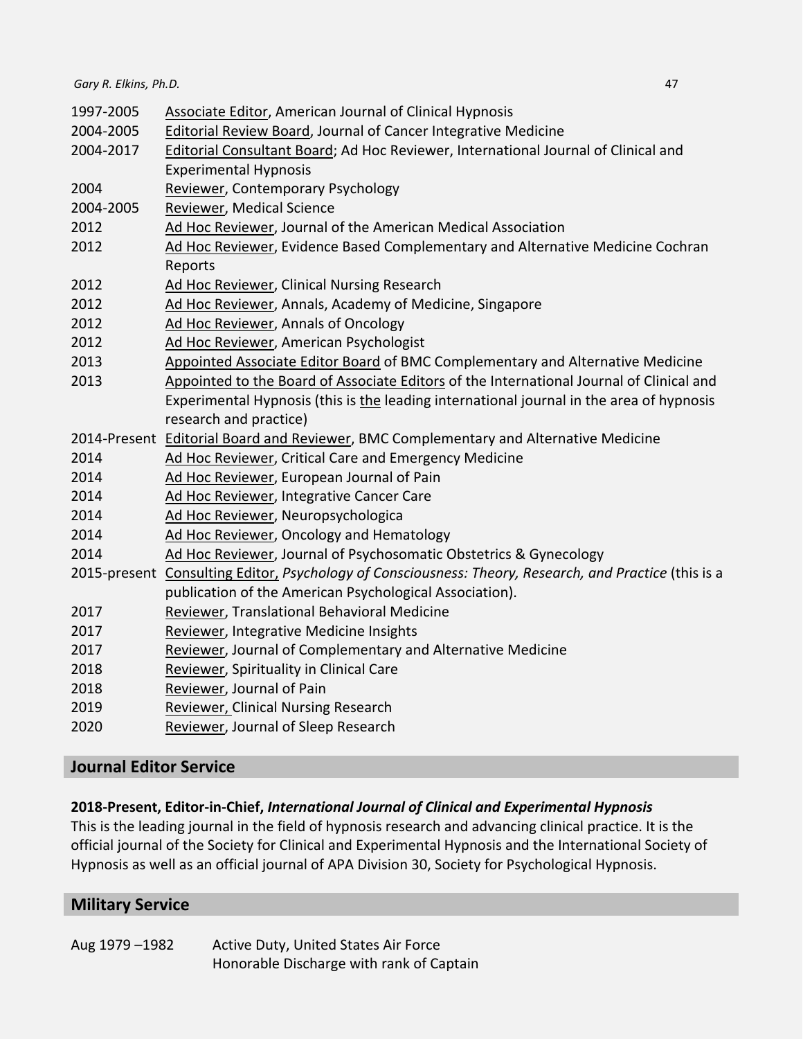1997-2005 Associate Editor, American Journal of Clinical Hypnosis
2004-2005 Editorial Review Board, Journal of Cancer Integrative Medicine
2004-2017 Editorial Consultant Board; Ad Hoc Reviewer, International Journal of Clinical and Experimental Hypnosis
2004 Reviewer, Contemporary Psychology
2004-2005 Reviewer, Medical Science
2012 Ad Hoc Reviewer, Journal of the American Medical Association
2012 Ad Hoc Reviewer, Evidence Based Complementary and Alternative Medicine Cochran Reports
2012 Ad Hoc Reviewer, Clinical Nursing Research
2012 Ad Hoc Reviewer, Annals, Academy of Medicine, Singapore
2012 Ad Hoc Reviewer, Annals of Oncology
2012 Ad Hoc Reviewer, American Psychologist
2013 Appointed Associate Editor Board of BMC Complementary and Alternative Medicine
2013 Appointed to the Board of Associate Editors of the International Journal of Clinical and Experimental Hypnosis (this is the leading international journal in the area of hypnosis research and practice)
2014-Present Editorial Board and Reviewer, BMC Complementary and Alternative Medicine
2014 Ad Hoc Reviewer, Critical Care and Emergency Medicine
2014 Ad Hoc Reviewer, European Journal of Pain
2014 Ad Hoc Reviewer, Integrative Cancer Care
2014 Ad Hoc Reviewer, Neuropsychologica
2014 Ad Hoc Reviewer, Oncology and Hematology
2014 Ad Hoc Reviewer, Journal of Psychosomatic Obstetrics & Gynecology
2015-present Consulting Editor, *Psychology of Consciousness: Theory, Research, and Practice* (this is a publication of the American Psychological Association).
2017 Reviewer, Translational Behavioral Medicine
2017 Reviewer, Integrative Medicine Insights
2017 Reviewer, Journal of Complementary and Alternative Medicine
2018 Reviewer, Spirituality in Clinical Care
2018 Reviewer, Journal of Pain
2019 Reviewer, Clinical Nursing Research
2020 Reviewer, Journal of Sleep Research

## Journal Editor Service

**2018-Present, Editor-in-Chief, *International Journal of Clinical and Experimental Hypnosis***
This is the leading journal in the field of hypnosis research and advancing clinical practice. It is the official journal of the Society for Clinical and Experimental Hypnosis and the International Society of Hypnosis as well as an official journal of APA Division 30, Society for Psychological Hypnosis.

## Military Service

Aug 1979 –1982 Active Duty, United States Air Force
Honorable Discharge with rank of Captain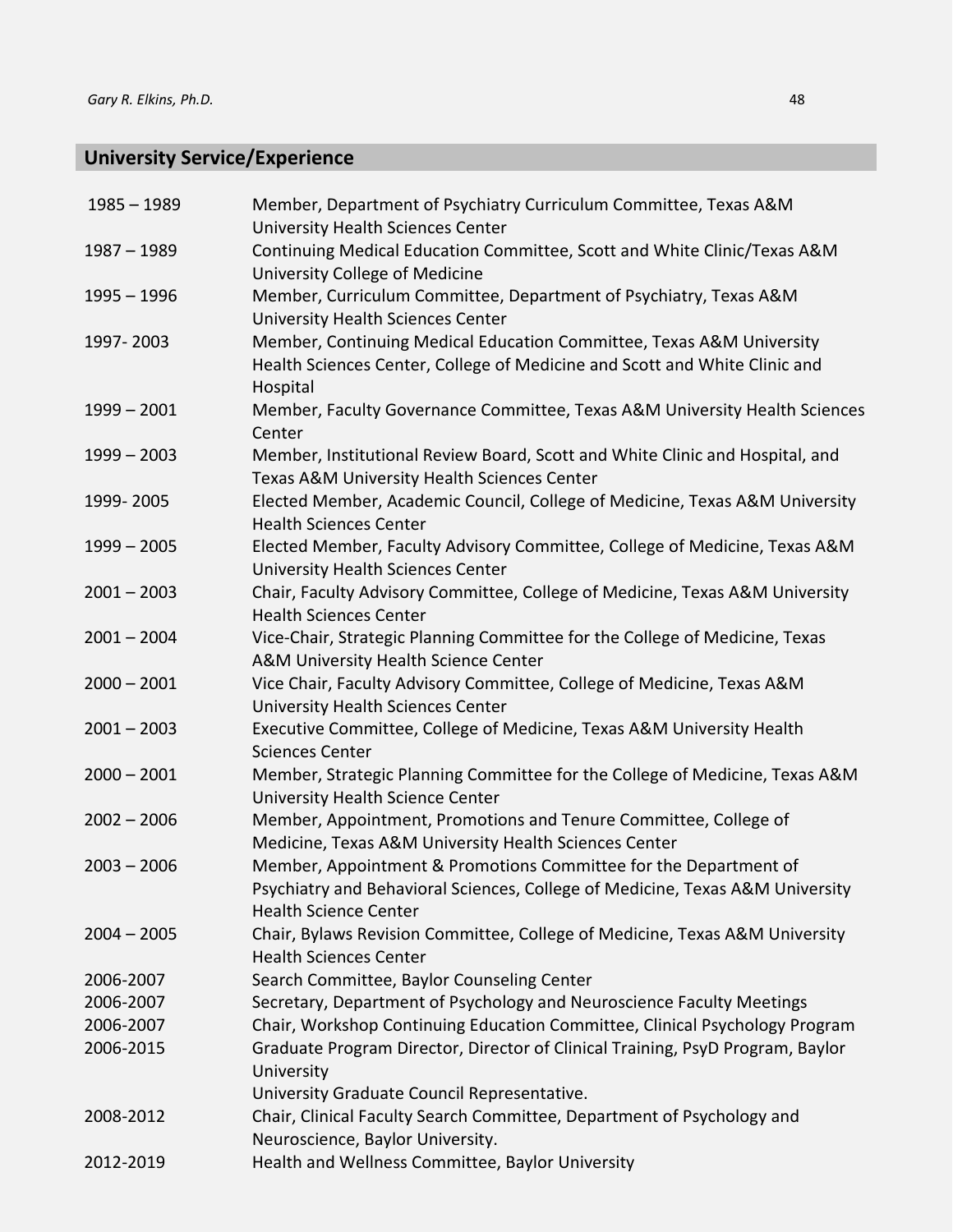## University Service/Experience

| | |
|---|---|
| 1985 – 1989 | Member, Department of Psychiatry Curriculum Committee, Texas A&M University Health Sciences Center |
| 1987 – 1989 | Continuing Medical Education Committee, Scott and White Clinic/Texas A&M University College of Medicine |
| 1995 – 1996 | Member, Curriculum Committee, Department of Psychiatry, Texas A&M University Health Sciences Center |
| 1997- 2003 | Member, Continuing Medical Education Committee, Texas A&M University Health Sciences Center, College of Medicine and Scott and White Clinic and Hospital |
| 1999 – 2001 | Member, Faculty Governance Committee, Texas A&M University Health Sciences Center |
| 1999 – 2003 | Member, Institutional Review Board, Scott and White Clinic and Hospital, and Texas A&M University Health Sciences Center |
| 1999- 2005 | Elected Member, Academic Council, College of Medicine, Texas A&M University Health Sciences Center |
| 1999 – 2005 | Elected Member, Faculty Advisory Committee, College of Medicine, Texas A&M University Health Sciences Center |
| 2001 – 2003 | Chair, Faculty Advisory Committee, College of Medicine, Texas A&M University Health Sciences Center |
| 2001 – 2004 | Vice-Chair, Strategic Planning Committee for the College of Medicine, Texas A&M University Health Science Center |
| 2000 – 2001 | Vice Chair, Faculty Advisory Committee, College of Medicine, Texas A&M University Health Sciences Center |
| 2001 – 2003 | Executive Committee, College of Medicine, Texas A&M University Health Sciences Center |
| 2000 – 2001 | Member, Strategic Planning Committee for the College of Medicine, Texas A&M University Health Science Center |
| 2002 – 2006 | Member, Appointment, Promotions and Tenure Committee, College of Medicine, Texas A&M University Health Sciences Center |
| 2003 – 2006 | Member, Appointment & Promotions Committee for the Department of Psychiatry and Behavioral Sciences, College of Medicine, Texas A&M University Health Science Center |
| 2004 – 2005 | Chair, Bylaws Revision Committee, College of Medicine, Texas A&M University Health Sciences Center |
| 2006-2007 | Search Committee, Baylor Counseling Center |
| 2006-2007 | Secretary, Department of Psychology and Neuroscience Faculty Meetings |
| 2006-2007 | Chair, Workshop Continuing Education Committee, Clinical Psychology Program |
| 2006-2015 | Graduate Program Director, Director of Clinical Training, PsyD Program, Baylor University<br>University Graduate Council Representative. |
| 2008-2012 | Chair, Clinical Faculty Search Committee, Department of Psychology and Neuroscience, Baylor University. |
| 2012-2019 | Health and Wellness Committee, Baylor University |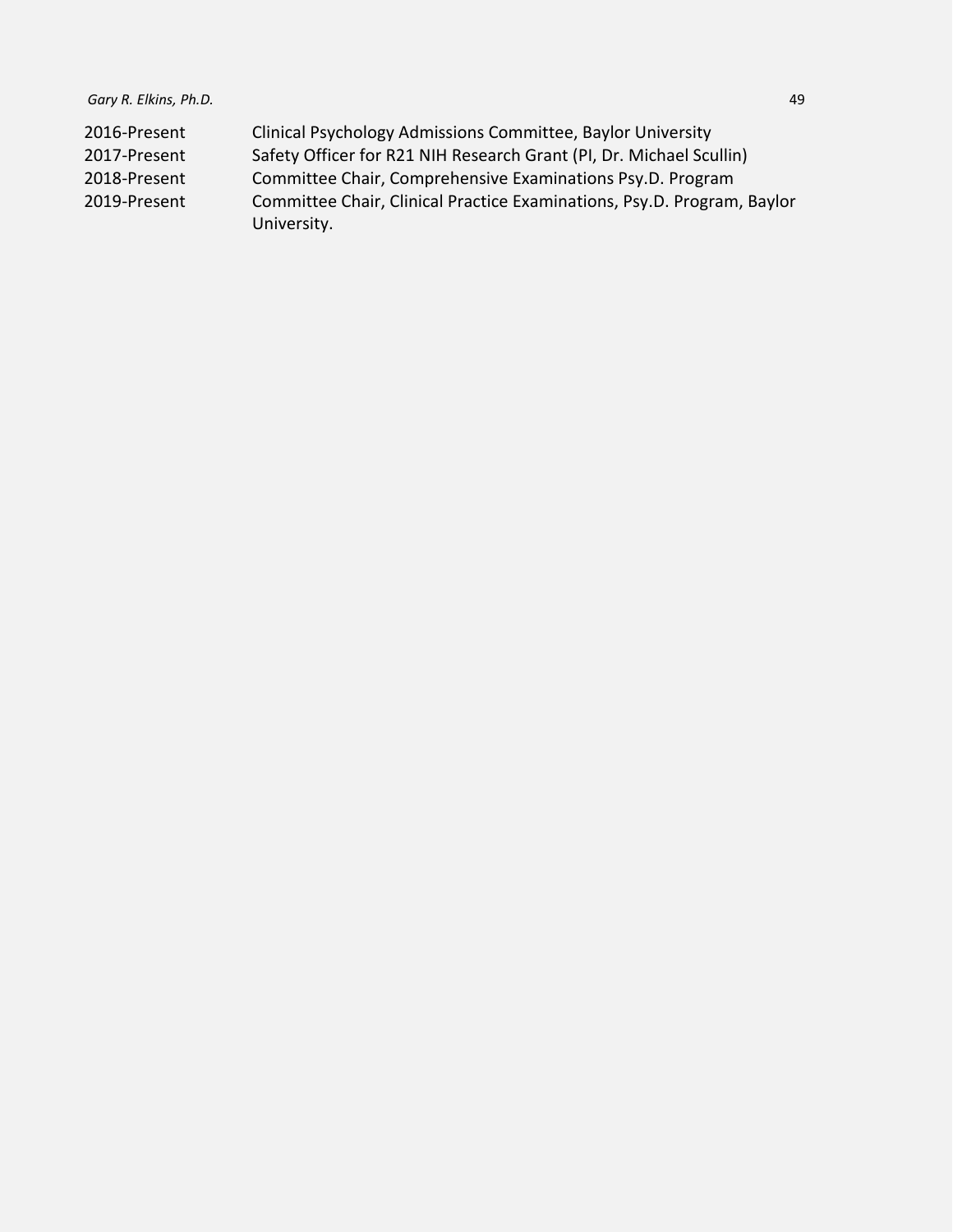2016-Present Clinical Psychology Admissions Committee, Baylor University

2017-Present Safety Officer for R21 NIH Research Grant (PI, Dr. Michael Scullin)

2018-Present Committee Chair, Comprehensive Examinations Psy.D. Program

2019-Present Committee Chair, Clinical Practice Examinations, Psy.D. Program, Baylor University.